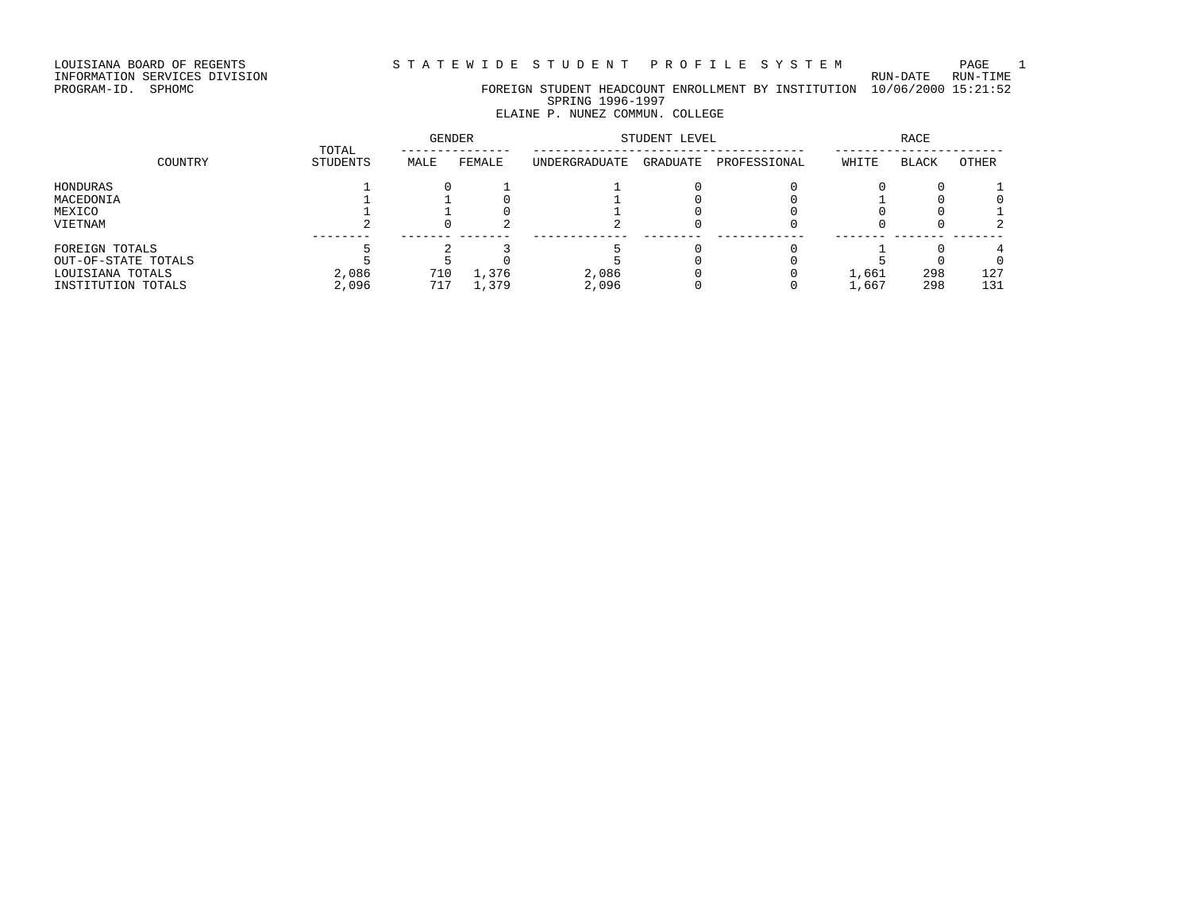LOUISIANA BOARD OF REGENTS
INFORMATION SERVICES DIVISION
PROGRAM-ID. SPHOMC

STATEWIDE STUDENT PROFILE SYSTEM

RUN-DATE RUN-TIME
10/06/2000 15:21:52

# FOREIGN STUDENT HEADCOUNT ENROLLMENT BY INSTITUTION

SPRING 1996-1997

ELAINE P. NUNEZ COMMUN. COLLEGE

| COUNTRY | TOTAL STUDENTS | GENDER | | STUDENT LEVEL | | | RACE | | |
|---|---|---|---|---|---|---|---|---|---|
| | | MALE | FEMALE | UNDERGRADUATE | GRADUATE | PROFESSIONAL | WHITE | BLACK | OTHER |
| HONDURAS | 1 | 0 | 1 | 1 | 0 | 0 | 0 | 0 | 1 |
| MACEDONIA | 1 | 1 | 0 | 1 | 0 | 0 | 1 | 0 | 0 |
| MEXICO | 1 | 1 | 0 | 1 | 0 | 0 | 0 | 0 | 1 |
| VIETNAM | 2 | 0 | 2 | 2 | 0 | 0 | 0 | 0 | 2 |
| FOREIGN TOTALS | 5 | 2 | 3 | 5 | 0 | 0 | 1 | 0 | 4 |
| OUT-OF-STATE TOTALS | 5 | 5 | 0 | 5 | 0 | 0 | 5 | 0 | 0 |
| LOUISIANA TOTALS | 2,086 | 710 | 1,376 | 2,086 | 0 | 0 | 1,661 | 298 | 127 |
| INSTITUTION TOTALS | 2,096 | 717 | 1,379 | 2,096 | 0 | 0 | 1,667 | 298 | 131 |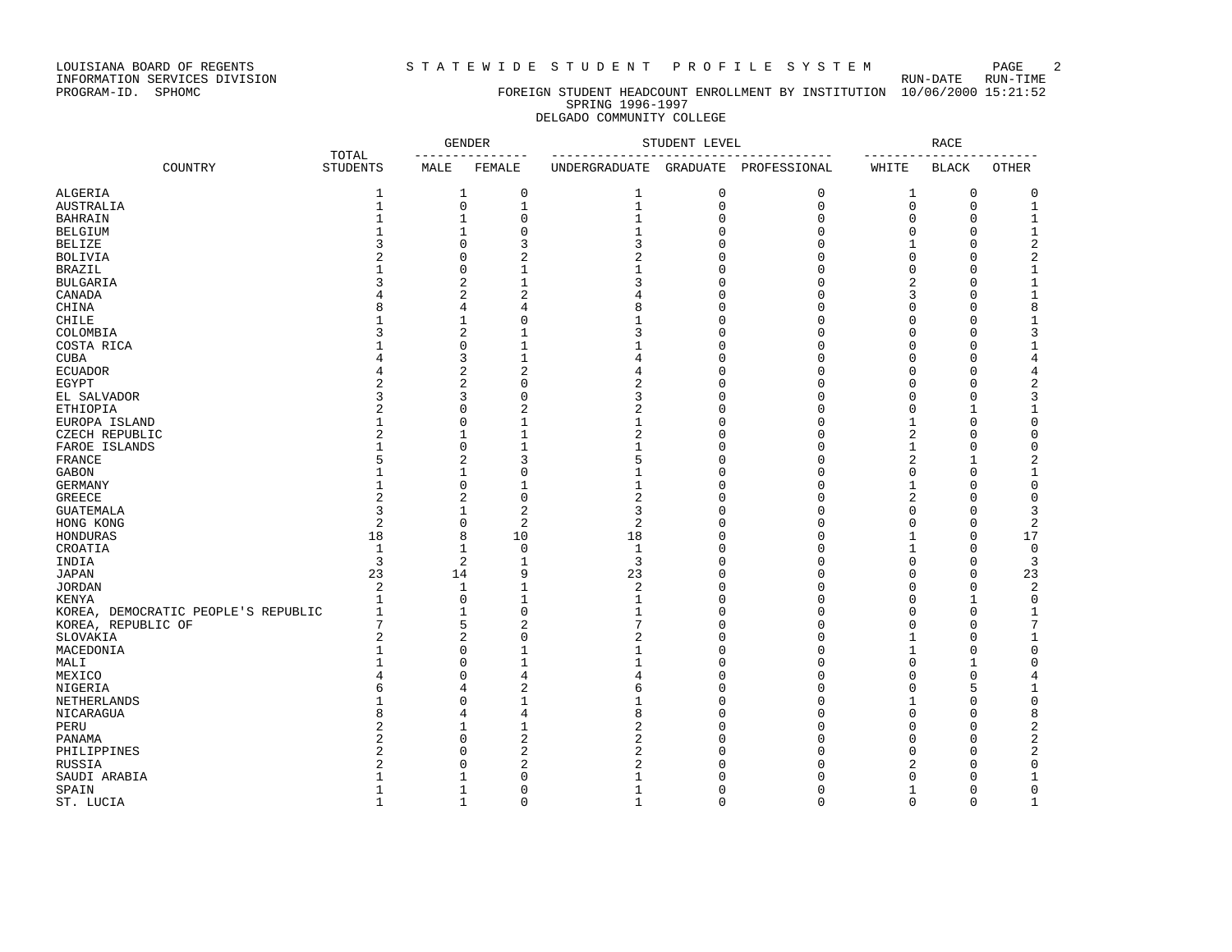LOUISIANA BOARD OF REGENTS
INFORMATION SERVICES DIVISION
PROGRAM-ID. SPHOMC

STATEWIDE STUDENT PROFILE SYSTEM

RUN-DATE 10/06/2000 RUN-TIME 15:21:52

FOREIGN STUDENT HEADCOUNT ENROLLMENT BY INSTITUTION
SPRING 1996-1997
DELGADO COMMUNITY COLLEGE

| COUNTRY | TOTAL STUDENTS | GENDER | | STUDENT LEVEL | | | RACE | | |
|---|---|---|---|---|---|---|---|---|---|
| | | MALE | FEMALE | UNDERGRADUATE | GRADUATE | PROFESSIONAL | WHITE | BLACK | OTHER |
| ALGERIA | 1 | 1 | 0 | 1 | 0 | 0 | 1 | 0 | 0 |
| AUSTRALIA | 1 | 0 | 1 | 1 | 0 | 0 | 0 | 0 | 1 |
| BAHRAIN | 1 | 1 | 0 | 1 | 0 | 0 | 0 | 0 | 1 |
| BELGIUM | 1 | 1 | 0 | 1 | 0 | 0 | 0 | 0 | 1 |
| BELIZE | 3 | 0 | 3 | 3 | 0 | 0 | 1 | 0 | 2 |
| BOLIVIA | 2 | 0 | 2 | 2 | 0 | 0 | 0 | 0 | 2 |
| BRAZIL | 1 | 0 | 1 | 1 | 0 | 0 | 0 | 0 | 1 |
| BULGARIA | 3 | 2 | 1 | 3 | 0 | 0 | 2 | 0 | 1 |
| CANADA | 4 | 2 | 2 | 4 | 0 | 0 | 3 | 0 | 1 |
| CHINA | 8 | 4 | 4 | 8 | 0 | 0 | 0 | 0 | 8 |
| CHILE | 1 | 1 | 0 | 1 | 0 | 0 | 0 | 0 | 1 |
| COLOMBIA | 3 | 2 | 1 | 3 | 0 | 0 | 0 | 0 | 3 |
| COSTA RICA | 1 | 0 | 1 | 1 | 0 | 0 | 0 | 0 | 1 |
| CUBA | 4 | 3 | 1 | 4 | 0 | 0 | 0 | 0 | 4 |
| ECUADOR | 4 | 2 | 2 | 4 | 0 | 0 | 0 | 0 | 4 |
| EGYPT | 2 | 2 | 0 | 2 | 0 | 0 | 0 | 0 | 2 |
| EL SALVADOR | 3 | 3 | 0 | 3 | 0 | 0 | 0 | 0 | 3 |
| ETHIOPIA | 2 | 0 | 2 | 2 | 0 | 0 | 0 | 1 | 1 |
| EUROPA ISLAND | 1 | 0 | 1 | 1 | 0 | 0 | 1 | 0 | 0 |
| CZECH REPUBLIC | 2 | 1 | 1 | 2 | 0 | 0 | 2 | 0 | 0 |
| FAROE ISLANDS | 1 | 0 | 1 | 1 | 0 | 0 | 1 | 0 | 0 |
| FRANCE | 5 | 2 | 3 | 5 | 0 | 0 | 2 | 1 | 2 |
| GABON | 1 | 1 | 0 | 1 | 0 | 0 | 0 | 0 | 1 |
| GERMANY | 1 | 0 | 1 | 1 | 0 | 0 | 1 | 0 | 0 |
| GREECE | 2 | 2 | 0 | 2 | 0 | 0 | 2 | 0 | 0 |
| GUATEMALA | 3 | 1 | 2 | 3 | 0 | 0 | 0 | 0 | 3 |
| HONG KONG | 2 | 0 | 2 | 2 | 0 | 0 | 0 | 0 | 2 |
| HONDURAS | 18 | 8 | 10 | 18 | 0 | 0 | 1 | 0 | 17 |
| CROATIA | 1 | 1 | 0 | 1 | 0 | 0 | 1 | 0 | 0 |
| INDIA | 3 | 2 | 1 | 3 | 0 | 0 | 0 | 0 | 3 |
| JAPAN | 23 | 14 | 9 | 23 | 0 | 0 | 0 | 0 | 23 |
| JORDAN | 2 | 1 | 1 | 2 | 0 | 0 | 0 | 0 | 2 |
| KENYA | 1 | 0 | 1 | 1 | 0 | 0 | 0 | 1 | 0 |
| KOREA, DEMOCRATIC PEOPLE'S REPUBLIC | 1 | 1 | 0 | 1 | 0 | 0 | 0 | 0 | 1 |
| KOREA, REPUBLIC OF | 7 | 5 | 2 | 7 | 0 | 0 | 0 | 0 | 7 |
| SLOVAKIA | 2 | 2 | 0 | 2 | 0 | 0 | 1 | 0 | 1 |
| MACEDONIA | 1 | 0 | 1 | 1 | 0 | 0 | 1 | 0 | 0 |
| MALI | 1 | 0 | 1 | 1 | 0 | 0 | 0 | 1 | 0 |
| MEXICO | 4 | 0 | 4 | 4 | 0 | 0 | 0 | 0 | 4 |
| NIGERIA | 6 | 4 | 2 | 6 | 0 | 0 | 0 | 5 | 1 |
| NETHERLANDS | 1 | 0 | 1 | 1 | 0 | 0 | 1 | 0 | 0 |
| NICARAGUA | 8 | 4 | 4 | 8 | 0 | 0 | 0 | 0 | 8 |
| PERU | 2 | 1 | 1 | 2 | 0 | 0 | 0 | 0 | 2 |
| PANAMA | 2 | 0 | 2 | 2 | 0 | 0 | 0 | 0 | 2 |
| PHILIPPINES | 2 | 0 | 2 | 2 | 0 | 0 | 0 | 0 | 2 |
| RUSSIA | 2 | 0 | 2 | 2 | 0 | 0 | 2 | 0 | 0 |
| SAUDI ARABIA | 1 | 1 | 0 | 1 | 0 | 0 | 0 | 0 | 1 |
| SPAIN | 1 | 1 | 0 | 1 | 0 | 0 | 1 | 0 | 0 |
| ST. LUCIA | 1 | 1 | 0 | 1 | 0 | 0 | 0 | 0 | 1 |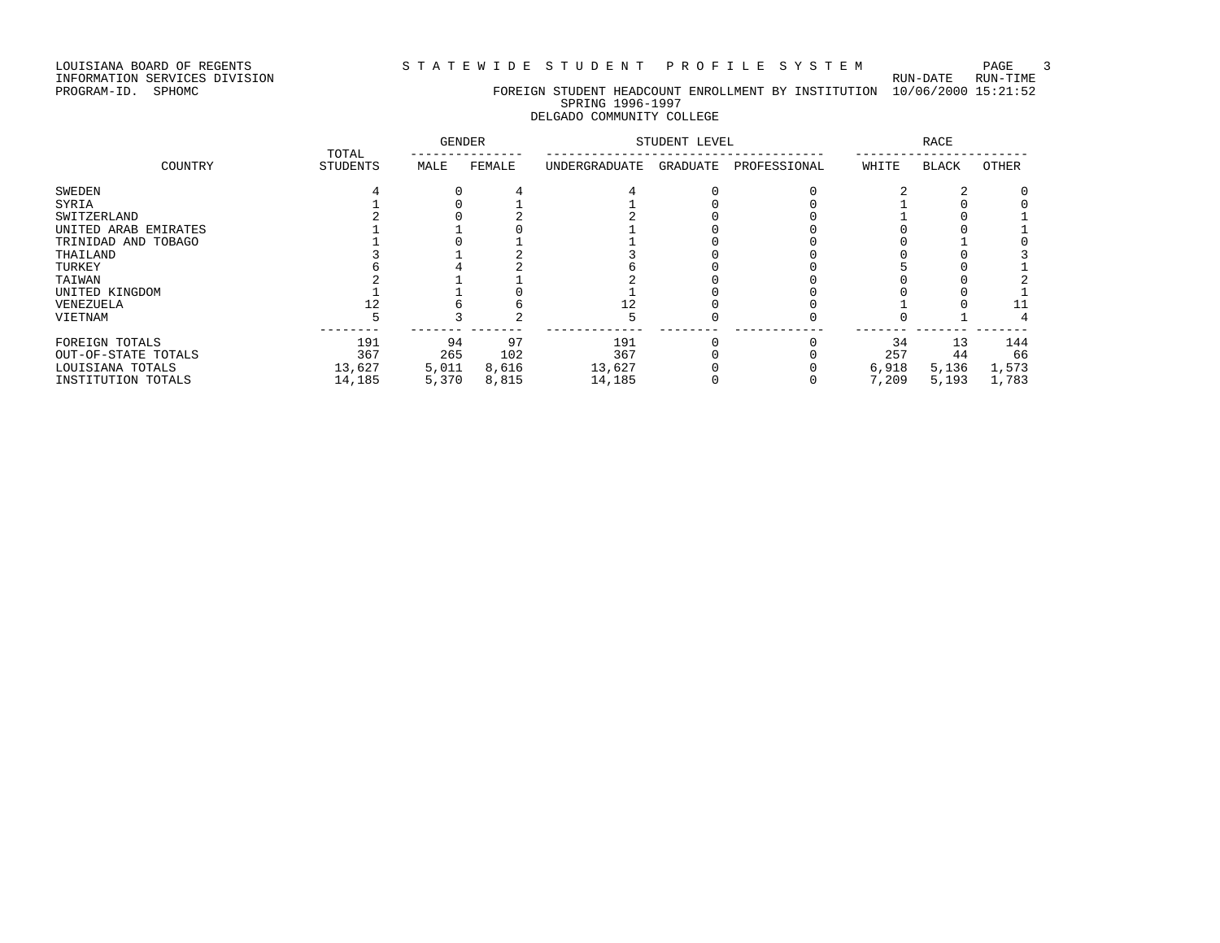LOUISIANA BOARD OF REGENTS
INFORMATION SERVICES DIVISION
PROGRAM-ID. SPHOMC

STATEWIDE STUDENT PROFILE SYSTEM

FOREIGN STUDENT HEADCOUNT ENROLLMENT BY INSTITUTION

SPRING 1996-1997

DELGADO COMMUNITY COLLEGE

RUN-DATE 10/06/2000 RUN-TIME 15:21:52

| COUNTRY | TOTAL STUDENTS | GENDER | | STUDENT LEVEL | | | RACE | | |
|---|---|---|---|---|---|---|---|---|---|
| | | MALE | FEMALE | UNDERGRADUATE | GRADUATE | PROFESSIONAL | WHITE | BLACK | OTHER |
| SWEDEN | 4 | 0 | 4 | 4 | 0 | 0 | 2 | 2 | 0 |
| SYRIA | 1 | 0 | 1 | 1 | 0 | 0 | 1 | 0 | 0 |
| SWITZERLAND | 2 | 0 | 2 | 2 | 0 | 0 | 1 | 0 | 1 |
| UNITED ARAB EMIRATES | 1 | 1 | 0 | 1 | 0 | 0 | 0 | 0 | 1 |
| TRINIDAD AND TOBAGO | 1 | 0 | 1 | 1 | 0 | 0 | 0 | 1 | 0 |
| THAILAND | 3 | 1 | 2 | 3 | 0 | 0 | 0 | 0 | 3 |
| TURKEY | 6 | 4 | 2 | 6 | 0 | 0 | 5 | 0 | 1 |
| TAIWAN | 2 | 1 | 1 | 2 | 0 | 0 | 0 | 0 | 2 |
| UNITED KINGDOM | 1 | 1 | 0 | 1 | 0 | 0 | 0 | 0 | 1 |
| VENEZUELA | 12 | 6 | 6 | 12 | 0 | 0 | 1 | 0 | 11 |
| VIETNAM | 5 | 3 | 2 | 5 | 0 | 0 | 0 | 1 | 4 |
| FOREIGN TOTALS | 191 | 94 | 97 | 191 | 0 | 0 | 34 | 13 | 144 |
| OUT-OF-STATE TOTALS | 367 | 265 | 102 | 367 | 0 | 0 | 257 | 44 | 66 |
| LOUISIANA TOTALS | 13,627 | 5,011 | 8,616 | 13,627 | 0 | 0 | 6,918 | 5,136 | 1,573 |
| INSTITUTION TOTALS | 14,185 | 5,370 | 8,815 | 14,185 | 0 | 0 | 7,209 | 5,193 | 1,783 |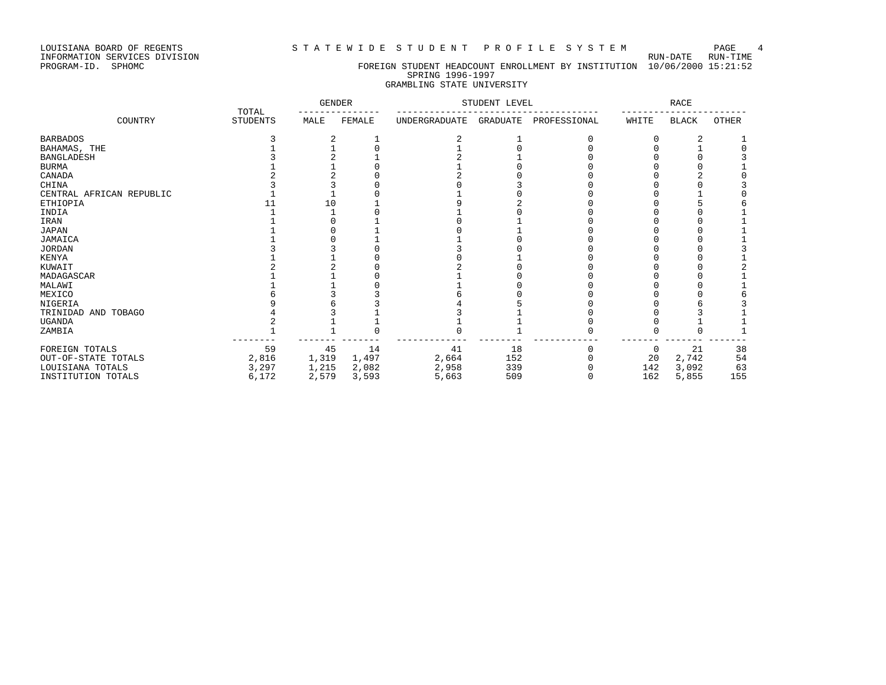LOUISIANA BOARD OF REGENTS
INFORMATION SERVICES DIVISION
PROGRAM-ID. SPHOMC

# STATEWIDE STUDENT PROFILE SYSTEM

RUN-DATE RUN-TIME
10/06/2000 15:21:52

## FOREIGN STUDENT HEADCOUNT ENROLLMENT BY INSTITUTION
### SPRING 1996-1997
### GRAMBLING STATE UNIVERSITY

| COUNTRY | TOTAL STUDENTS | GENDER | | STUDENT LEVEL | | | RACE | | |
|---|---|---|---|---|---|---|---|---|---|
| | | MALE | FEMALE | UNDERGRADUATE | GRADUATE | PROFESSIONAL | WHITE | BLACK | OTHER |
| BARBADOS | 3 | 2 | 1 | 2 | 1 | 0 | 0 | 2 | 1 |
| BAHAMAS, THE | 1 | 1 | 0 | 1 | 0 | 0 | 0 | 1 | 0 |
| BANGLADESH | 3 | 2 | 1 | 2 | 1 | 0 | 0 | 0 | 3 |
| BURMA | 1 | 1 | 0 | 1 | 0 | 0 | 0 | 0 | 1 |
| CANADA | 2 | 2 | 0 | 2 | 0 | 0 | 0 | 2 | 0 |
| CHINA | 3 | 3 | 0 | 0 | 3 | 0 | 0 | 0 | 3 |
| CENTRAL AFRICAN REPUBLIC | 1 | 1 | 0 | 1 | 0 | 0 | 0 | 1 | 0 |
| ETHIOPIA | 11 | 10 | 1 | 9 | 2 | 0 | 0 | 5 | 6 |
| INDIA | 1 | 1 | 0 | 1 | 0 | 0 | 0 | 0 | 1 |
| IRAN | 1 | 0 | 1 | 0 | 1 | 0 | 0 | 0 | 1 |
| JAPAN | 1 | 0 | 1 | 0 | 1 | 0 | 0 | 0 | 1 |
| JAMAICA | 1 | 0 | 1 | 1 | 0 | 0 | 0 | 0 | 1 |
| JORDAN | 3 | 3 | 0 | 3 | 0 | 0 | 0 | 0 | 3 |
| KENYA | 1 | 1 | 0 | 0 | 1 | 0 | 0 | 0 | 1 |
| KUWAIT | 2 | 2 | 0 | 2 | 0 | 0 | 0 | 0 | 2 |
| MADAGASCAR | 1 | 1 | 0 | 1 | 0 | 0 | 0 | 0 | 1 |
| MALAWI | 1 | 1 | 0 | 1 | 0 | 0 | 0 | 0 | 1 |
| MEXICO | 6 | 3 | 3 | 6 | 0 | 0 | 0 | 0 | 6 |
| NIGERIA | 9 | 6 | 3 | 4 | 5 | 0 | 0 | 6 | 3 |
| TRINIDAD AND TOBAGO | 4 | 3 | 1 | 3 | 1 | 0 | 0 | 3 | 1 |
| UGANDA | 2 | 1 | 1 | 1 | 1 | 0 | 0 | 1 | 1 |
| ZAMBIA | 1 | 1 | 0 | 0 | 1 | 0 | 0 | 0 | 1 |
| FOREIGN TOTALS | 59 | 45 | 14 | 41 | 18 | 0 | 0 | 21 | 38 |
| OUT-OF-STATE TOTALS | 2,816 | 1,319 | 1,497 | 2,664 | 152 | 0 | 20 | 2,742 | 54 |
| LOUISIANA TOTALS | 3,297 | 1,215 | 2,082 | 2,958 | 339 | 0 | 142 | 3,092 | 63 |
| INSTITUTION TOTALS | 6,172 | 2,579 | 3,593 | 5,663 | 509 | 0 | 162 | 5,855 | 155 |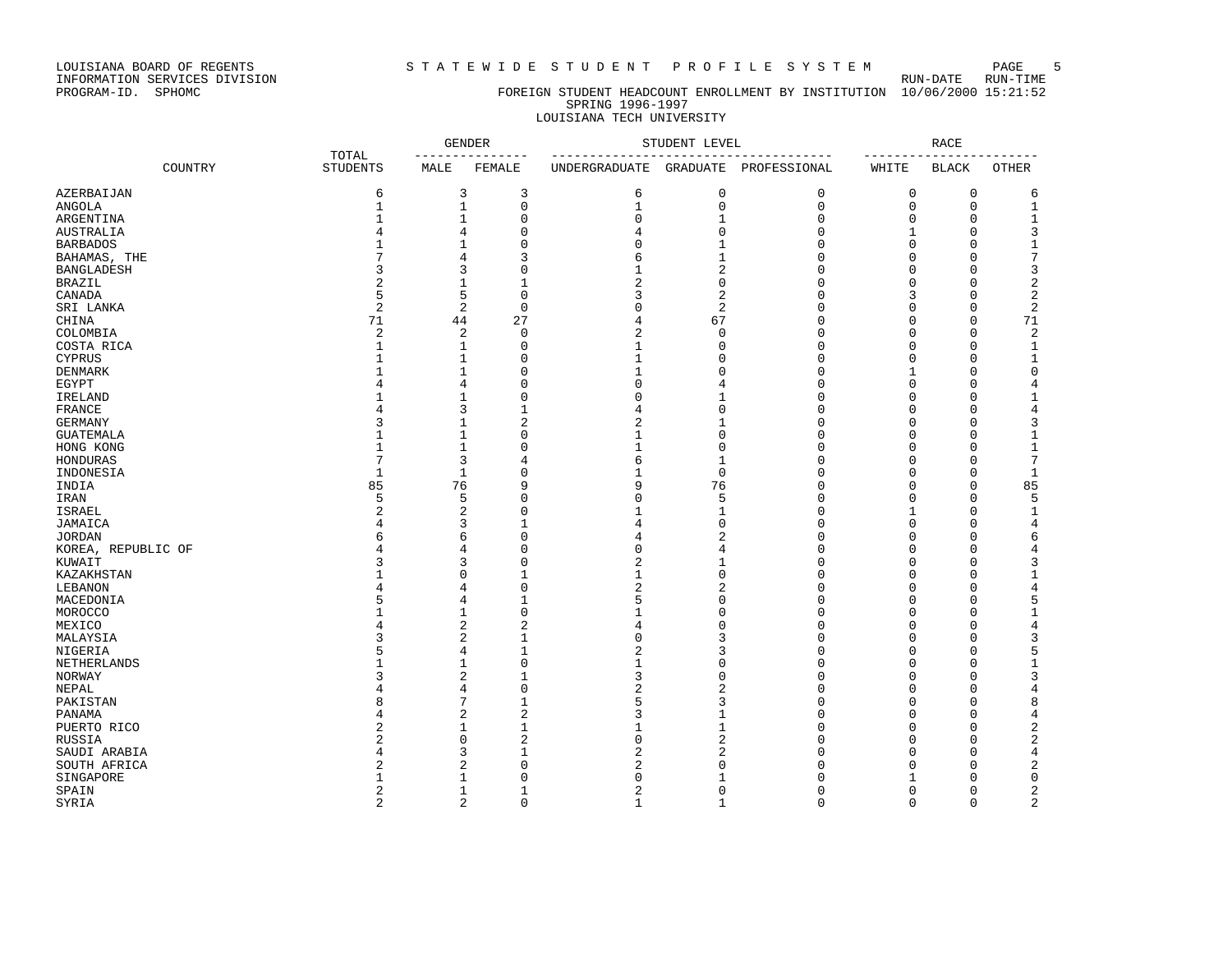LOUISIANA BOARD OF REGENTS
INFORMATION SERVICES DIVISION
PROGRAM-ID. SPHOMC

STATEWIDE STUDENT PROFILE SYSTEM

FOREIGN STUDENT HEADCOUNT ENROLLMENT BY INSTITUTION

SPRING 1996-1997

LOUISIANA TECH UNIVERSITY

RUN-DATE 10/06/2000 RUN-TIME 15:21:52

| COUNTRY | TOTAL STUDENTS | GENDER | | STUDENT LEVEL | | | RACE | | |
|---|---|---|---|---|---|---|---|---|---|
| | | MALE | FEMALE | UNDERGRADUATE | GRADUATE | PROFESSIONAL | WHITE | BLACK | OTHER |
| AZERBAIJAN | 6 | 3 | 3 | 6 | 0 | 0 | 0 | 0 | 6 |
| ANGOLA | 1 | 1 | 0 | 1 | 0 | 0 | 0 | 0 | 1 |
| ARGENTINA | 1 | 1 | 0 | 0 | 1 | 0 | 0 | 0 | 1 |
| AUSTRALIA | 4 | 4 | 0 | 4 | 0 | 0 | 1 | 0 | 3 |
| BARBADOS | 1 | 1 | 0 | 0 | 1 | 0 | 0 | 0 | 1 |
| BAHAMAS, THE | 7 | 4 | 3 | 6 | 1 | 0 | 0 | 0 | 7 |
| BANGLADESH | 3 | 3 | 0 | 1 | 2 | 0 | 0 | 0 | 3 |
| BRAZIL | 2 | 1 | 1 | 2 | 0 | 0 | 0 | 0 | 2 |
| CANADA | 5 | 5 | 0 | 3 | 2 | 0 | 3 | 0 | 2 |
| SRI LANKA | 2 | 2 | 0 | 0 | 2 | 0 | 0 | 0 | 2 |
| CHINA | 71 | 44 | 27 | 4 | 67 | 0 | 0 | 0 | 71 |
| COLOMBIA | 2 | 2 | 0 | 2 | 0 | 0 | 0 | 0 | 2 |
| COSTA RICA | 1 | 1 | 0 | 1 | 0 | 0 | 0 | 0 | 1 |
| CYPRUS | 1 | 1 | 0 | 1 | 0 | 0 | 0 | 0 | 1 |
| DENMARK | 1 | 1 | 0 | 1 | 0 | 0 | 1 | 0 | 0 |
| EGYPT | 4 | 4 | 0 | 0 | 4 | 0 | 0 | 0 | 4 |
| IRELAND | 1 | 1 | 0 | 0 | 1 | 0 | 0 | 0 | 1 |
| FRANCE | 4 | 3 | 1 | 4 | 0 | 0 | 0 | 0 | 4 |
| GERMANY | 3 | 1 | 2 | 2 | 1 | 0 | 0 | 0 | 3 |
| GUATEMALA | 1 | 1 | 0 | 1 | 0 | 0 | 0 | 0 | 1 |
| HONG KONG | 1 | 1 | 0 | 1 | 0 | 0 | 0 | 0 | 1 |
| HONDURAS | 7 | 3 | 4 | 6 | 1 | 0 | 0 | 0 | 7 |
| INDONESIA | 1 | 1 | 0 | 1 | 0 | 0 | 0 | 0 | 1 |
| INDIA | 85 | 76 | 9 | 9 | 76 | 0 | 0 | 0 | 85 |
| IRAN | 5 | 5 | 0 | 0 | 5 | 0 | 0 | 0 | 5 |
| ISRAEL | 2 | 2 | 0 | 1 | 1 | 0 | 1 | 0 | 1 |
| JAMAICA | 4 | 3 | 1 | 4 | 0 | 0 | 0 | 0 | 4 |
| JORDAN | 6 | 6 | 0 | 4 | 2 | 0 | 0 | 0 | 6 |
| KOREA, REPUBLIC OF | 4 | 4 | 0 | 0 | 4 | 0 | 0 | 0 | 4 |
| KUWAIT | 3 | 3 | 0 | 2 | 1 | 0 | 0 | 0 | 3 |
| KAZAKHSTAN | 1 | 0 | 1 | 1 | 0 | 0 | 0 | 0 | 1 |
| LEBANON | 4 | 4 | 0 | 2 | 2 | 0 | 0 | 0 | 4 |
| MACEDONIA | 5 | 4 | 1 | 5 | 0 | 0 | 0 | 0 | 5 |
| MOROCCO | 1 | 1 | 0 | 1 | 0 | 0 | 0 | 0 | 1 |
| MEXICO | 4 | 2 | 2 | 4 | 0 | 0 | 0 | 0 | 4 |
| MALAYSIA | 3 | 2 | 1 | 0 | 3 | 0 | 0 | 0 | 3 |
| NIGERIA | 5 | 4 | 1 | 2 | 3 | 0 | 0 | 0 | 5 |
| NETHERLANDS | 1 | 1 | 0 | 1 | 0 | 0 | 0 | 0 | 1 |
| NORWAY | 3 | 2 | 1 | 3 | 0 | 0 | 0 | 0 | 3 |
| NEPAL | 4 | 4 | 0 | 2 | 2 | 0 | 0 | 0 | 4 |
| PAKISTAN | 8 | 7 | 1 | 5 | 3 | 0 | 0 | 0 | 8 |
| PANAMA | 4 | 2 | 2 | 3 | 1 | 0 | 0 | 0 | 4 |
| PUERTO RICO | 2 | 1 | 1 | 1 | 1 | 0 | 0 | 0 | 2 |
| RUSSIA | 2 | 0 | 2 | 0 | 2 | 0 | 0 | 0 | 2 |
| SAUDI ARABIA | 4 | 3 | 1 | 2 | 2 | 0 | 0 | 0 | 4 |
| SOUTH AFRICA | 2 | 2 | 0 | 2 | 0 | 0 | 0 | 0 | 2 |
| SINGAPORE | 1 | 1 | 0 | 0 | 1 | 0 | 1 | 0 | 0 |
| SPAIN | 2 | 1 | 1 | 2 | 0 | 0 | 0 | 0 | 2 |
| SYRIA | 2 | 2 | 0 | 1 | 1 | 0 | 0 | 0 | 2 |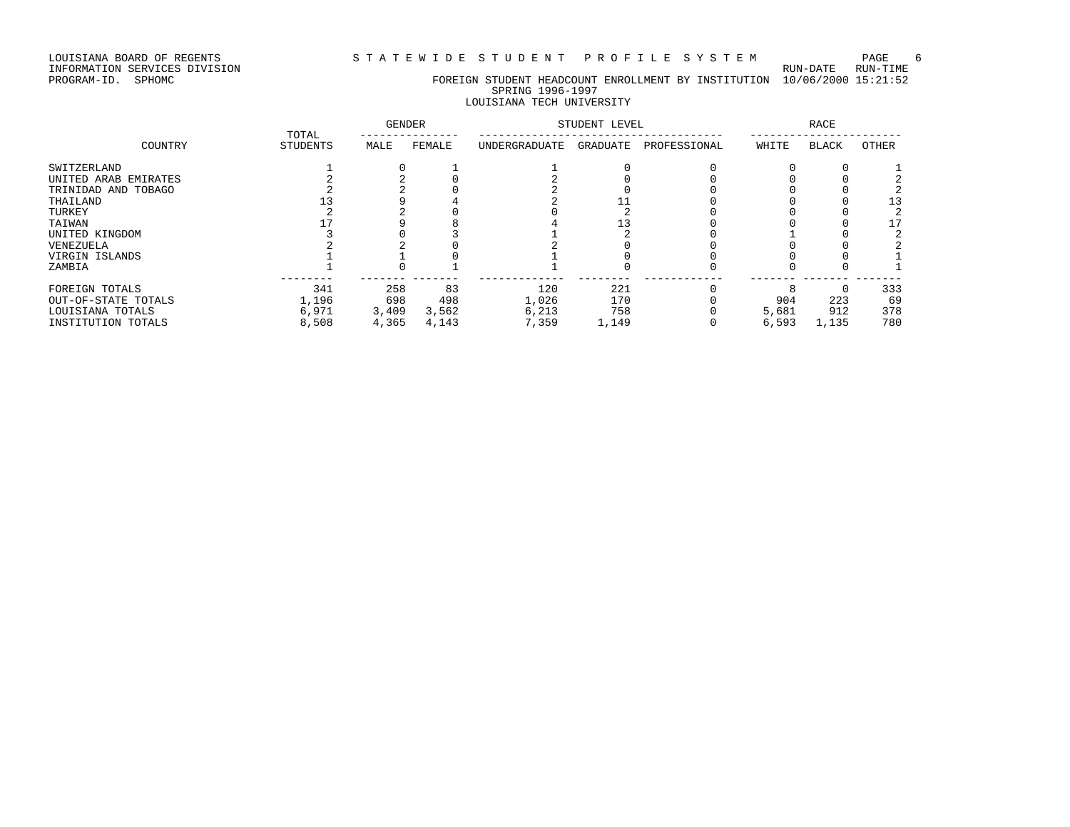LOUISIANA BOARD OF REGENTS
INFORMATION SERVICES DIVISION
PROGRAM-ID. SPHOMC

S T A T E W I D E S T U D E N T P R O F I L E S Y S T E M

FOREIGN STUDENT HEADCOUNT ENROLLMENT BY INSTITUTION

RUN-DATE RUN-TIME 10/06/2000 15:21:52

SPRING 1996-1997

LOUISIANA TECH UNIVERSITY

| COUNTRY | TOTAL STUDENTS | GENDER | | STUDENT LEVEL | | | RACE | | |
|---|---|---|---|---|---|---|---|---|---|
| | | MALE | FEMALE | UNDERGRADUATE | GRADUATE | PROFESSIONAL | WHITE | BLACK | OTHER |
| SWITZERLAND | 1 | 0 | 1 | 1 | 0 | 0 | 0 | 0 | 1 |
| UNITED ARAB EMIRATES | 2 | 2 | 0 | 2 | 0 | 0 | 0 | 0 | 2 |
| TRINIDAD AND TOBAGO | 2 | 2 | 0 | 2 | 0 | 0 | 0 | 0 | 2 |
| THAILAND | 13 | 9 | 4 | 2 | 11 | 0 | 0 | 0 | 13 |
| TURKEY | 2 | 2 | 0 | 0 | 2 | 0 | 0 | 0 | 2 |
| TAIWAN | 17 | 9 | 8 | 4 | 13 | 0 | 0 | 0 | 17 |
| UNITED KINGDOM | 3 | 0 | 3 | 1 | 2 | 0 | 1 | 0 | 2 |
| VENEZUELA | 2 | 2 | 0 | 2 | 0 | 0 | 0 | 0 | 2 |
| VIRGIN ISLANDS | 1 | 1 | 0 | 1 | 0 | 0 | 0 | 0 | 1 |
| ZAMBIA | 1 | 0 | 1 | 1 | 0 | 0 | 0 | 0 | 1 |
| FOREIGN TOTALS | 341 | 258 | 83 | 120 | 221 | 0 | 8 | 0 | 333 |
| OUT-OF-STATE TOTALS | 1,196 | 698 | 498 | 1,026 | 170 | 0 | 904 | 223 | 69 |
| LOUISIANA TOTALS | 6,971 | 3,409 | 3,562 | 6,213 | 758 | 0 | 5,681 | 912 | 378 |
| INSTITUTION TOTALS | 8,508 | 4,365 | 4,143 | 7,359 | 1,149 | 0 | 6,593 | 1,135 | 780 |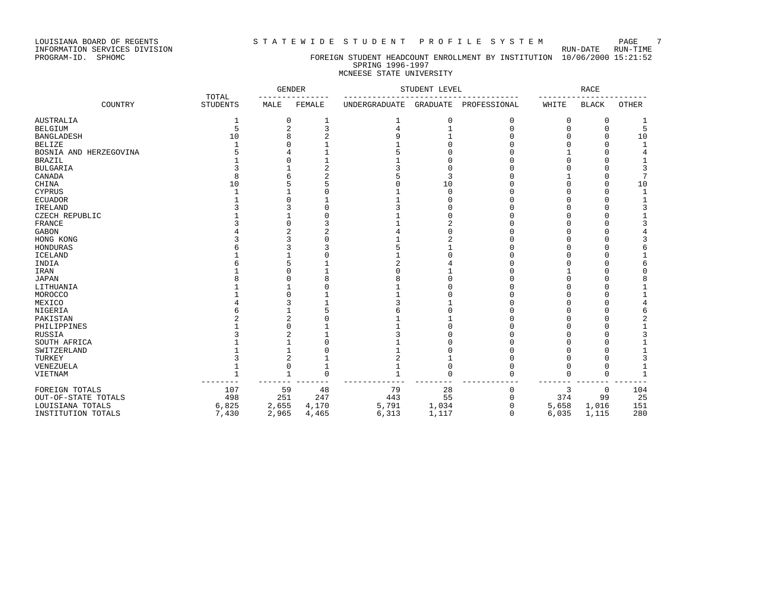LOUISIANA BOARD OF REGENTS
INFORMATION SERVICES DIVISION
PROGRAM-ID. SPHOMC

# S T A T E W I D E S T U D E N T P R O F I L E S Y S T E M

RUN-DATE RUN-TIME

FOREIGN STUDENT HEADCOUNT ENROLLMENT BY INSTITUTION 10/06/2000 15:21:52

SPRING 1996-1997

MCNEESE STATE UNIVERSITY

| COUNTRY | TOTAL STUDENTS | GENDER | | STUDENT LEVEL | | | RACE | | |
|---|---|---|---|---|---|---|---|---|---|
| | | MALE | FEMALE | UNDERGRADUATE | GRADUATE | PROFESSIONAL | WHITE | BLACK | OTHER |
| AUSTRALIA | 1 | 0 | 1 | 1 | 0 | 0 | 0 | 0 | 1 |
| BELGIUM | 5 | 2 | 3 | 4 | 1 | 0 | 0 | 0 | 5 |
| BANGLADESH | 10 | 8 | 2 | 9 | 1 | 0 | 0 | 0 | 10 |
| BELIZE | 1 | 0 | 1 | 1 | 0 | 0 | 0 | 0 | 1 |
| BOSNIA AND HERZEGOVINA | 5 | 4 | 1 | 5 | 0 | 0 | 1 | 0 | 4 |
| BRAZIL | 1 | 0 | 1 | 1 | 0 | 0 | 0 | 0 | 1 |
| BULGARIA | 3 | 1 | 2 | 3 | 0 | 0 | 0 | 0 | 3 |
| CANADA | 8 | 6 | 2 | 5 | 3 | 0 | 1 | 0 | 7 |
| CHINA | 10 | 5 | 5 | 0 | 10 | 0 | 0 | 0 | 10 |
| CYPRUS | 1 | 1 | 0 | 1 | 0 | 0 | 0 | 0 | 1 |
| ECUADOR | 1 | 0 | 1 | 1 | 0 | 0 | 0 | 0 | 1 |
| IRELAND | 3 | 3 | 0 | 3 | 0 | 0 | 0 | 0 | 3 |
| CZECH REPUBLIC | 1 | 1 | 0 | 1 | 0 | 0 | 0 | 0 | 1 |
| FRANCE | 3 | 0 | 3 | 1 | 2 | 0 | 0 | 0 | 3 |
| GABON | 4 | 2 | 2 | 4 | 0 | 0 | 0 | 0 | 4 |
| HONG KONG | 3 | 3 | 0 | 1 | 2 | 0 | 0 | 0 | 3 |
| HONDURAS | 6 | 3 | 3 | 5 | 1 | 0 | 0 | 0 | 6 |
| ICELAND | 1 | 1 | 0 | 1 | 0 | 0 | 0 | 0 | 1 |
| INDIA | 6 | 5 | 1 | 2 | 4 | 0 | 0 | 0 | 6 |
| IRAN | 1 | 0 | 1 | 0 | 1 | 0 | 1 | 0 | 0 |
| JAPAN | 8 | 0 | 8 | 8 | 0 | 0 | 0 | 0 | 8 |
| LITHUANIA | 1 | 1 | 0 | 1 | 0 | 0 | 0 | 0 | 1 |
| MOROCCO | 1 | 0 | 1 | 1 | 0 | 0 | 0 | 0 | 1 |
| MEXICO | 4 | 3 | 1 | 3 | 1 | 0 | 0 | 0 | 4 |
| NIGERIA | 6 | 1 | 5 | 6 | 0 | 0 | 0 | 0 | 6 |
| PAKISTAN | 2 | 2 | 0 | 1 | 1 | 0 | 0 | 0 | 2 |
| PHILIPPINES | 1 | 0 | 1 | 1 | 0 | 0 | 0 | 0 | 1 |
| RUSSIA | 3 | 2 | 1 | 3 | 0 | 0 | 0 | 0 | 3 |
| SOUTH AFRICA | 1 | 1 | 0 | 1 | 0 | 0 | 0 | 0 | 1 |
| SWITZERLAND | 1 | 1 | 0 | 1 | 0 | 0 | 0 | 0 | 1 |
| TURKEY | 3 | 2 | 1 | 2 | 1 | 0 | 0 | 0 | 3 |
| VENEZUELA | 1 | 0 | 1 | 1 | 0 | 0 | 0 | 0 | 1 |
| VIETNAM | 1 | 1 | 0 | 1 | 0 | 0 | 0 | 0 | 1 |
| FOREIGN TOTALS | 107 | 59 | 48 | 79 | 28 | 0 | 3 | 0 | 104 |
| OUT-OF-STATE TOTALS | 498 | 251 | 247 | 443 | 55 | 0 | 374 | 99 | 25 |
| LOUISIANA TOTALS | 6,825 | 2,655 | 4,170 | 5,791 | 1,034 | 0 | 5,658 | 1,016 | 151 |
| INSTITUTION TOTALS | 7,430 | 2,965 | 4,465 | 6,313 | 1,117 | 0 | 6,035 | 1,115 | 280 |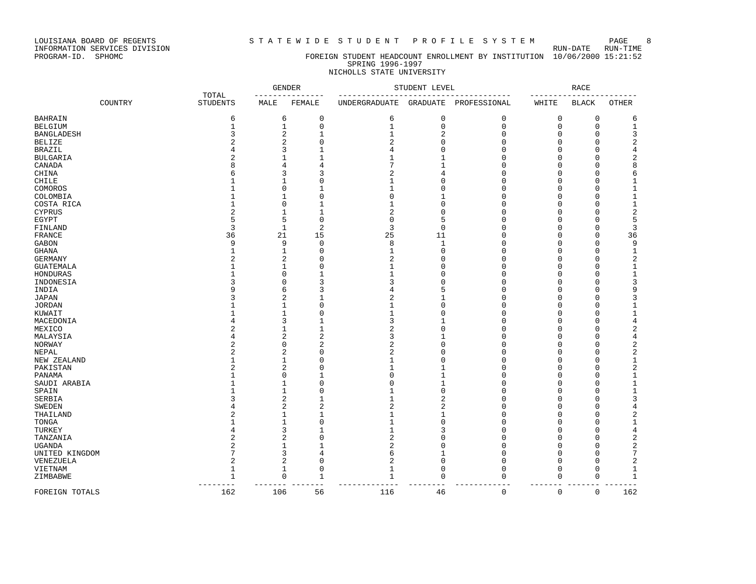LOUISIANA BOARD OF REGENTS — S T A T E W I D E  S T U D E N T  P R O F I L E  S Y S T E M

INFORMATION SERVICES DIVISION — RUN-DATE RUN-TIME

PROGRAM-ID. SPHOMC — FOREIGN STUDENT HEADCOUNT ENROLLMENT BY INSTITUTION 10/06/2000 15:21:52

SPRING 1996-1997

NICHOLLS STATE UNIVERSITY

| COUNTRY | TOTAL STUDENTS | GENDER | | STUDENT LEVEL | | | RACE | | |
|---|---|---|---|---|---|---|---|---|---|
| | | MALE | FEMALE | UNDERGRADUATE | GRADUATE | PROFESSIONAL | WHITE | BLACK | OTHER |
| BAHRAIN | 6 | 6 | 0 | 6 | 0 | 0 | 0 | 0 | 6 |
| BELGIUM | 1 | 1 | 0 | 1 | 0 | 0 | 0 | 0 | 1 |
| BANGLADESH | 3 | 2 | 1 | 1 | 2 | 0 | 0 | 0 | 3 |
| BELIZE | 2 | 2 | 0 | 2 | 0 | 0 | 0 | 0 | 2 |
| BRAZIL | 4 | 3 | 1 | 4 | 0 | 0 | 0 | 0 | 4 |
| BULGARIA | 2 | 1 | 1 | 1 | 1 | 0 | 0 | 0 | 2 |
| CANADA | 8 | 4 | 4 | 7 | 1 | 0 | 0 | 0 | 8 |
| CHINA | 6 | 3 | 3 | 2 | 4 | 0 | 0 | 0 | 6 |
| CHILE | 1 | 1 | 0 | 1 | 0 | 0 | 0 | 0 | 1 |
| COMOROS | 1 | 0 | 1 | 1 | 0 | 0 | 0 | 0 | 1 |
| COLOMBIA | 1 | 1 | 0 | 0 | 1 | 0 | 0 | 0 | 1 |
| COSTA RICA | 1 | 0 | 1 | 1 | 0 | 0 | 0 | 0 | 1 |
| CYPRUS | 2 | 1 | 1 | 2 | 0 | 0 | 0 | 0 | 2 |
| EGYPT | 5 | 5 | 0 | 0 | 5 | 0 | 0 | 0 | 5 |
| FINLAND | 3 | 1 | 2 | 3 | 0 | 0 | 0 | 0 | 3 |
| FRANCE | 36 | 21 | 15 | 25 | 11 | 0 | 0 | 0 | 36 |
| GABON | 9 | 9 | 0 | 8 | 1 | 0 | 0 | 0 | 9 |
| GHANA | 1 | 1 | 0 | 1 | 0 | 0 | 0 | 0 | 1 |
| GERMANY | 2 | 2 | 0 | 2 | 0 | 0 | 0 | 0 | 2 |
| GUATEMALA | 1 | 1 | 0 | 1 | 0 | 0 | 0 | 0 | 1 |
| HONDURAS | 1 | 0 | 1 | 1 | 0 | 0 | 0 | 0 | 1 |
| INDONESIA | 3 | 0 | 3 | 3 | 0 | 0 | 0 | 0 | 3 |
| INDIA | 9 | 6 | 3 | 4 | 5 | 0 | 0 | 0 | 9 |
| JAPAN | 3 | 2 | 1 | 2 | 1 | 0 | 0 | 0 | 3 |
| JORDAN | 1 | 1 | 0 | 1 | 0 | 0 | 0 | 0 | 1 |
| KUWAIT | 1 | 1 | 0 | 1 | 0 | 0 | 0 | 0 | 1 |
| MACEDONIA | 4 | 3 | 1 | 3 | 1 | 0 | 0 | 0 | 4 |
| MEXICO | 2 | 1 | 1 | 2 | 0 | 0 | 0 | 0 | 2 |
| MALAYSIA | 4 | 2 | 2 | 3 | 1 | 0 | 0 | 0 | 4 |
| NORWAY | 2 | 0 | 2 | 2 | 0 | 0 | 0 | 0 | 2 |
| NEPAL | 2 | 2 | 0 | 2 | 0 | 0 | 0 | 0 | 2 |
| NEW ZEALAND | 1 | 1 | 0 | 1 | 0 | 0 | 0 | 0 | 1 |
| PAKISTAN | 2 | 2 | 0 | 1 | 1 | 0 | 0 | 0 | 2 |
| PANAMA | 1 | 0 | 1 | 0 | 1 | 0 | 0 | 0 | 1 |
| SAUDI ARABIA | 1 | 1 | 0 | 0 | 1 | 0 | 0 | 0 | 1 |
| SPAIN | 1 | 1 | 0 | 1 | 0 | 0 | 0 | 0 | 1 |
| SERBIA | 3 | 2 | 1 | 1 | 2 | 0 | 0 | 0 | 3 |
| SWEDEN | 4 | 2 | 2 | 2 | 2 | 0 | 0 | 0 | 4 |
| THAILAND | 2 | 1 | 1 | 1 | 1 | 0 | 0 | 0 | 2 |
| TONGA | 1 | 1 | 0 | 1 | 0 | 0 | 0 | 0 | 1 |
| TURKEY | 4 | 3 | 1 | 1 | 3 | 0 | 0 | 0 | 4 |
| TANZANIA | 2 | 2 | 0 | 2 | 0 | 0 | 0 | 0 | 2 |
| UGANDA | 2 | 1 | 1 | 2 | 0 | 0 | 0 | 0 | 2 |
| UNITED KINGDOM | 7 | 3 | 4 | 6 | 1 | 0 | 0 | 0 | 7 |
| VENEZUELA | 2 | 2 | 0 | 2 | 0 | 0 | 0 | 0 | 2 |
| VIETNAM | 1 | 1 | 0 | 1 | 0 | 0 | 0 | 0 | 1 |
| ZIMBABWE | 1 | 0 | 1 | 1 | 0 | 0 | 0 | 0 | 1 |
| FOREIGN TOTALS | 162 | 106 | 56 | 116 | 46 | 0 | 0 | 0 | 162 |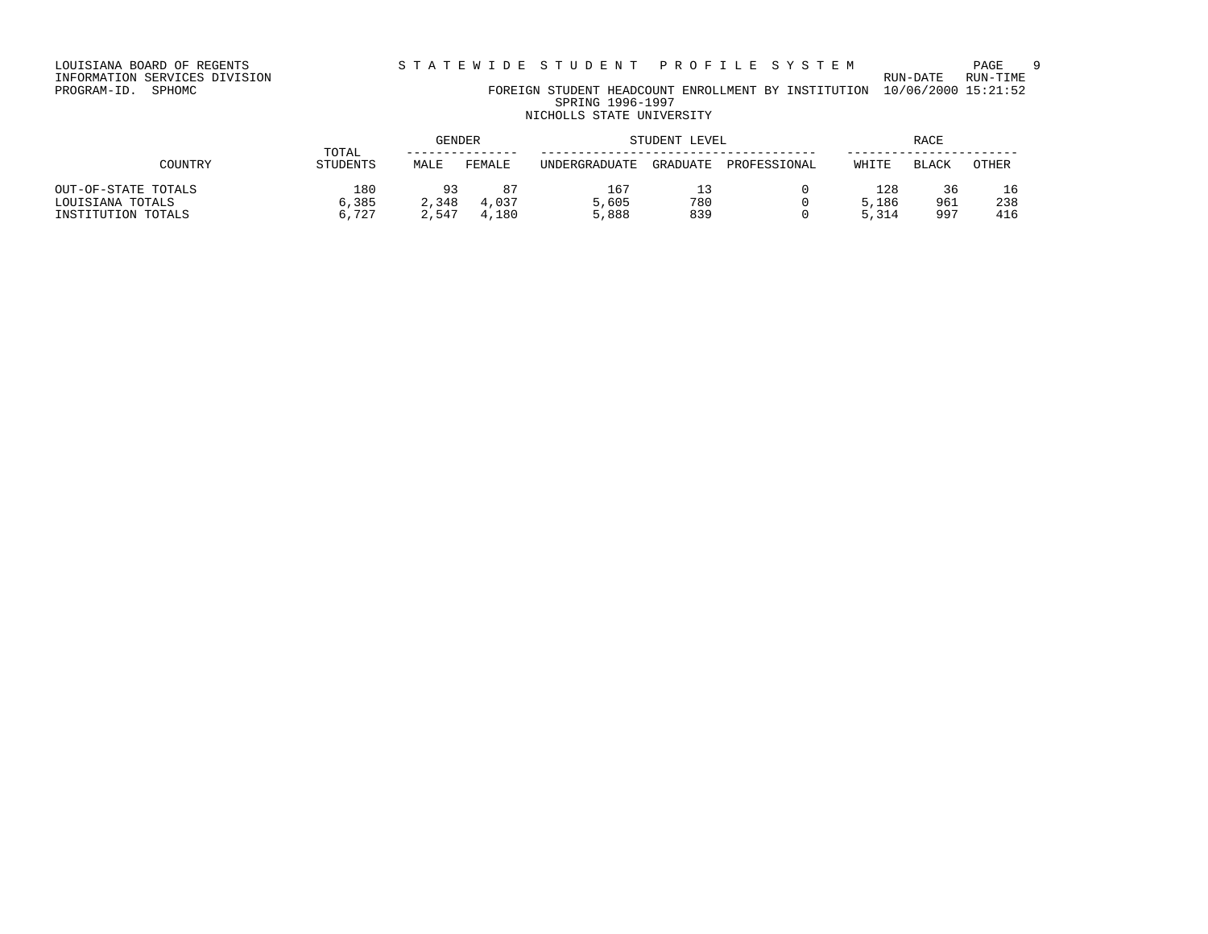LOUISIANA BOARD OF REGENTS
INFORMATION SERVICES DIVISION
PROGRAM-ID. SPHOMC

STATEWIDE STUDENT PROFILE SYSTEM

RUN-DATE RUN-TIME
10/06/2000 15:21:52

FOREIGN STUDENT HEADCOUNT ENROLLMENT BY INSTITUTION
SPRING 1996-1997
NICHOLLS STATE UNIVERSITY

| COUNTRY | TOTAL STUDENTS | GENDER | | STUDENT LEVEL | | | RACE | | |
|---|---|---|---|---|---|---|---|---|---|
| | | MALE | FEMALE | UNDERGRADUATE | GRADUATE | PROFESSIONAL | WHITE | BLACK | OTHER |
| OUT-OF-STATE TOTALS | 180 | 93 | 87 | 167 | 13 | 0 | 128 | 36 | 16 |
| LOUISIANA TOTALS | 6,385 | 2,348 | 4,037 | 5,605 | 780 | 0 | 5,186 | 961 | 238 |
| INSTITUTION TOTALS | 6,727 | 2,547 | 4,180 | 5,888 | 839 | 0 | 5,314 | 997 | 416 |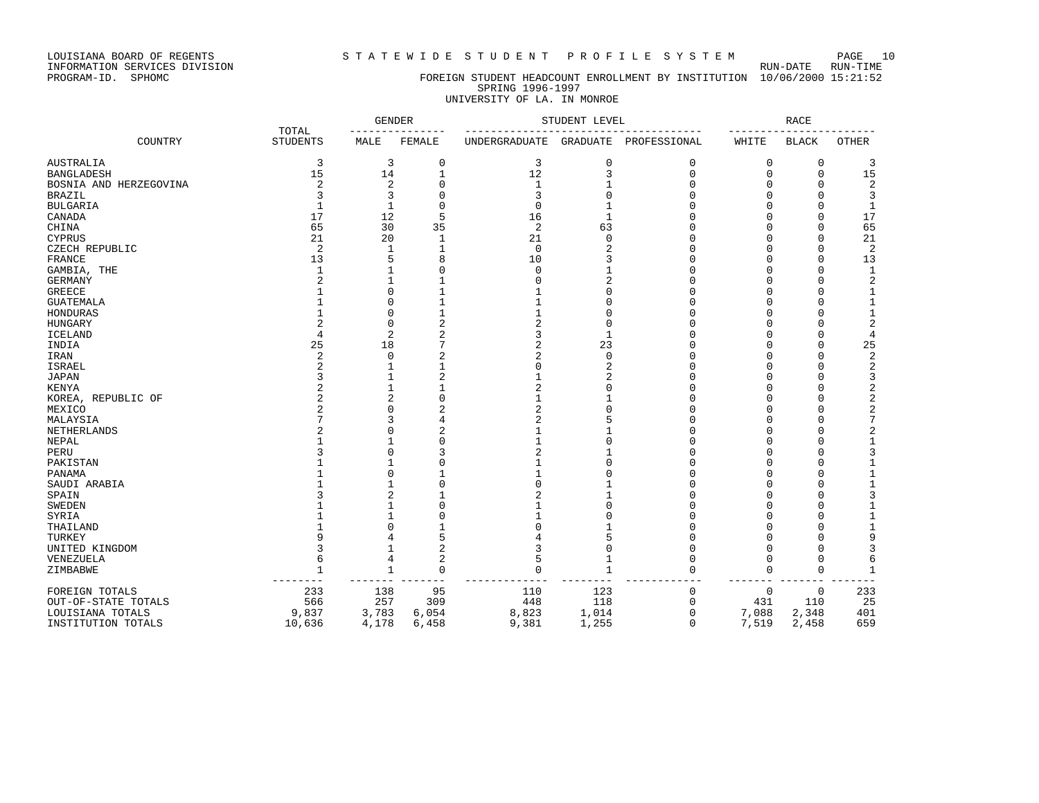LOUISIANA BOARD OF REGENTS
INFORMATION SERVICES DIVISION
PROGRAM-ID. SPHOMC

STATEWIDE STUDENT PROFILE SYSTEM

RUN-DATE RUN-TIME

FOREIGN STUDENT HEADCOUNT ENROLLMENT BY INSTITUTION 10/06/2000 15:21:52

SPRING 1996-1997

UNIVERSITY OF LA. IN MONROE

| COUNTRY | TOTAL STUDENTS | GENDER | | STUDENT LEVEL | | | RACE | | |
|---|---|---|---|---|---|---|---|---|---|
| | | MALE | FEMALE | UNDERGRADUATE | GRADUATE | PROFESSIONAL | WHITE | BLACK | OTHER |
| AUSTRALIA | 3 | 3 | 0 | 3 | 0 | 0 | 0 | 0 | 3 |
| BANGLADESH | 15 | 14 | 1 | 12 | 3 | 0 | 0 | 0 | 15 |
| BOSNIA AND HERZEGOVINA | 2 | 2 | 0 | 1 | 1 | 0 | 0 | 0 | 2 |
| BRAZIL | 3 | 3 | 0 | 3 | 0 | 0 | 0 | 0 | 3 |
| BULGARIA | 1 | 1 | 0 | 0 | 1 | 0 | 0 | 0 | 1 |
| CANADA | 17 | 12 | 5 | 16 | 1 | 0 | 0 | 0 | 17 |
| CHINA | 65 | 30 | 35 | 2 | 63 | 0 | 0 | 0 | 65 |
| CYPRUS | 21 | 20 | 1 | 21 | 0 | 0 | 0 | 0 | 21 |
| CZECH REPUBLIC | 2 | 1 | 1 | 0 | 2 | 0 | 0 | 0 | 2 |
| FRANCE | 13 | 5 | 8 | 10 | 3 | 0 | 0 | 0 | 13 |
| GAMBIA, THE | 1 | 1 | 0 | 0 | 1 | 0 | 0 | 0 | 1 |
| GERMANY | 2 | 1 | 1 | 0 | 2 | 0 | 0 | 0 | 2 |
| GREECE | 1 | 0 | 1 | 1 | 0 | 0 | 0 | 0 | 1 |
| GUATEMALA | 1 | 0 | 1 | 1 | 0 | 0 | 0 | 0 | 1 |
| HONDURAS | 1 | 0 | 1 | 1 | 0 | 0 | 0 | 0 | 1 |
| HUNGARY | 2 | 0 | 2 | 2 | 0 | 0 | 0 | 0 | 2 |
| ICELAND | 4 | 2 | 2 | 3 | 1 | 0 | 0 | 0 | 4 |
| INDIA | 25 | 18 | 7 | 2 | 23 | 0 | 0 | 0 | 25 |
| IRAN | 2 | 0 | 2 | 2 | 0 | 0 | 0 | 0 | 2 |
| ISRAEL | 2 | 1 | 1 | 0 | 2 | 0 | 0 | 0 | 2 |
| JAPAN | 3 | 1 | 2 | 1 | 2 | 0 | 0 | 0 | 3 |
| KENYA | 2 | 1 | 1 | 2 | 0 | 0 | 0 | 0 | 2 |
| KOREA, REPUBLIC OF | 2 | 2 | 0 | 1 | 1 | 0 | 0 | 0 | 2 |
| MEXICO | 2 | 0 | 2 | 2 | 0 | 0 | 0 | 0 | 2 |
| MALAYSIA | 7 | 3 | 4 | 2 | 5 | 0 | 0 | 0 | 7 |
| NETHERLANDS | 2 | 0 | 2 | 1 | 1 | 0 | 0 | 0 | 2 |
| NEPAL | 1 | 1 | 0 | 1 | 0 | 0 | 0 | 0 | 1 |
| PERU | 3 | 0 | 3 | 2 | 1 | 0 | 0 | 0 | 3 |
| PAKISTAN | 1 | 1 | 0 | 1 | 0 | 0 | 0 | 0 | 1 |
| PANAMA | 1 | 0 | 1 | 1 | 0 | 0 | 0 | 0 | 1 |
| SAUDI ARABIA | 1 | 1 | 0 | 0 | 1 | 0 | 0 | 0 | 1 |
| SPAIN | 3 | 2 | 1 | 2 | 1 | 0 | 0 | 0 | 3 |
| SWEDEN | 1 | 1 | 0 | 1 | 0 | 0 | 0 | 0 | 1 |
| SYRIA | 1 | 1 | 0 | 1 | 0 | 0 | 0 | 0 | 1 |
| THAILAND | 1 | 0 | 1 | 0 | 1 | 0 | 0 | 0 | 1 |
| TURKEY | 9 | 4 | 5 | 4 | 5 | 0 | 0 | 0 | 9 |
| UNITED KINGDOM | 3 | 1 | 2 | 3 | 0 | 0 | 0 | 0 | 3 |
| VENEZUELA | 6 | 4 | 2 | 5 | 1 | 0 | 0 | 0 | 6 |
| ZIMBABWE | 1 | 1 | 0 | 0 | 1 | 0 | 0 | 0 | 1 |
| FOREIGN TOTALS | 233 | 138 | 95 | 110 | 123 | 0 | 0 | 0 | 233 |
| OUT-OF-STATE TOTALS | 566 | 257 | 309 | 448 | 118 | 0 | 431 | 110 | 25 |
| LOUISIANA TOTALS | 9,837 | 3,783 | 6,054 | 8,823 | 1,014 | 0 | 7,088 | 2,348 | 401 |
| INSTITUTION TOTALS | 10,636 | 4,178 | 6,458 | 9,381 | 1,255 | 0 | 7,519 | 2,458 | 659 |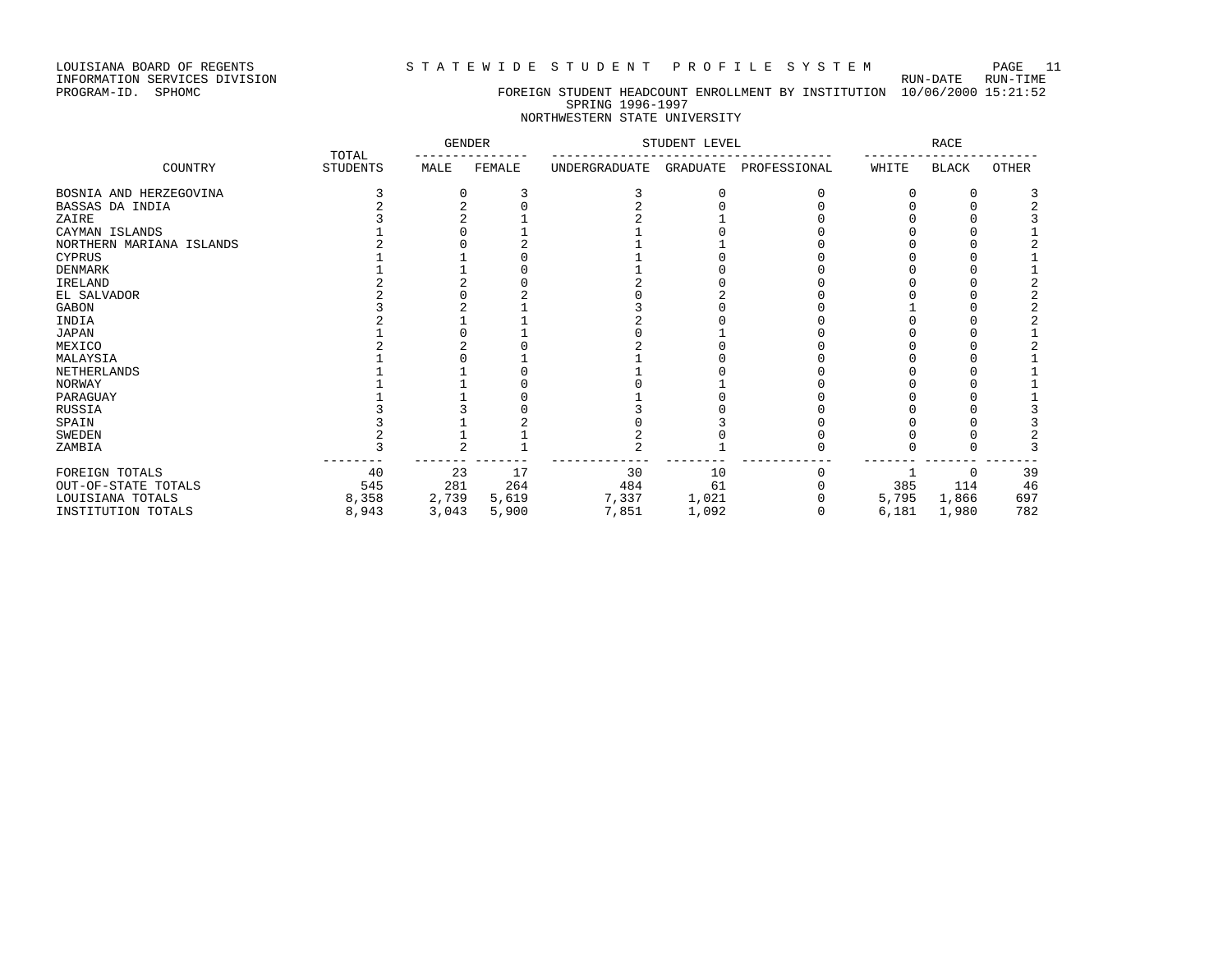LOUISIANA BOARD OF REGENTS — STATEWIDE STUDENT PROFILE SYSTEM
INFORMATION SERVICES DIVISION — RUN-DATE 10/06/2000 RUN-TIME 15:21:52
PROGRAM-ID. SPHOMC

## FOREIGN STUDENT HEADCOUNT ENROLLMENT BY INSTITUTION
### SPRING 1996-1997
### NORTHWESTERN STATE UNIVERSITY

| COUNTRY | TOTAL STUDENTS | GENDER | | STUDENT LEVEL | | | RACE | | |
|---|---|---|---|---|---|---|---|---|---|
| | | MALE | FEMALE | UNDERGRADUATE | GRADUATE | PROFESSIONAL | WHITE | BLACK | OTHER |
| BOSNIA AND HERZEGOVINA | 3 | 0 | 3 | 3 | 0 | 0 | 0 | 0 | 3 |
| BASSAS DA INDIA | 2 | 2 | 0 | 2 | 0 | 0 | 0 | 0 | 2 |
| ZAIRE | 3 | 2 | 1 | 2 | 1 | 0 | 0 | 0 | 3 |
| CAYMAN ISLANDS | 1 | 0 | 1 | 1 | 0 | 0 | 0 | 0 | 1 |
| NORTHERN MARIANA ISLANDS | 2 | 0 | 2 | 1 | 1 | 0 | 0 | 0 | 2 |
| CYPRUS | 1 | 1 | 0 | 1 | 0 | 0 | 0 | 0 | 1 |
| DENMARK | 1 | 1 | 0 | 1 | 0 | 0 | 0 | 0 | 1 |
| IRELAND | 2 | 2 | 0 | 2 | 0 | 0 | 0 | 0 | 2 |
| EL SALVADOR | 2 | 0 | 2 | 0 | 2 | 0 | 0 | 0 | 2 |
| GABON | 3 | 2 | 1 | 3 | 0 | 0 | 1 | 0 | 2 |
| INDIA | 2 | 1 | 1 | 2 | 0 | 0 | 0 | 0 | 2 |
| JAPAN | 1 | 0 | 1 | 0 | 1 | 0 | 0 | 0 | 1 |
| MEXICO | 2 | 2 | 0 | 2 | 0 | 0 | 0 | 0 | 2 |
| MALAYSIA | 1 | 0 | 1 | 1 | 0 | 0 | 0 | 0 | 1 |
| NETHERLANDS | 1 | 1 | 0 | 1 | 0 | 0 | 0 | 0 | 1 |
| NORWAY | 1 | 1 | 0 | 0 | 1 | 0 | 0 | 0 | 1 |
| PARAGUAY | 1 | 1 | 0 | 1 | 0 | 0 | 0 | 0 | 1 |
| RUSSIA | 3 | 3 | 0 | 3 | 0 | 0 | 0 | 0 | 3 |
| SPAIN | 3 | 1 | 2 | 0 | 3 | 0 | 0 | 0 | 3 |
| SWEDEN | 2 | 1 | 1 | 2 | 0 | 0 | 0 | 0 | 2 |
| ZAMBIA | 3 | 2 | 1 | 2 | 1 | 0 | 0 | 0 | 3 |
| FOREIGN TOTALS | 40 | 23 | 17 | 30 | 10 | 0 | 1 | 0 | 39 |
| OUT-OF-STATE TOTALS | 545 | 281 | 264 | 484 | 61 | 0 | 385 | 114 | 46 |
| LOUISIANA TOTALS | 8,358 | 2,739 | 5,619 | 7,337 | 1,021 | 0 | 5,795 | 1,866 | 697 |
| INSTITUTION TOTALS | 8,943 | 3,043 | 5,900 | 7,851 | 1,092 | 0 | 6,181 | 1,980 | 782 |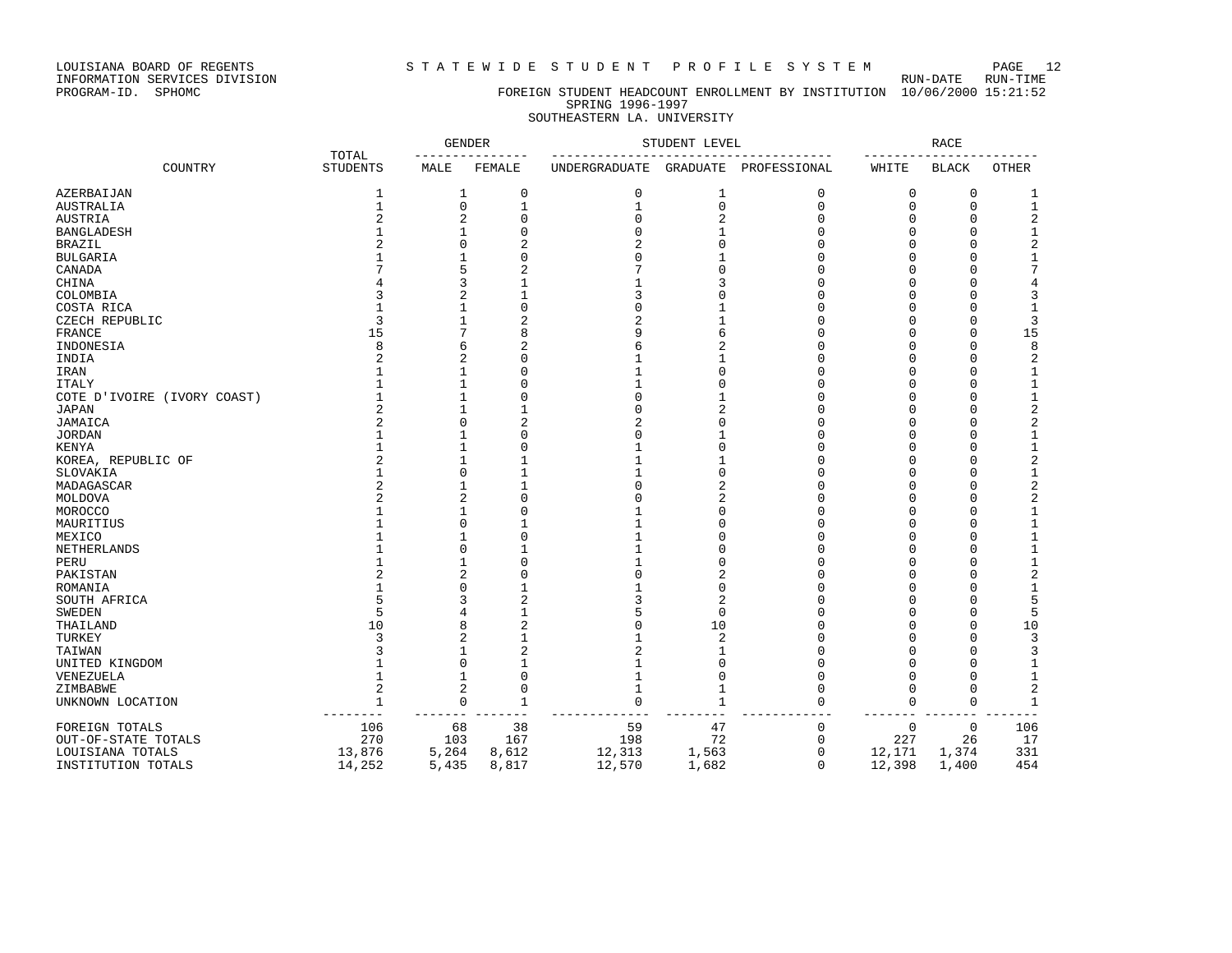LOUISIANA BOARD OF REGENTS — STATEWIDE STUDENT PROFILE SYSTEM
INFORMATION SERVICES DIVISION — RUN-DATE 10/06/2000 RUN-TIME 15:21:52
PROGRAM-ID. SPHOMC

## FOREIGN STUDENT HEADCOUNT ENROLLMENT BY INSTITUTION
### SPRING 1996-1997
### SOUTHEASTERN LA. UNIVERSITY

| COUNTRY | TOTAL STUDENTS | GENDER | | STUDENT LEVEL | | | RACE | | |
|---|---|---|---|---|---|---|---|---|---|
| | | MALE | FEMALE | UNDERGRADUATE | GRADUATE | PROFESSIONAL | WHITE | BLACK | OTHER |
| AZERBAIJAN | 1 | 1 | 0 | 0 | 1 | 0 | 0 | 0 | 1 |
| AUSTRALIA | 1 | 0 | 1 | 1 | 0 | 0 | 0 | 0 | 1 |
| AUSTRIA | 2 | 2 | 0 | 0 | 2 | 0 | 0 | 0 | 2 |
| BANGLADESH | 1 | 1 | 0 | 0 | 1 | 0 | 0 | 0 | 1 |
| BRAZIL | 2 | 0 | 2 | 2 | 0 | 0 | 0 | 0 | 2 |
| BULGARIA | 1 | 1 | 0 | 0 | 1 | 0 | 0 | 0 | 1 |
| CANADA | 7 | 5 | 2 | 7 | 0 | 0 | 0 | 0 | 7 |
| CHINA | 4 | 3 | 1 | 1 | 3 | 0 | 0 | 0 | 4 |
| COLOMBIA | 3 | 2 | 1 | 3 | 0 | 0 | 0 | 0 | 3 |
| COSTA RICA | 1 | 1 | 0 | 0 | 1 | 0 | 0 | 0 | 1 |
| CZECH REPUBLIC | 3 | 1 | 2 | 2 | 1 | 0 | 0 | 0 | 3 |
| FRANCE | 15 | 7 | 8 | 9 | 6 | 0 | 0 | 0 | 15 |
| INDONESIA | 8 | 6 | 2 | 6 | 2 | 0 | 0 | 0 | 8 |
| INDIA | 2 | 2 | 0 | 1 | 1 | 0 | 0 | 0 | 2 |
| IRAN | 1 | 1 | 0 | 1 | 0 | 0 | 0 | 0 | 1 |
| ITALY | 1 | 1 | 0 | 1 | 0 | 0 | 0 | 0 | 1 |
| COTE D'IVOIRE (IVORY COAST) | 1 | 1 | 0 | 0 | 1 | 0 | 0 | 0 | 1 |
| JAPAN | 2 | 1 | 1 | 0 | 2 | 0 | 0 | 0 | 2 |
| JAMAICA | 2 | 0 | 2 | 2 | 0 | 0 | 0 | 0 | 2 |
| JORDAN | 1 | 1 | 0 | 0 | 1 | 0 | 0 | 0 | 1 |
| KENYA | 1 | 1 | 0 | 1 | 0 | 0 | 0 | 0 | 1 |
| KOREA, REPUBLIC OF | 2 | 1 | 1 | 1 | 1 | 0 | 0 | 0 | 2 |
| SLOVAKIA | 1 | 0 | 1 | 1 | 0 | 0 | 0 | 0 | 1 |
| MADAGASCAR | 2 | 1 | 1 | 0 | 2 | 0 | 0 | 0 | 2 |
| MOLDOVA | 2 | 2 | 0 | 0 | 2 | 0 | 0 | 0 | 2 |
| MOROCCO | 1 | 1 | 0 | 1 | 0 | 0 | 0 | 0 | 1 |
| MAURITIUS | 1 | 0 | 1 | 1 | 0 | 0 | 0 | 0 | 1 |
| MEXICO | 1 | 1 | 0 | 1 | 0 | 0 | 0 | 0 | 1 |
| NETHERLANDS | 1 | 0 | 1 | 1 | 0 | 0 | 0 | 0 | 1 |
| PERU | 1 | 1 | 0 | 1 | 0 | 0 | 0 | 0 | 1 |
| PAKISTAN | 2 | 2 | 0 | 0 | 2 | 0 | 0 | 0 | 2 |
| ROMANIA | 1 | 0 | 1 | 1 | 0 | 0 | 0 | 0 | 1 |
| SOUTH AFRICA | 5 | 3 | 2 | 3 | 2 | 0 | 0 | 0 | 5 |
| SWEDEN | 5 | 4 | 1 | 5 | 0 | 0 | 0 | 0 | 5 |
| THAILAND | 10 | 8 | 2 | 0 | 10 | 0 | 0 | 0 | 10 |
| TURKEY | 3 | 2 | 1 | 1 | 2 | 0 | 0 | 0 | 3 |
| TAIWAN | 3 | 1 | 2 | 2 | 1 | 0 | 0 | 0 | 3 |
| UNITED KINGDOM | 1 | 0 | 1 | 1 | 0 | 0 | 0 | 0 | 1 |
| VENEZUELA | 1 | 1 | 0 | 1 | 0 | 0 | 0 | 0 | 1 |
| ZIMBABWE | 2 | 2 | 0 | 1 | 1 | 0 | 0 | 0 | 2 |
| UNKNOWN LOCATION | 1 | 0 | 1 | 0 | 1 | 0 | 0 | 0 | 1 |
| FOREIGN TOTALS | 106 | 68 | 38 | 59 | 47 | 0 | 0 | 0 | 106 |
| OUT-OF-STATE TOTALS | 270 | 103 | 167 | 198 | 72 | 0 | 227 | 26 | 17 |
| LOUISIANA TOTALS | 13,876 | 5,264 | 8,612 | 12,313 | 1,563 | 0 | 12,171 | 1,374 | 331 |
| INSTITUTION TOTALS | 14,252 | 5,435 | 8,817 | 12,570 | 1,682 | 0 | 12,398 | 1,400 | 454 |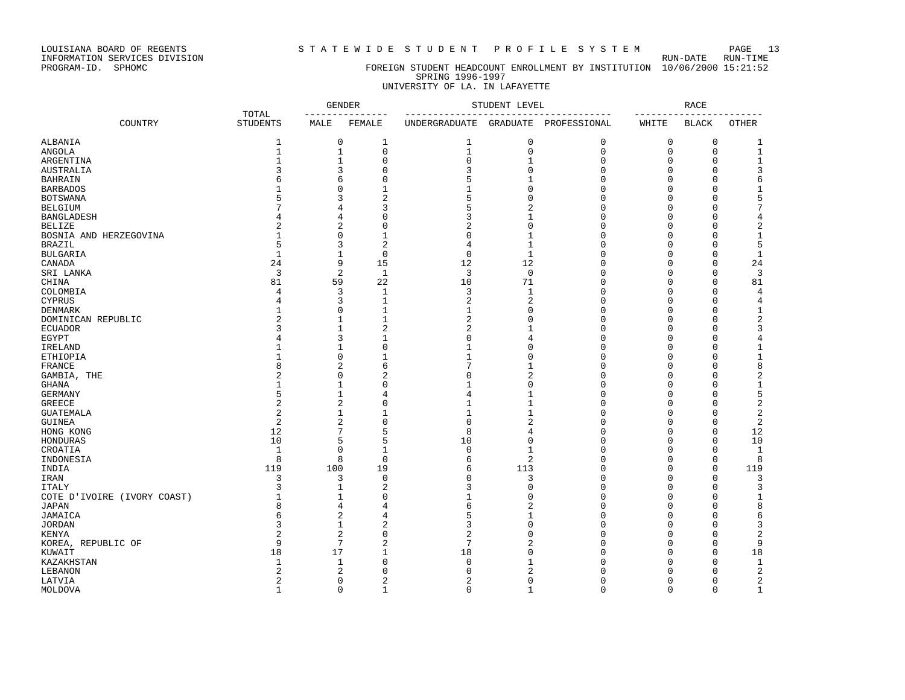LOUISIANA BOARD OF REGENTS
INFORMATION SERVICES DIVISION
PROGRAM-ID. SPHOMC

# STATEWIDE STUDENT PROFILE SYSTEM

RUN-DATE RUN-TIME
FOREIGN STUDENT HEADCOUNT ENROLLMENT BY INSTITUTION 10/06/2000 15:21:52
SPRING 1996-1997
UNIVERSITY OF LA. IN LAFAYETTE

| COUNTRY | TOTAL STUDENTS | GENDER | | STUDENT LEVEL | | | RACE | | |
|---|---|---|---|---|---|---|---|---|---|
| | | MALE | FEMALE | UNDERGRADUATE | GRADUATE | PROFESSIONAL | WHITE | BLACK | OTHER |
| ALBANIA | 1 | 0 | 1 | 1 | 0 | 0 | 0 | 0 | 1 |
| ANGOLA | 1 | 1 | 0 | 1 | 0 | 0 | 0 | 0 | 1 |
| ARGENTINA | 1 | 1 | 0 | 0 | 1 | 0 | 0 | 0 | 1 |
| AUSTRALIA | 3 | 3 | 0 | 3 | 0 | 0 | 0 | 0 | 3 |
| BAHRAIN | 6 | 6 | 0 | 5 | 1 | 0 | 0 | 0 | 6 |
| BARBADOS | 1 | 0 | 1 | 1 | 0 | 0 | 0 | 0 | 1 |
| BOTSWANA | 5 | 3 | 2 | 5 | 0 | 0 | 0 | 0 | 5 |
| BELGIUM | 7 | 4 | 3 | 5 | 2 | 0 | 0 | 0 | 7 |
| BANGLADESH | 4 | 4 | 0 | 3 | 1 | 0 | 0 | 0 | 4 |
| BELIZE | 2 | 2 | 0 | 2 | 0 | 0 | 0 | 0 | 2 |
| BOSNIA AND HERZEGOVINA | 1 | 0 | 1 | 0 | 1 | 0 | 0 | 0 | 1 |
| BRAZIL | 5 | 3 | 2 | 4 | 1 | 0 | 0 | 0 | 5 |
| BULGARIA | 1 | 1 | 0 | 0 | 1 | 0 | 0 | 0 | 1 |
| CANADA | 24 | 9 | 15 | 12 | 12 | 0 | 0 | 0 | 24 |
| SRI LANKA | 3 | 2 | 1 | 3 | 0 | 0 | 0 | 0 | 3 |
| CHINA | 81 | 59 | 22 | 10 | 71 | 0 | 0 | 0 | 81 |
| COLOMBIA | 4 | 3 | 1 | 3 | 1 | 0 | 0 | 0 | 4 |
| CYPRUS | 4 | 3 | 1 | 2 | 2 | 0 | 0 | 0 | 4 |
| DENMARK | 1 | 0 | 1 | 1 | 0 | 0 | 0 | 0 | 1 |
| DOMINICAN REPUBLIC | 2 | 1 | 1 | 2 | 0 | 0 | 0 | 0 | 2 |
| ECUADOR | 3 | 1 | 2 | 2 | 1 | 0 | 0 | 0 | 3 |
| EGYPT | 4 | 3 | 1 | 0 | 4 | 0 | 0 | 0 | 4 |
| IRELAND | 1 | 1 | 0 | 1 | 0 | 0 | 0 | 0 | 1 |
| ETHIOPIA | 1 | 0 | 1 | 1 | 0 | 0 | 0 | 0 | 1 |
| FRANCE | 8 | 2 | 6 | 7 | 1 | 0 | 0 | 0 | 8 |
| GAMBIA, THE | 2 | 0 | 2 | 0 | 2 | 0 | 0 | 0 | 2 |
| GHANA | 1 | 1 | 0 | 1 | 0 | 0 | 0 | 0 | 1 |
| GERMANY | 5 | 1 | 4 | 4 | 1 | 0 | 0 | 0 | 5 |
| GREECE | 2 | 2 | 0 | 1 | 1 | 0 | 0 | 0 | 2 |
| GUATEMALA | 2 | 1 | 1 | 1 | 1 | 0 | 0 | 0 | 2 |
| GUINEA | 2 | 2 | 0 | 0 | 2 | 0 | 0 | 0 | 2 |
| HONG KONG | 12 | 7 | 5 | 8 | 4 | 0 | 0 | 0 | 12 |
| HONDURAS | 10 | 5 | 5 | 10 | 0 | 0 | 0 | 0 | 10 |
| CROATIA | 1 | 0 | 1 | 0 | 1 | 0 | 0 | 0 | 1 |
| INDONESIA | 8 | 8 | 0 | 6 | 2 | 0 | 0 | 0 | 8 |
| INDIA | 119 | 100 | 19 | 6 | 113 | 0 | 0 | 0 | 119 |
| IRAN | 3 | 3 | 0 | 0 | 3 | 0 | 0 | 0 | 3 |
| ITALY | 3 | 1 | 2 | 3 | 0 | 0 | 0 | 0 | 3 |
| COTE D'IVOIRE (IVORY COAST) | 1 | 1 | 0 | 1 | 0 | 0 | 0 | 0 | 1 |
| JAPAN | 8 | 4 | 4 | 6 | 2 | 0 | 0 | 0 | 8 |
| JAMAICA | 6 | 2 | 4 | 5 | 1 | 0 | 0 | 0 | 6 |
| JORDAN | 3 | 1 | 2 | 3 | 0 | 0 | 0 | 0 | 3 |
| KENYA | 2 | 2 | 0 | 2 | 0 | 0 | 0 | 0 | 2 |
| KOREA, REPUBLIC OF | 9 | 7 | 2 | 7 | 2 | 0 | 0 | 0 | 9 |
| KUWAIT | 18 | 17 | 1 | 18 | 0 | 0 | 0 | 0 | 18 |
| KAZAKHSTAN | 1 | 1 | 0 | 0 | 1 | 0 | 0 | 0 | 1 |
| LEBANON | 2 | 2 | 0 | 0 | 2 | 0 | 0 | 0 | 2 |
| LATVIA | 2 | 0 | 2 | 2 | 0 | 0 | 0 | 0 | 2 |
| MOLDOVA | 1 | 0 | 1 | 0 | 1 | 0 | 0 | 0 | 1 |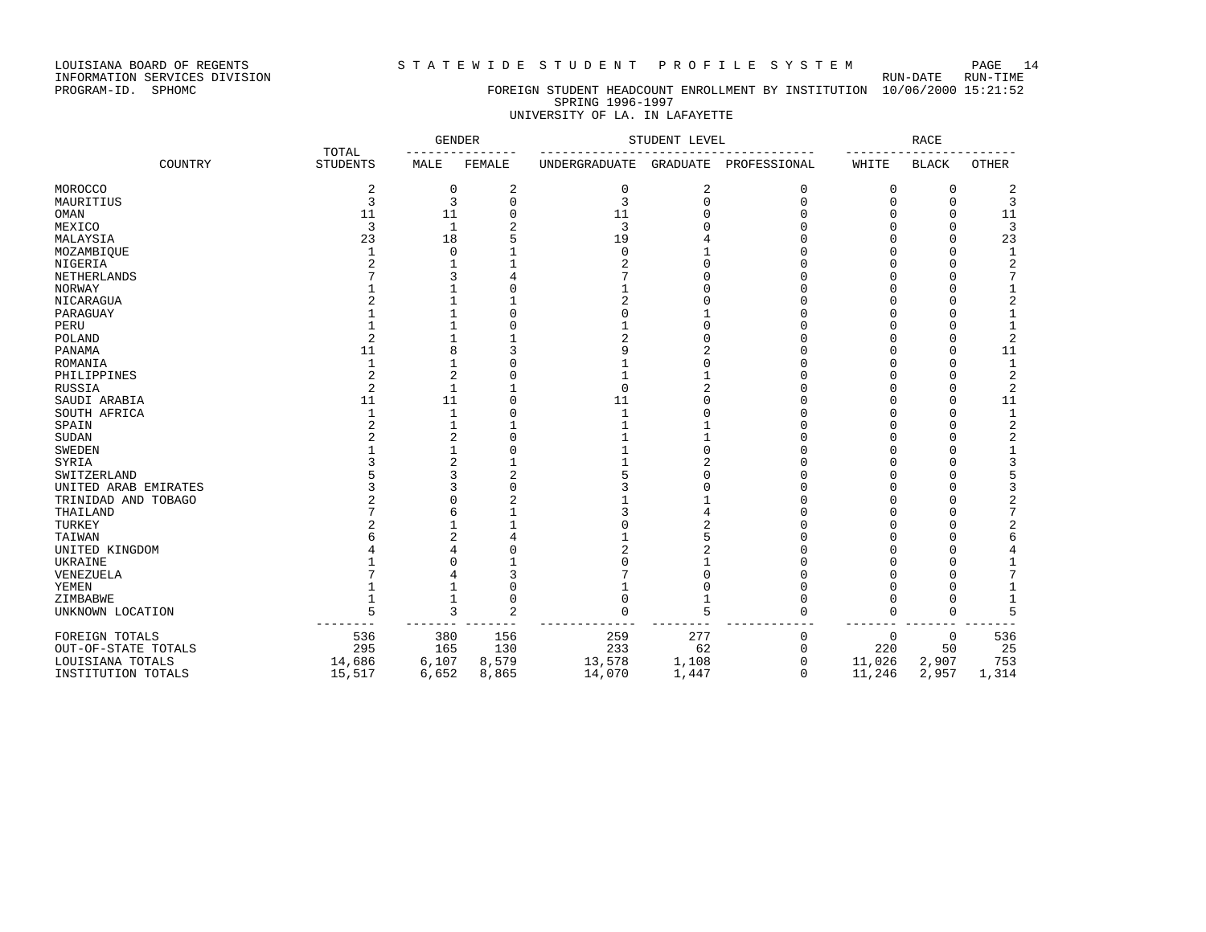LOUISIANA BOARD OF REGENTS — S T A T E W I D E S T U D E N T P R O F I L E S Y S T E M

INFORMATION SERVICES DIVISION — RUN-DATE 10/06/2000 RUN-TIME 15:21:52

PROGRAM-ID. SPHOMC

## FOREIGN STUDENT HEADCOUNT ENROLLMENT BY INSTITUTION
### SPRING 1996-1997
### UNIVERSITY OF LA. IN LAFAYETTE

| COUNTRY | TOTAL STUDENTS | GENDER | | STUDENT LEVEL | | | RACE | | |
|---|---|---|---|---|---|---|---|---|---|
| | | MALE | FEMALE | UNDERGRADUATE | GRADUATE | PROFESSIONAL | WHITE | BLACK | OTHER |
| MOROCCO | 2 | 0 | 2 | 0 | 2 | 0 | 0 | 0 | 2 |
| MAURITIUS | 3 | 3 | 0 | 3 | 0 | 0 | 0 | 0 | 3 |
| OMAN | 11 | 11 | 0 | 11 | 0 | 0 | 0 | 0 | 11 |
| MEXICO | 3 | 1 | 2 | 3 | 0 | 0 | 0 | 0 | 3 |
| MALAYSIA | 23 | 18 | 5 | 19 | 4 | 0 | 0 | 0 | 23 |
| MOZAMBIQUE | 1 | 0 | 1 | 0 | 1 | 0 | 0 | 0 | 1 |
| NIGERIA | 2 | 1 | 1 | 2 | 0 | 0 | 0 | 0 | 2 |
| NETHERLANDS | 7 | 3 | 4 | 7 | 0 | 0 | 0 | 0 | 7 |
| NORWAY | 1 | 1 | 0 | 1 | 0 | 0 | 0 | 0 | 1 |
| NICARAGUA | 2 | 1 | 1 | 2 | 0 | 0 | 0 | 0 | 2 |
| PARAGUAY | 1 | 1 | 0 | 0 | 1 | 0 | 0 | 0 | 1 |
| PERU | 1 | 1 | 0 | 1 | 0 | 0 | 0 | 0 | 1 |
| POLAND | 2 | 1 | 1 | 2 | 0 | 0 | 0 | 0 | 2 |
| PANAMA | 11 | 8 | 3 | 9 | 2 | 0 | 0 | 0 | 11 |
| ROMANIA | 1 | 1 | 0 | 1 | 0 | 0 | 0 | 0 | 1 |
| PHILIPPINES | 2 | 2 | 0 | 1 | 1 | 0 | 0 | 0 | 2 |
| RUSSIA | 2 | 1 | 1 | 0 | 2 | 0 | 0 | 0 | 2 |
| SAUDI ARABIA | 11 | 11 | 0 | 11 | 0 | 0 | 0 | 0 | 11 |
| SOUTH AFRICA | 1 | 1 | 0 | 1 | 0 | 0 | 0 | 0 | 1 |
| SPAIN | 2 | 1 | 1 | 1 | 1 | 0 | 0 | 0 | 2 |
| SUDAN | 2 | 2 | 0 | 1 | 1 | 0 | 0 | 0 | 2 |
| SWEDEN | 1 | 1 | 0 | 1 | 0 | 0 | 0 | 0 | 1 |
| SYRIA | 3 | 2 | 1 | 1 | 2 | 0 | 0 | 0 | 3 |
| SWITZERLAND | 5 | 3 | 2 | 5 | 0 | 0 | 0 | 0 | 5 |
| UNITED ARAB EMIRATES | 3 | 3 | 0 | 3 | 0 | 0 | 0 | 0 | 3 |
| TRINIDAD AND TOBAGO | 2 | 0 | 2 | 1 | 1 | 0 | 0 | 0 | 2 |
| THAILAND | 7 | 6 | 1 | 3 | 4 | 0 | 0 | 0 | 7 |
| TURKEY | 2 | 1 | 1 | 0 | 2 | 0 | 0 | 0 | 2 |
| TAIWAN | 6 | 2 | 4 | 1 | 5 | 0 | 0 | 0 | 6 |
| UNITED KINGDOM | 4 | 4 | 0 | 2 | 2 | 0 | 0 | 0 | 4 |
| UKRAINE | 1 | 0 | 1 | 0 | 1 | 0 | 0 | 0 | 1 |
| VENEZUELA | 7 | 4 | 3 | 7 | 0 | 0 | 0 | 0 | 7 |
| YEMEN | 1 | 1 | 0 | 1 | 0 | 0 | 0 | 0 | 1 |
| ZIMBABWE | 1 | 1 | 0 | 0 | 1 | 0 | 0 | 0 | 1 |
| UNKNOWN LOCATION | 5 | 3 | 2 | 0 | 5 | 0 | 0 | 0 | 5 |
| FOREIGN TOTALS | 536 | 380 | 156 | 259 | 277 | 0 | 0 | 0 | 536 |
| OUT-OF-STATE TOTALS | 295 | 165 | 130 | 233 | 62 | 0 | 220 | 50 | 25 |
| LOUISIANA TOTALS | 14,686 | 6,107 | 8,579 | 13,578 | 1,108 | 0 | 11,026 | 2,907 | 753 |
| INSTITUTION TOTALS | 15,517 | 6,652 | 8,865 | 14,070 | 1,447 | 0 | 11,246 | 2,957 | 1,314 |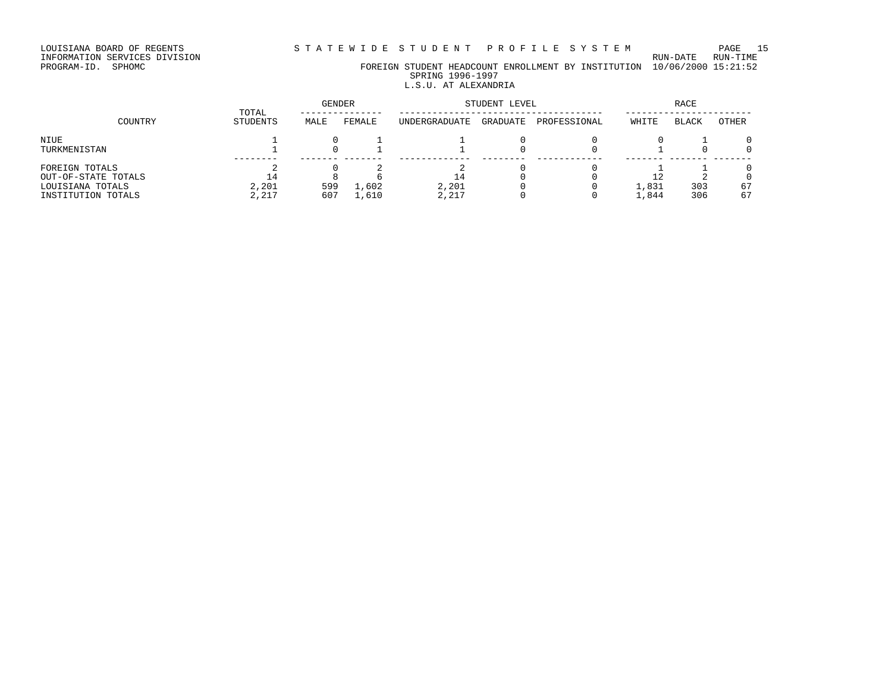LOUISIANA BOARD OF REGENTS
INFORMATION SERVICES DIVISION
PROGRAM-ID. SPHOMC

S T A T E W I D E  S T U D E N T  P R O F I L E  S Y S T E M

FOREIGN STUDENT HEADCOUNT ENROLLMENT BY INSTITUTION

RUN-DATE 10/06/2000 RUN-TIME 15:21:52

SPRING 1996-1997

L.S.U. AT ALEXANDRIA

| COUNTRY | TOTAL STUDENTS | GENDER | | STUDENT LEVEL | | | RACE | | |
|---|---|---|---|---|---|---|---|---|---|
| | | MALE | FEMALE | UNDERGRADUATE | GRADUATE | PROFESSIONAL | WHITE | BLACK | OTHER |
| NIUE | 1 | 0 | 1 | 1 | 0 | 0 | 0 | 1 | 0 |
| TURKMENISTAN | 1 | 0 | 1 | 1 | 0 | 0 | 1 | 0 | 0 |
| FOREIGN TOTALS | 2 | 0 | 2 | 2 | 0 | 0 | 1 | 1 | 0 |
| OUT-OF-STATE TOTALS | 14 | 8 | 6 | 14 | 0 | 0 | 12 | 2 | 0 |
| LOUISIANA TOTALS | 2,201 | 599 | 1,602 | 2,201 | 0 | 0 | 1,831 | 303 | 67 |
| INSTITUTION TOTALS | 2,217 | 607 | 1,610 | 2,217 | 0 | 0 | 1,844 | 306 | 67 |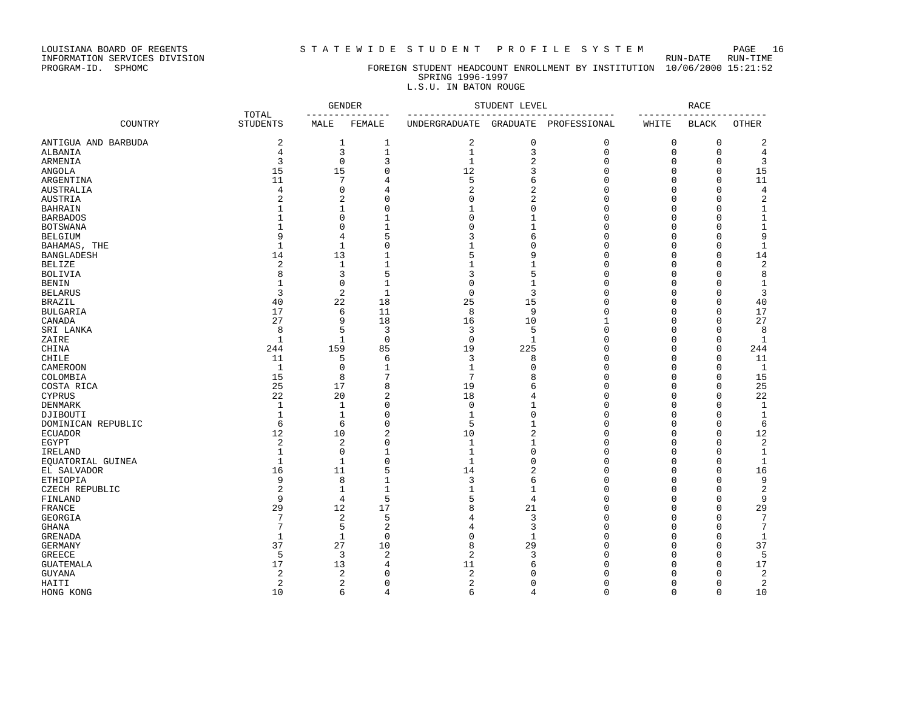LOUISIANA BOARD OF REGENTS
INFORMATION SERVICES DIVISION
PROGRAM-ID. SPHOMC

# S T A T E W I D E   S T U D E N T   P R O F I L E   S Y S T E M

RUN-DATE RUN-TIME 10/06/2000 15:21:52

## FOREIGN STUDENT HEADCOUNT ENROLLMENT BY INSTITUTION
SPRING 1996-1997
L.S.U. IN BATON ROUGE

| COUNTRY | TOTAL STUDENTS | GENDER | | STUDENT LEVEL | | | RACE | | |
|---|---|---|---|---|---|---|---|---|---|
| | | MALE | FEMALE | UNDERGRADUATE | GRADUATE | PROFESSIONAL | WHITE | BLACK | OTHER |
| ANTIGUA AND BARBUDA | 2 | 1 | 1 | 2 | 0 | 0 | 0 | 0 | 2 |
| ALBANIA | 4 | 3 | 1 | 1 | 3 | 0 | 0 | 0 | 4 |
| ARMENIA | 3 | 0 | 3 | 1 | 2 | 0 | 0 | 0 | 3 |
| ANGOLA | 15 | 15 | 0 | 12 | 3 | 0 | 0 | 0 | 15 |
| ARGENTINA | 11 | 7 | 4 | 5 | 6 | 0 | 0 | 0 | 11 |
| AUSTRALIA | 4 | 0 | 4 | 2 | 2 | 0 | 0 | 0 | 4 |
| AUSTRIA | 2 | 2 | 0 | 0 | 2 | 0 | 0 | 0 | 2 |
| BAHRAIN | 1 | 1 | 0 | 1 | 0 | 0 | 0 | 0 | 1 |
| BARBADOS | 1 | 0 | 1 | 0 | 1 | 0 | 0 | 0 | 1 |
| BOTSWANA | 1 | 0 | 1 | 0 | 1 | 0 | 0 | 0 | 1 |
| BELGIUM | 9 | 4 | 5 | 3 | 6 | 0 | 0 | 0 | 9 |
| BAHAMAS, THE | 1 | 1 | 0 | 1 | 0 | 0 | 0 | 0 | 1 |
| BANGLADESH | 14 | 13 | 1 | 5 | 9 | 0 | 0 | 0 | 14 |
| BELIZE | 2 | 1 | 1 | 1 | 1 | 0 | 0 | 0 | 2 |
| BOLIVIA | 8 | 3 | 5 | 3 | 5 | 0 | 0 | 0 | 8 |
| BENIN | 1 | 0 | 1 | 0 | 1 | 0 | 0 | 0 | 1 |
| BELARUS | 3 | 2 | 1 | 0 | 3 | 0 | 0 | 0 | 3 |
| BRAZIL | 40 | 22 | 18 | 25 | 15 | 0 | 0 | 0 | 40 |
| BULGARIA | 17 | 6 | 11 | 8 | 9 | 0 | 0 | 0 | 17 |
| CANADA | 27 | 9 | 18 | 16 | 10 | 1 | 0 | 0 | 27 |
| SRI LANKA | 8 | 5 | 3 | 3 | 5 | 0 | 0 | 0 | 8 |
| ZAIRE | 1 | 1 | 0 | 0 | 1 | 0 | 0 | 0 | 1 |
| CHINA | 244 | 159 | 85 | 19 | 225 | 0 | 0 | 0 | 244 |
| CHILE | 11 | 5 | 6 | 3 | 8 | 0 | 0 | 0 | 11 |
| CAMEROON | 1 | 0 | 1 | 1 | 0 | 0 | 0 | 0 | 1 |
| COLOMBIA | 15 | 8 | 7 | 7 | 8 | 0 | 0 | 0 | 15 |
| COSTA RICA | 25 | 17 | 8 | 19 | 6 | 0 | 0 | 0 | 25 |
| CYPRUS | 22 | 20 | 2 | 18 | 4 | 0 | 0 | 0 | 22 |
| DENMARK | 1 | 1 | 0 | 0 | 1 | 0 | 0 | 0 | 1 |
| DJIBOUTI | 1 | 1 | 0 | 1 | 0 | 0 | 0 | 0 | 1 |
| DOMINICAN REPUBLIC | 6 | 6 | 0 | 5 | 1 | 0 | 0 | 0 | 6 |
| ECUADOR | 12 | 10 | 2 | 10 | 2 | 0 | 0 | 0 | 12 |
| EGYPT | 2 | 2 | 0 | 1 | 1 | 0 | 0 | 0 | 2 |
| IRELAND | 1 | 0 | 1 | 1 | 0 | 0 | 0 | 0 | 1 |
| EQUATORIAL GUINEA | 1 | 1 | 0 | 1 | 0 | 0 | 0 | 0 | 1 |
| EL SALVADOR | 16 | 11 | 5 | 14 | 2 | 0 | 0 | 0 | 16 |
| ETHIOPIA | 9 | 8 | 1 | 3 | 6 | 0 | 0 | 0 | 9 |
| CZECH REPUBLIC | 2 | 1 | 1 | 1 | 1 | 0 | 0 | 0 | 2 |
| FINLAND | 9 | 4 | 5 | 5 | 4 | 0 | 0 | 0 | 9 |
| FRANCE | 29 | 12 | 17 | 8 | 21 | 0 | 0 | 0 | 29 |
| GEORGIA | 7 | 2 | 5 | 4 | 3 | 0 | 0 | 0 | 7 |
| GHANA | 7 | 5 | 2 | 4 | 3 | 0 | 0 | 0 | 7 |
| GRENADA | 1 | 1 | 0 | 0 | 1 | 0 | 0 | 0 | 1 |
| GERMANY | 37 | 27 | 10 | 8 | 29 | 0 | 0 | 0 | 37 |
| GREECE | 5 | 3 | 2 | 2 | 3 | 0 | 0 | 0 | 5 |
| GUATEMALA | 17 | 13 | 4 | 11 | 6 | 0 | 0 | 0 | 17 |
| GUYANA | 2 | 2 | 0 | 2 | 0 | 0 | 0 | 0 | 2 |
| HAITI | 2 | 2 | 0 | 2 | 0 | 0 | 0 | 0 | 2 |
| HONG KONG | 10 | 6 | 4 | 6 | 4 | 0 | 0 | 0 | 10 |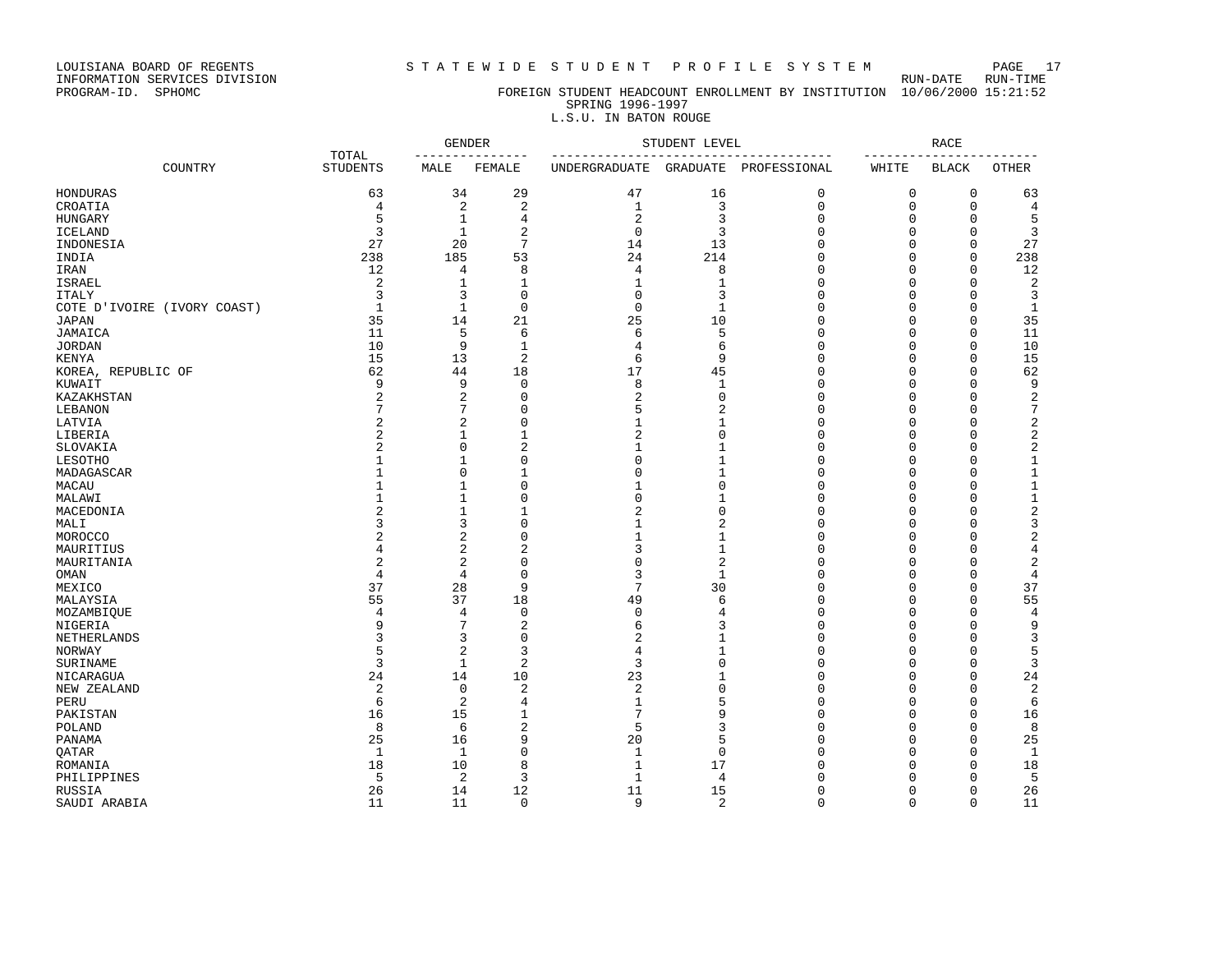LOUISIANA BOARD OF REGENTS
INFORMATION SERVICES DIVISION
PROGRAM-ID. SPHOMC

# STATEWIDE STUDENT PROFILE SYSTEM

RUN-DATE RUN-TIME

## FOREIGN STUDENT HEADCOUNT ENROLLMENT BY INSTITUTION 10/06/2000 15:21:52

SPRING 1996-1997

L.S.U. IN BATON ROUGE

| COUNTRY | TOTAL STUDENTS | GENDER | | STUDENT LEVEL | | | RACE | | |
|---|---|---|---|---|---|---|---|---|---|
| | | MALE | FEMALE | UNDERGRADUATE | GRADUATE | PROFESSIONAL | WHITE | BLACK | OTHER |
| HONDURAS | 63 | 34 | 29 | 47 | 16 | 0 | 0 | 0 | 63 |
| CROATIA | 4 | 2 | 2 | 1 | 3 | 0 | 0 | 0 | 4 |
| HUNGARY | 5 | 1 | 4 | 2 | 3 | 0 | 0 | 0 | 5 |
| ICELAND | 3 | 1 | 2 | 0 | 3 | 0 | 0 | 0 | 3 |
| INDONESIA | 27 | 20 | 7 | 14 | 13 | 0 | 0 | 0 | 27 |
| INDIA | 238 | 185 | 53 | 24 | 214 | 0 | 0 | 0 | 238 |
| IRAN | 12 | 4 | 8 | 4 | 8 | 0 | 0 | 0 | 12 |
| ISRAEL | 2 | 1 | 1 | 1 | 1 | 0 | 0 | 0 | 2 |
| ITALY | 3 | 3 | 0 | 0 | 3 | 0 | 0 | 0 | 3 |
| COTE D'IVOIRE (IVORY COAST) | 1 | 1 | 0 | 0 | 1 | 0 | 0 | 0 | 1 |
| JAPAN | 35 | 14 | 21 | 25 | 10 | 0 | 0 | 0 | 35 |
| JAMAICA | 11 | 5 | 6 | 6 | 5 | 0 | 0 | 0 | 11 |
| JORDAN | 10 | 9 | 1 | 4 | 6 | 0 | 0 | 0 | 10 |
| KENYA | 15 | 13 | 2 | 6 | 9 | 0 | 0 | 0 | 15 |
| KOREA, REPUBLIC OF | 62 | 44 | 18 | 17 | 45 | 0 | 0 | 0 | 62 |
| KUWAIT | 9 | 9 | 0 | 8 | 1 | 0 | 0 | 0 | 9 |
| KAZAKHSTAN | 2 | 2 | 0 | 2 | 0 | 0 | 0 | 0 | 2 |
| LEBANON | 7 | 7 | 0 | 5 | 2 | 0 | 0 | 0 | 7 |
| LATVIA | 2 | 2 | 0 | 1 | 1 | 0 | 0 | 0 | 2 |
| LIBERIA | 2 | 1 | 1 | 2 | 0 | 0 | 0 | 0 | 2 |
| SLOVAKIA | 2 | 0 | 2 | 1 | 1 | 0 | 0 | 0 | 2 |
| LESOTHO | 1 | 1 | 0 | 0 | 1 | 0 | 0 | 0 | 1 |
| MADAGASCAR | 1 | 0 | 1 | 0 | 1 | 0 | 0 | 0 | 1 |
| MACAU | 1 | 1 | 0 | 1 | 0 | 0 | 0 | 0 | 1 |
| MALAWI | 1 | 1 | 0 | 0 | 1 | 0 | 0 | 0 | 1 |
| MACEDONIA | 2 | 1 | 1 | 2 | 0 | 0 | 0 | 0 | 2 |
| MALI | 3 | 3 | 0 | 1 | 2 | 0 | 0 | 0 | 3 |
| MOROCCO | 2 | 2 | 0 | 1 | 1 | 0 | 0 | 0 | 2 |
| MAURITIUS | 4 | 2 | 2 | 3 | 1 | 0 | 0 | 0 | 4 |
| MAURITANIA | 2 | 2 | 0 | 0 | 2 | 0 | 0 | 0 | 2 |
| OMAN | 4 | 4 | 0 | 3 | 1 | 0 | 0 | 0 | 4 |
| MEXICO | 37 | 28 | 9 | 7 | 30 | 0 | 0 | 0 | 37 |
| MALAYSIA | 55 | 37 | 18 | 49 | 6 | 0 | 0 | 0 | 55 |
| MOZAMBIQUE | 4 | 4 | 0 | 0 | 4 | 0 | 0 | 0 | 4 |
| NIGERIA | 9 | 7 | 2 | 6 | 3 | 0 | 0 | 0 | 9 |
| NETHERLANDS | 3 | 3 | 0 | 2 | 1 | 0 | 0 | 0 | 3 |
| NORWAY | 5 | 2 | 3 | 4 | 1 | 0 | 0 | 0 | 5 |
| SURINAME | 3 | 1 | 2 | 3 | 0 | 0 | 0 | 0 | 3 |
| NICARAGUA | 24 | 14 | 10 | 23 | 1 | 0 | 0 | 0 | 24 |
| NEW ZEALAND | 2 | 0 | 2 | 2 | 0 | 0 | 0 | 0 | 2 |
| PERU | 6 | 2 | 4 | 1 | 5 | 0 | 0 | 0 | 6 |
| PAKISTAN | 16 | 15 | 1 | 7 | 9 | 0 | 0 | 0 | 16 |
| POLAND | 8 | 6 | 2 | 5 | 3 | 0 | 0 | 0 | 8 |
| PANAMA | 25 | 16 | 9 | 20 | 5 | 0 | 0 | 0 | 25 |
| QATAR | 1 | 1 | 0 | 1 | 0 | 0 | 0 | 0 | 1 |
| ROMANIA | 18 | 10 | 8 | 1 | 17 | 0 | 0 | 0 | 18 |
| PHILIPPINES | 5 | 2 | 3 | 1 | 4 | 0 | 0 | 0 | 5 |
| RUSSIA | 26 | 14 | 12 | 11 | 15 | 0 | 0 | 0 | 26 |
| SAUDI ARABIA | 11 | 11 | 0 | 9 | 2 | 0 | 0 | 0 | 11 |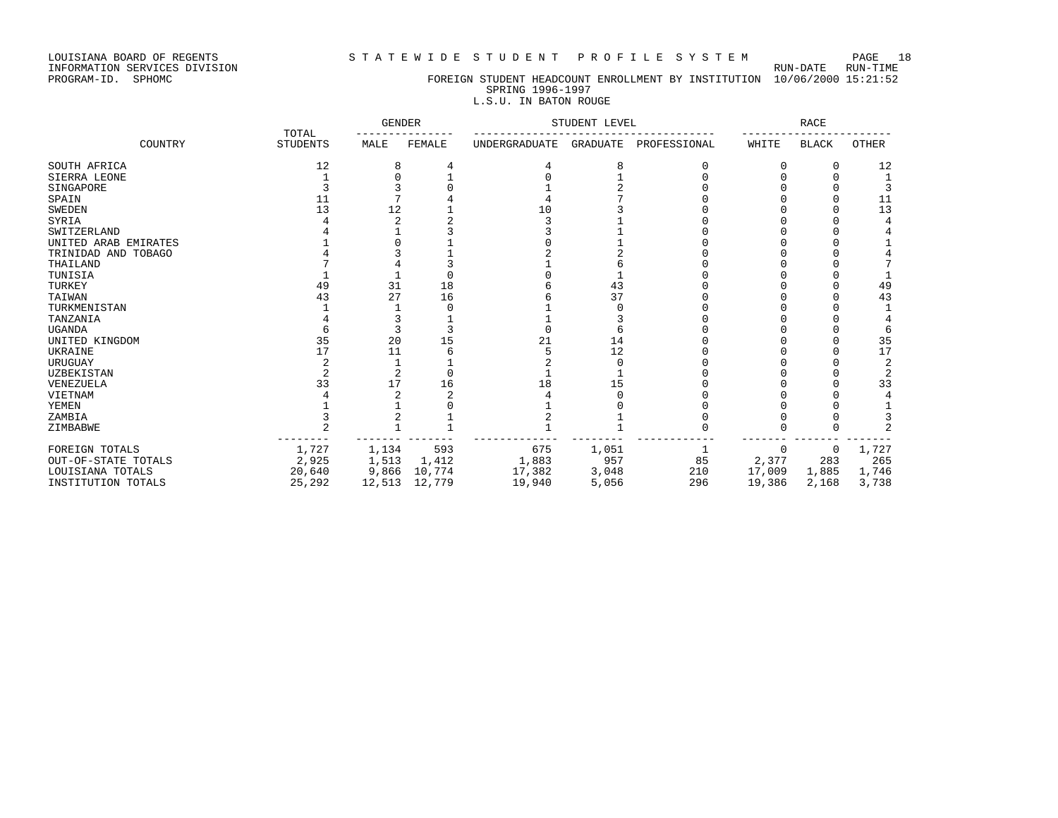LOUISIANA BOARD OF REGENTS
INFORMATION SERVICES DIVISION
PROGRAM-ID. SPHOMC

# S T A T E W I D E  S T U D E N T  P R O F I L E  S Y S T E M

## FOREIGN STUDENT HEADCOUNT ENROLLMENT BY INSTITUTION

RUN-DATE 10/06/2000 RUN-TIME 15:21:52

SPRING 1996-1997

L.S.U. IN BATON ROUGE

| COUNTRY | TOTAL STUDENTS | GENDER | | STUDENT LEVEL | | | RACE | | |
|---|---|---|---|---|---|---|---|---|---|
| | | MALE | FEMALE | UNDERGRADUATE | GRADUATE | PROFESSIONAL | WHITE | BLACK | OTHER |
| SOUTH AFRICA | 12 | 8 | 4 | 4 | 8 | 0 | 0 | 0 | 12 |
| SIERRA LEONE | 1 | 0 | 1 | 0 | 1 | 0 | 0 | 0 | 1 |
| SINGAPORE | 3 | 3 | 0 | 1 | 2 | 0 | 0 | 0 | 3 |
| SPAIN | 11 | 7 | 4 | 4 | 7 | 0 | 0 | 0 | 11 |
| SWEDEN | 13 | 12 | 1 | 10 | 3 | 0 | 0 | 0 | 13 |
| SYRIA | 4 | 2 | 2 | 3 | 1 | 0 | 0 | 0 | 4 |
| SWITZERLAND | 4 | 1 | 3 | 3 | 1 | 0 | 0 | 0 | 4 |
| UNITED ARAB EMIRATES | 1 | 0 | 1 | 0 | 1 | 0 | 0 | 0 | 1 |
| TRINIDAD AND TOBAGO | 4 | 3 | 1 | 2 | 2 | 0 | 0 | 0 | 4 |
| THAILAND | 7 | 4 | 3 | 1 | 6 | 0 | 0 | 0 | 7 |
| TUNISIA | 1 | 1 | 0 | 0 | 1 | 0 | 0 | 0 | 1 |
| TURKEY | 49 | 31 | 18 | 6 | 43 | 0 | 0 | 0 | 49 |
| TAIWAN | 43 | 27 | 16 | 6 | 37 | 0 | 0 | 0 | 43 |
| TURKMENISTAN | 1 | 1 | 0 | 1 | 0 | 0 | 0 | 0 | 1 |
| TANZANIA | 4 | 3 | 1 | 1 | 3 | 0 | 0 | 0 | 4 |
| UGANDA | 6 | 3 | 3 | 0 | 6 | 0 | 0 | 0 | 6 |
| UNITED KINGDOM | 35 | 20 | 15 | 21 | 14 | 0 | 0 | 0 | 35 |
| UKRAINE | 17 | 11 | 6 | 5 | 12 | 0 | 0 | 0 | 17 |
| URUGUAY | 2 | 1 | 1 | 2 | 0 | 0 | 0 | 0 | 2 |
| UZBEKISTAN | 2 | 2 | 0 | 1 | 1 | 0 | 0 | 0 | 2 |
| VENEZUELA | 33 | 17 | 16 | 18 | 15 | 0 | 0 | 0 | 33 |
| VIETNAM | 4 | 2 | 2 | 4 | 0 | 0 | 0 | 0 | 4 |
| YEMEN | 1 | 1 | 0 | 1 | 0 | 0 | 0 | 0 | 1 |
| ZAMBIA | 3 | 2 | 1 | 2 | 1 | 0 | 0 | 0 | 3 |
| ZIMBABWE | 2 | 1 | 1 | 1 | 1 | 0 | 0 | 0 | 2 |
| FOREIGN TOTALS | 1,727 | 1,134 | 593 | 675 | 1,051 | 1 | 0 | 0 | 1,727 |
| OUT-OF-STATE TOTALS | 2,925 | 1,513 | 1,412 | 1,883 | 957 | 85 | 2,377 | 283 | 265 |
| LOUISIANA TOTALS | 20,640 | 9,866 | 10,774 | 17,382 | 3,048 | 210 | 17,009 | 1,885 | 1,746 |
| INSTITUTION TOTALS | 25,292 | 12,513 | 12,779 | 19,940 | 5,056 | 296 | 19,386 | 2,168 | 3,738 |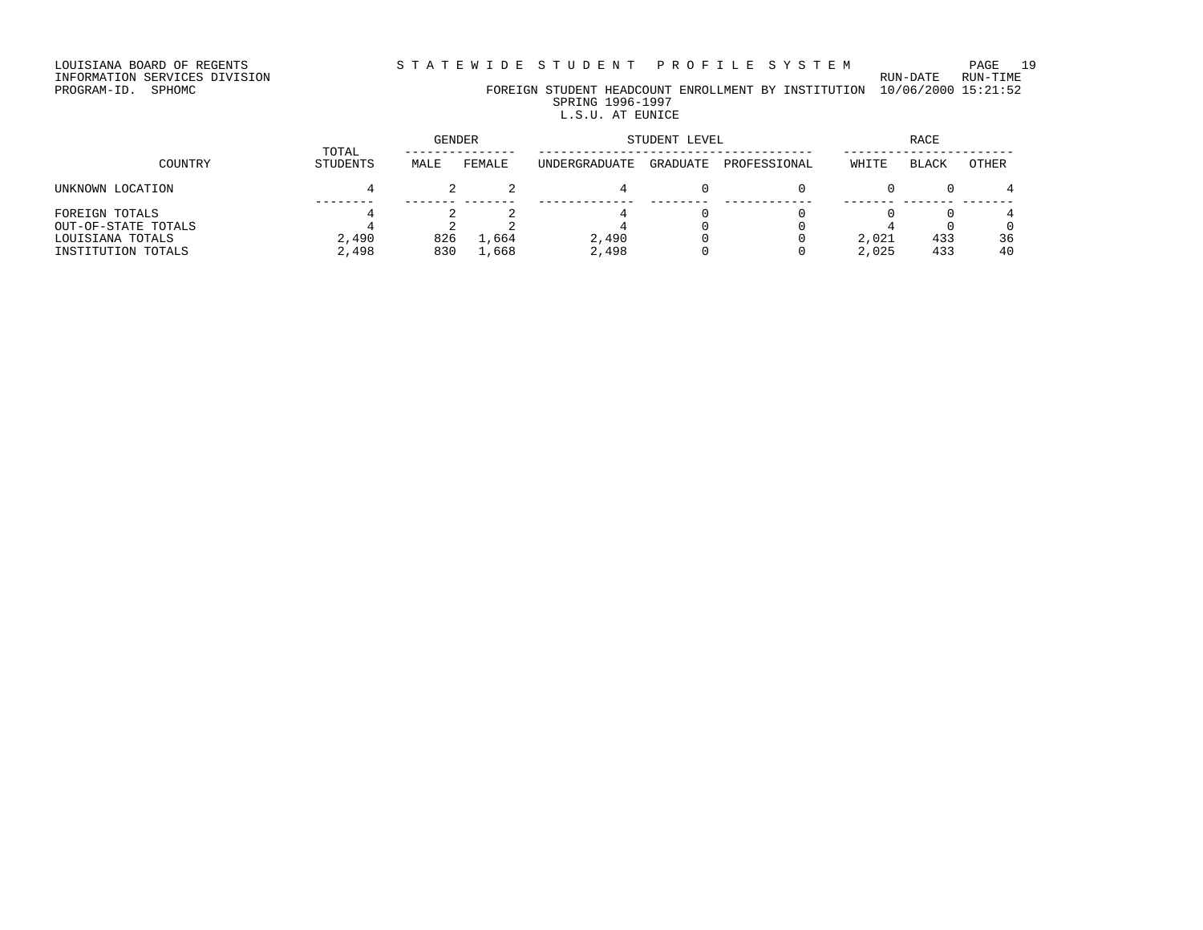LOUISIANA BOARD OF REGENTS
INFORMATION SERVICES DIVISION
PROGRAM-ID. SPHOMC

S T A T E W I D E   S T U D E N T   P R O F I L E   S Y S T E M

FOREIGN STUDENT HEADCOUNT ENROLLMENT BY INSTITUTION

RUN-DATE 10/06/2000 RUN-TIME 15:21:52

SPRING 1996-1997

L.S.U. AT EUNICE

| COUNTRY | TOTAL STUDENTS | GENDER | | STUDENT LEVEL | | | RACE | | |
|---|---|---|---|---|---|---|---|---|---|
| | | MALE | FEMALE | UNDERGRADUATE | GRADUATE | PROFESSIONAL | WHITE | BLACK | OTHER |
| UNKNOWN LOCATION | 4 | 2 | 2 | 4 | 0 | 0 | 0 | 0 | 4 |
| FOREIGN TOTALS | 4 | 2 | 2 | 4 | 0 | 0 | 0 | 0 | 4 |
| OUT-OF-STATE TOTALS | 4 | 2 | 2 | 4 | 0 | 0 | 4 | 0 | 0 |
| LOUISIANA TOTALS | 2,490 | 826 | 1,664 | 2,490 | 0 | 0 | 2,021 | 433 | 36 |
| INSTITUTION TOTALS | 2,498 | 830 | 1,668 | 2,498 | 0 | 0 | 2,025 | 433 | 40 |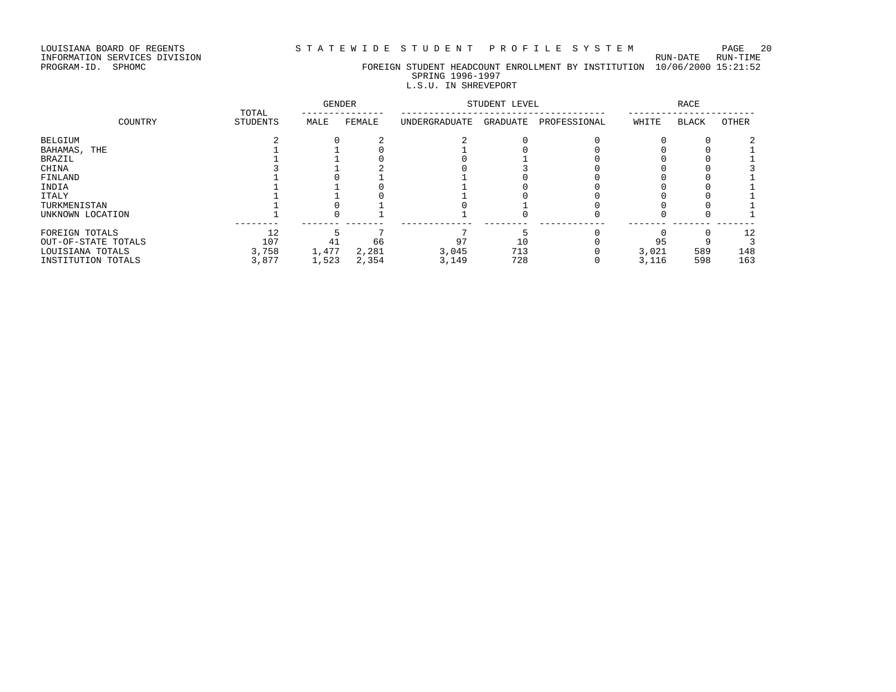LOUISIANA BOARD OF REGENTS
INFORMATION SERVICES DIVISION
PROGRAM-ID. SPHOMC

# STATEWIDE STUDENT PROFILE SYSTEM

RUN-DATE RUN-TIME
10/06/2000 15:21:52

## FOREIGN STUDENT HEADCOUNT ENROLLMENT BY INSTITUTION
SPRING 1996-1997
L.S.U. IN SHREVEPORT

| COUNTRY | TOTAL STUDENTS | GENDER | | STUDENT LEVEL | | | RACE | | |
|---|---|---|---|---|---|---|---|---|---|
| | | MALE | FEMALE | UNDERGRADUATE | GRADUATE | PROFESSIONAL | WHITE | BLACK | OTHER |
| BELGIUM | 2 | 0 | 2 | 2 | 0 | 0 | 0 | 0 | 2 |
| BAHAMAS, THE | 1 | 1 | 0 | 1 | 0 | 0 | 0 | 0 | 1 |
| BRAZIL | 1 | 1 | 0 | 0 | 1 | 0 | 0 | 0 | 1 |
| CHINA | 3 | 1 | 2 | 0 | 3 | 0 | 0 | 0 | 3 |
| FINLAND | 1 | 0 | 1 | 1 | 0 | 0 | 0 | 0 | 1 |
| INDIA | 1 | 1 | 0 | 1 | 0 | 0 | 0 | 0 | 1 |
| ITALY | 1 | 1 | 0 | 1 | 0 | 0 | 0 | 0 | 1 |
| TURKMENISTAN | 1 | 0 | 1 | 0 | 1 | 0 | 0 | 0 | 1 |
| UNKNOWN LOCATION | 1 | 0 | 1 | 1 | 0 | 0 | 0 | 0 | 1 |
| FOREIGN TOTALS | 12 | 5 | 7 | 7 | 5 | 0 | 0 | 0 | 12 |
| OUT-OF-STATE TOTALS | 107 | 41 | 66 | 97 | 10 | 0 | 95 | 9 | 3 |
| LOUISIANA TOTALS | 3,758 | 1,477 | 2,281 | 3,045 | 713 | 0 | 3,021 | 589 | 148 |
| INSTITUTION TOTALS | 3,877 | 1,523 | 2,354 | 3,149 | 728 | 0 | 3,116 | 598 | 163 |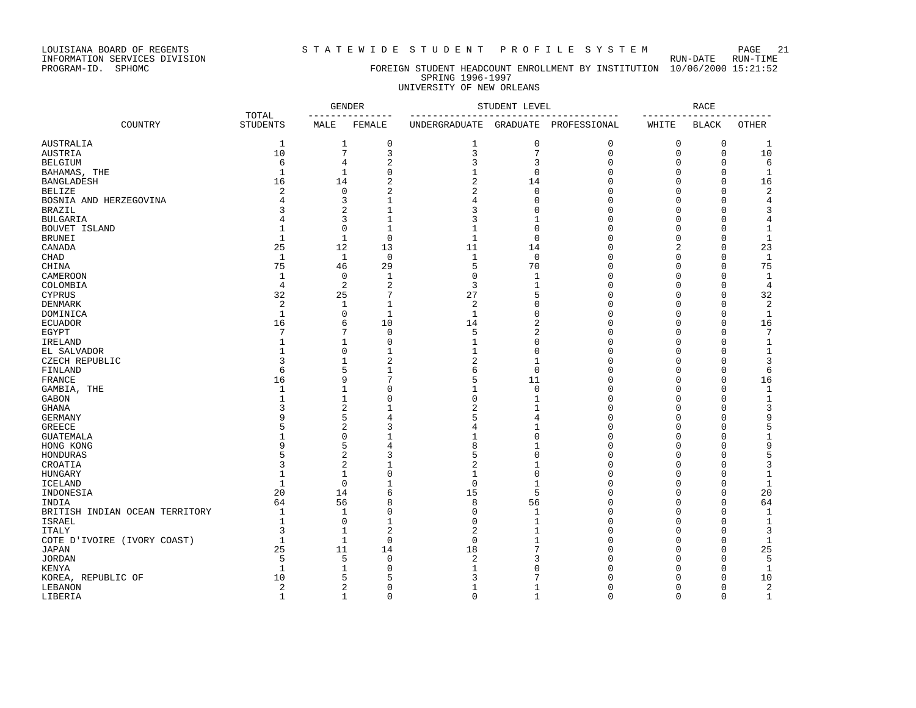LOUISIANA BOARD OF REGENTS — S T A T E W I D E   S T U D E N T   P R O F I L E   S Y S T E M

INFORMATION SERVICES DIVISION — RUN-DATE 10/06/2000 RUN-TIME 15:21:52

PROGRAM-ID. SPHOMC

## FOREIGN STUDENT HEADCOUNT ENROLLMENT BY INSTITUTION
### SPRING 1996-1997
### UNIVERSITY OF NEW ORLEANS

| COUNTRY | TOTAL STUDENTS | GENDER | | STUDENT LEVEL | | | RACE | | |
|---|---|---|---|---|---|---|---|---|---|
| | | MALE | FEMALE | UNDERGRADUATE | GRADUATE | PROFESSIONAL | WHITE | BLACK | OTHER |
| AUSTRALIA | 1 | 1 | 0 | 1 | 0 | 0 | 0 | 0 | 1 |
| AUSTRIA | 10 | 7 | 3 | 3 | 7 | 0 | 0 | 0 | 10 |
| BELGIUM | 6 | 4 | 2 | 3 | 3 | 0 | 0 | 0 | 6 |
| BAHAMAS, THE | 1 | 1 | 0 | 1 | 0 | 0 | 0 | 0 | 1 |
| BANGLADESH | 16 | 14 | 2 | 2 | 14 | 0 | 0 | 0 | 16 |
| BELIZE | 2 | 0 | 2 | 2 | 0 | 0 | 0 | 0 | 2 |
| BOSNIA AND HERZEGOVINA | 4 | 3 | 1 | 4 | 0 | 0 | 0 | 0 | 4 |
| BRAZIL | 3 | 2 | 1 | 3 | 0 | 0 | 0 | 0 | 3 |
| BULGARIA | 4 | 3 | 1 | 3 | 1 | 0 | 0 | 0 | 4 |
| BOUVET ISLAND | 1 | 0 | 1 | 1 | 0 | 0 | 0 | 0 | 1 |
| BRUNEI | 1 | 1 | 0 | 1 | 0 | 0 | 0 | 0 | 1 |
| CANADA | 25 | 12 | 13 | 11 | 14 | 0 | 2 | 0 | 23 |
| CHAD | 1 | 1 | 0 | 1 | 0 | 0 | 0 | 0 | 1 |
| CHINA | 75 | 46 | 29 | 5 | 70 | 0 | 0 | 0 | 75 |
| CAMEROON | 1 | 0 | 1 | 0 | 1 | 0 | 0 | 0 | 1 |
| COLOMBIA | 4 | 2 | 2 | 3 | 1 | 0 | 0 | 0 | 4 |
| CYPRUS | 32 | 25 | 7 | 27 | 5 | 0 | 0 | 0 | 32 |
| DENMARK | 2 | 1 | 1 | 2 | 0 | 0 | 0 | 0 | 2 |
| DOMINICA | 1 | 0 | 1 | 1 | 0 | 0 | 0 | 0 | 1 |
| ECUADOR | 16 | 6 | 10 | 14 | 2 | 0 | 0 | 0 | 16 |
| EGYPT | 7 | 7 | 0 | 5 | 2 | 0 | 0 | 0 | 7 |
| IRELAND | 1 | 1 | 0 | 1 | 0 | 0 | 0 | 0 | 1 |
| EL SALVADOR | 1 | 0 | 1 | 1 | 0 | 0 | 0 | 0 | 1 |
| CZECH REPUBLIC | 3 | 1 | 2 | 2 | 1 | 0 | 0 | 0 | 3 |
| FINLAND | 6 | 5 | 1 | 6 | 0 | 0 | 0 | 0 | 6 |
| FRANCE | 16 | 9 | 7 | 5 | 11 | 0 | 0 | 0 | 16 |
| GAMBIA, THE | 1 | 1 | 0 | 1 | 0 | 0 | 0 | 0 | 1 |
| GABON | 1 | 1 | 0 | 0 | 1 | 0 | 0 | 0 | 1 |
| GHANA | 3 | 2 | 1 | 2 | 1 | 0 | 0 | 0 | 3 |
| GERMANY | 9 | 5 | 4 | 5 | 4 | 0 | 0 | 0 | 9 |
| GREECE | 5 | 2 | 3 | 4 | 1 | 0 | 0 | 0 | 5 |
| GUATEMALA | 1 | 0 | 1 | 1 | 0 | 0 | 0 | 0 | 1 |
| HONG KONG | 9 | 5 | 4 | 8 | 1 | 0 | 0 | 0 | 9 |
| HONDURAS | 5 | 2 | 3 | 5 | 0 | 0 | 0 | 0 | 5 |
| CROATIA | 3 | 2 | 1 | 2 | 1 | 0 | 0 | 0 | 3 |
| HUNGARY | 1 | 1 | 0 | 1 | 0 | 0 | 0 | 0 | 1 |
| ICELAND | 1 | 0 | 1 | 0 | 1 | 0 | 0 | 0 | 1 |
| INDONESIA | 20 | 14 | 6 | 15 | 5 | 0 | 0 | 0 | 20 |
| INDIA | 64 | 56 | 8 | 8 | 56 | 0 | 0 | 0 | 64 |
| BRITISH INDIAN OCEAN TERRITORY | 1 | 1 | 0 | 0 | 1 | 0 | 0 | 0 | 1 |
| ISRAEL | 1 | 0 | 1 | 0 | 1 | 0 | 0 | 0 | 1 |
| ITALY | 3 | 1 | 2 | 2 | 1 | 0 | 0 | 0 | 3 |
| COTE D'IVOIRE (IVORY COAST) | 1 | 1 | 0 | 0 | 1 | 0 | 0 | 0 | 1 |
| JAPAN | 25 | 11 | 14 | 18 | 7 | 0 | 0 | 0 | 25 |
| JORDAN | 5 | 5 | 0 | 2 | 3 | 0 | 0 | 0 | 5 |
| KENYA | 1 | 1 | 0 | 1 | 0 | 0 | 0 | 0 | 1 |
| KOREA, REPUBLIC OF | 10 | 5 | 5 | 3 | 7 | 0 | 0 | 0 | 10 |
| LEBANON | 2 | 2 | 0 | 1 | 1 | 0 | 0 | 0 | 2 |
| LIBERIA | 1 | 1 | 0 | 0 | 1 | 0 | 0 | 0 | 1 |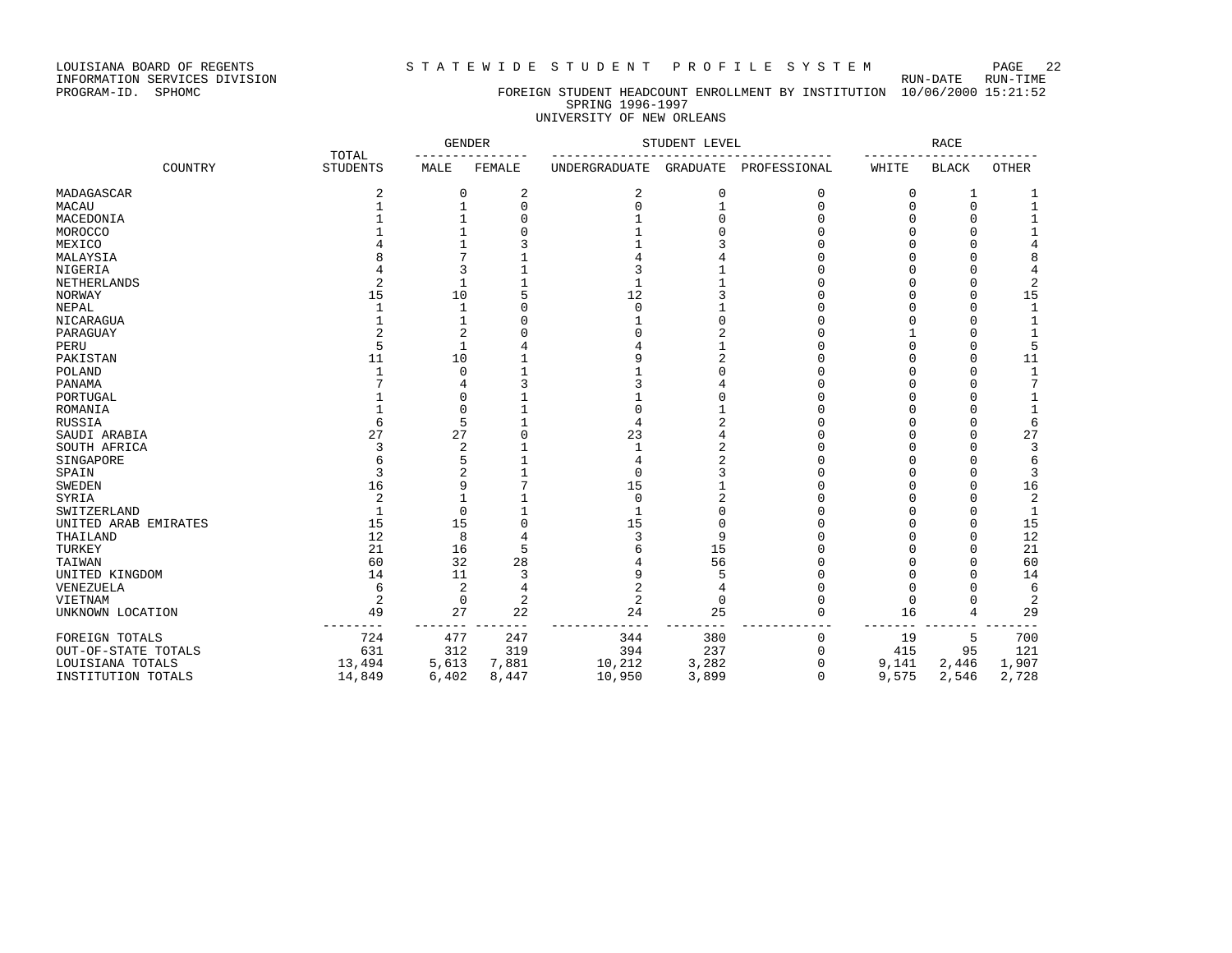LOUISIANA BOARD OF REGENTS — S T A T E W I D E   S T U D E N T   P R O F I L E   S Y S T E M

INFORMATION SERVICES DIVISION — RUN-DATE RUN-TIME

PROGRAM-ID. SPHOMC — FOREIGN STUDENT HEADCOUNT ENROLLMENT BY INSTITUTION 10/06/2000 15:21:52

SPRING 1996-1997

UNIVERSITY OF NEW ORLEANS

| COUNTRY | TOTAL STUDENTS | GENDER | | STUDENT LEVEL | | | RACE | | |
|---|---|---|---|---|---|---|---|---|---|
| | | MALE | FEMALE | UNDERGRADUATE | GRADUATE | PROFESSIONAL | WHITE | BLACK | OTHER |
| MADAGASCAR | 2 | 0 | 2 | 2 | 0 | 0 | 0 | 1 | 1 |
| MACAU | 1 | 1 | 0 | 0 | 1 | 0 | 0 | 0 | 1 |
| MACEDONIA | 1 | 1 | 0 | 1 | 0 | 0 | 0 | 0 | 1 |
| MOROCCO | 1 | 1 | 0 | 1 | 0 | 0 | 0 | 0 | 1 |
| MEXICO | 4 | 1 | 3 | 1 | 3 | 0 | 0 | 0 | 4 |
| MALAYSIA | 8 | 7 | 1 | 4 | 4 | 0 | 0 | 0 | 8 |
| NIGERIA | 4 | 3 | 1 | 3 | 1 | 0 | 0 | 0 | 4 |
| NETHERLANDS | 2 | 1 | 1 | 1 | 1 | 0 | 0 | 0 | 2 |
| NORWAY | 15 | 10 | 5 | 12 | 3 | 0 | 0 | 0 | 15 |
| NEPAL | 1 | 1 | 0 | 0 | 1 | 0 | 0 | 0 | 1 |
| NICARAGUA | 1 | 1 | 0 | 1 | 0 | 0 | 0 | 0 | 1 |
| PARAGUAY | 2 | 2 | 0 | 0 | 2 | 0 | 1 | 0 | 1 |
| PERU | 5 | 1 | 4 | 4 | 1 | 0 | 0 | 0 | 5 |
| PAKISTAN | 11 | 10 | 1 | 9 | 2 | 0 | 0 | 0 | 11 |
| POLAND | 1 | 0 | 1 | 1 | 0 | 0 | 0 | 0 | 1 |
| PANAMA | 7 | 4 | 3 | 3 | 4 | 0 | 0 | 0 | 7 |
| PORTUGAL | 1 | 0 | 1 | 1 | 0 | 0 | 0 | 0 | 1 |
| ROMANIA | 1 | 0 | 1 | 0 | 1 | 0 | 0 | 0 | 1 |
| RUSSIA | 6 | 5 | 1 | 4 | 2 | 0 | 0 | 0 | 6 |
| SAUDI ARABIA | 27 | 27 | 0 | 23 | 4 | 0 | 0 | 0 | 27 |
| SOUTH AFRICA | 3 | 2 | 1 | 1 | 2 | 0 | 0 | 0 | 3 |
| SINGAPORE | 6 | 5 | 1 | 4 | 2 | 0 | 0 | 0 | 6 |
| SPAIN | 3 | 2 | 1 | 0 | 3 | 0 | 0 | 0 | 3 |
| SWEDEN | 16 | 9 | 7 | 15 | 1 | 0 | 0 | 0 | 16 |
| SYRIA | 2 | 1 | 1 | 0 | 2 | 0 | 0 | 0 | 2 |
| SWITZERLAND | 1 | 0 | 1 | 1 | 0 | 0 | 0 | 0 | 1 |
| UNITED ARAB EMIRATES | 15 | 15 | 0 | 15 | 0 | 0 | 0 | 0 | 15 |
| THAILAND | 12 | 8 | 4 | 3 | 9 | 0 | 0 | 0 | 12 |
| TURKEY | 21 | 16 | 5 | 6 | 15 | 0 | 0 | 0 | 21 |
| TAIWAN | 60 | 32 | 28 | 4 | 56 | 0 | 0 | 0 | 60 |
| UNITED KINGDOM | 14 | 11 | 3 | 9 | 5 | 0 | 0 | 0 | 14 |
| VENEZUELA | 6 | 2 | 4 | 2 | 4 | 0 | 0 | 0 | 6 |
| VIETNAM | 2 | 0 | 2 | 2 | 0 | 0 | 0 | 0 | 2 |
| UNKNOWN LOCATION | 49 | 27 | 22 | 24 | 25 | 0 | 16 | 4 | 29 |
| FOREIGN TOTALS | 724 | 477 | 247 | 344 | 380 | 0 | 19 | 5 | 700 |
| OUT-OF-STATE TOTALS | 631 | 312 | 319 | 394 | 237 | 0 | 415 | 95 | 121 |
| LOUISIANA TOTALS | 13,494 | 5,613 | 7,881 | 10,212 | 3,282 | 0 | 9,141 | 2,446 | 1,907 |
| INSTITUTION TOTALS | 14,849 | 6,402 | 8,447 | 10,950 | 3,899 | 0 | 9,575 | 2,546 | 2,728 |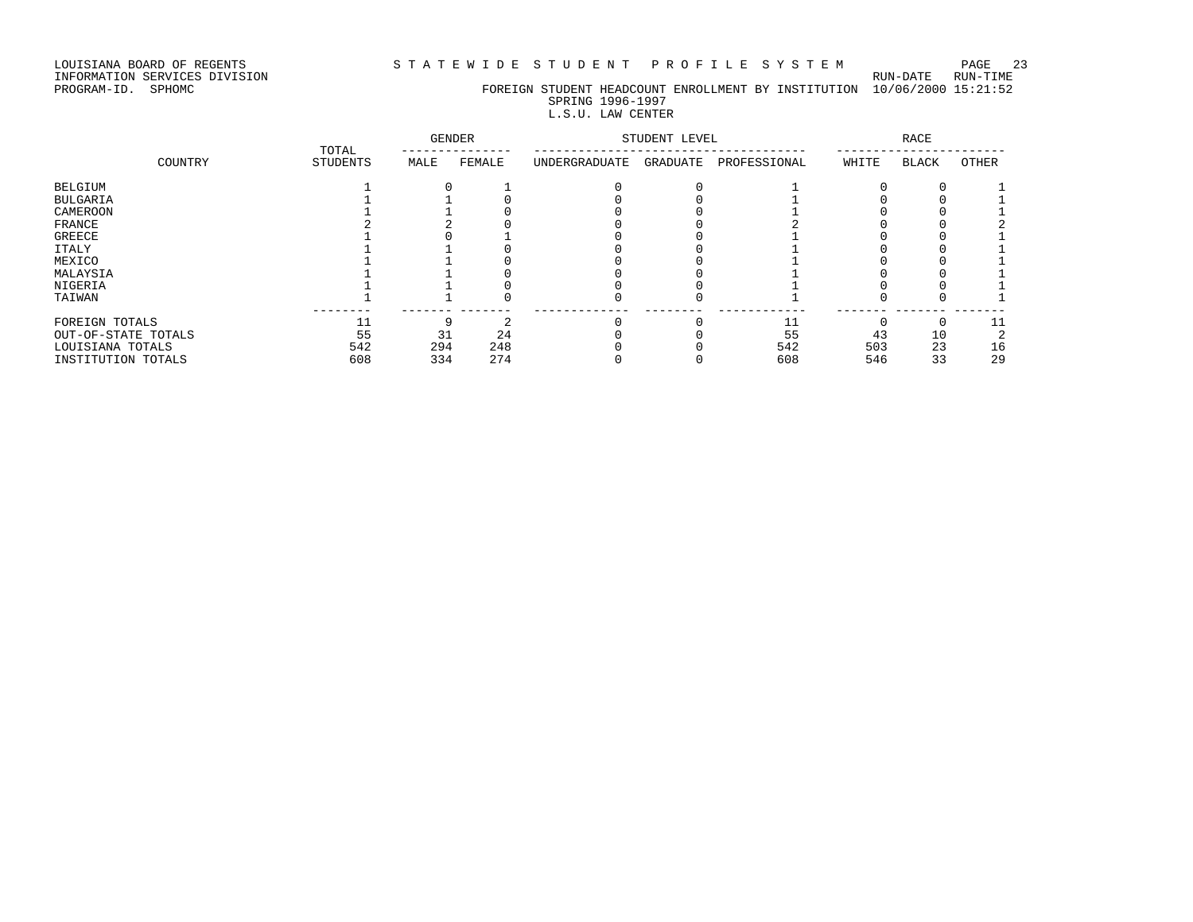LOUISIANA BOARD OF REGENTS
INFORMATION SERVICES DIVISION
PROGRAM-ID. SPHOMC

# STATEWIDE STUDENT PROFILE SYSTEM

## FOREIGN STUDENT HEADCOUNT ENROLLMENT BY INSTITUTION

SPRING 1996-1997
L.S.U. LAW CENTER

RUN-DATE RUN-TIME
10/06/2000 15:21:52

| COUNTRY | TOTAL STUDENTS | GENDER | | STUDENT LEVEL | | | RACE | | |
|---|---|---|---|---|---|---|---|---|---|
| | | MALE | FEMALE | UNDERGRADUATE | GRADUATE | PROFESSIONAL | WHITE | BLACK | OTHER |
| BELGIUM | 1 | 0 | 1 | 0 | 0 | 1 | 0 | 0 | 1 |
| BULGARIA | 1 | 1 | 0 | 0 | 0 | 1 | 0 | 0 | 1 |
| CAMEROON | 1 | 1 | 0 | 0 | 0 | 1 | 0 | 0 | 1 |
| FRANCE | 2 | 2 | 0 | 0 | 0 | 2 | 0 | 0 | 2 |
| GREECE | 1 | 0 | 1 | 0 | 0 | 1 | 0 | 0 | 1 |
| ITALY | 1 | 1 | 0 | 0 | 0 | 1 | 0 | 0 | 1 |
| MEXICO | 1 | 1 | 0 | 0 | 0 | 1 | 0 | 0 | 1 |
| MALAYSIA | 1 | 1 | 0 | 0 | 0 | 1 | 0 | 0 | 1 |
| NIGERIA | 1 | 1 | 0 | 0 | 0 | 1 | 0 | 0 | 1 |
| TAIWAN | 1 | 1 | 0 | 0 | 0 | 1 | 0 | 0 | 1 |
| FOREIGN TOTALS | 11 | 9 | 2 | 0 | 0 | 11 | 0 | 0 | 11 |
| OUT-OF-STATE TOTALS | 55 | 31 | 24 | 0 | 0 | 55 | 43 | 10 | 2 |
| LOUISIANA TOTALS | 542 | 294 | 248 | 0 | 0 | 542 | 503 | 23 | 16 |
| INSTITUTION TOTALS | 608 | 334 | 274 | 0 | 0 | 608 | 546 | 33 | 29 |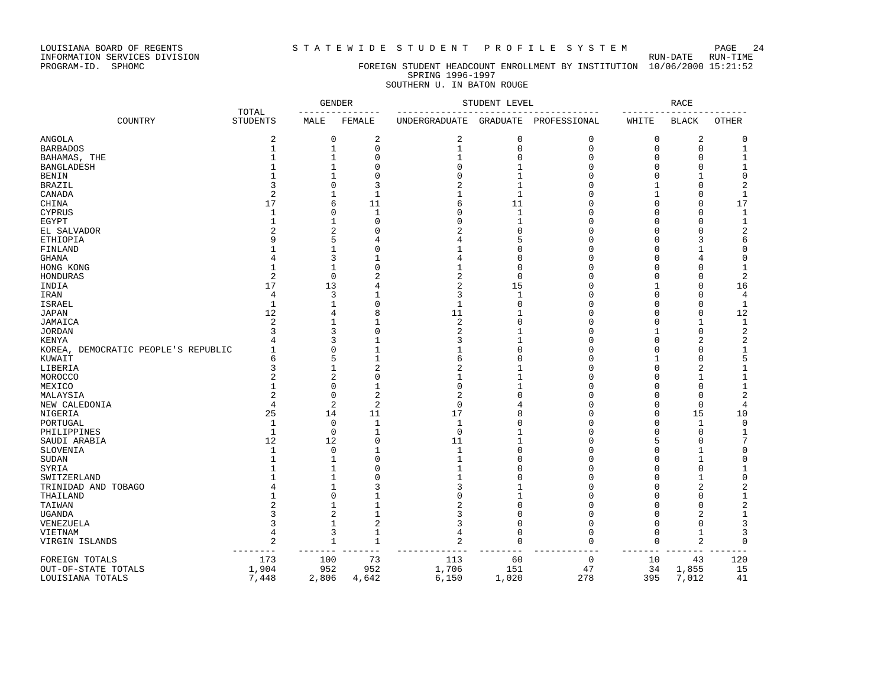LOUISIANA BOARD OF REGENTS
INFORMATION SERVICES DIVISION
PROGRAM-ID. SPHOMC

STATEWIDE STUDENT PROFILE SYSTEM

RUN-DATE RUN-TIME
FOREIGN STUDENT HEADCOUNT ENROLLMENT BY INSTITUTION 10/06/2000 15:21:52

SPRING 1996-1997

SOUTHERN U. IN BATON ROUGE

| COUNTRY | TOTAL STUDENTS | GENDER | | STUDENT LEVEL | | | RACE | | |
|---|---|---|---|---|---|---|---|---|---|
| | | MALE | FEMALE | UNDERGRADUATE | GRADUATE | PROFESSIONAL | WHITE | BLACK | OTHER |
| ANGOLA | 2 | 0 | 2 | 2 | 0 | 0 | 0 | 2 | 0 |
| BARBADOS | 1 | 1 | 0 | 1 | 0 | 0 | 0 | 0 | 1 |
| BAHAMAS, THE | 1 | 1 | 0 | 1 | 0 | 0 | 0 | 0 | 1 |
| BANGLADESH | 1 | 1 | 0 | 0 | 1 | 0 | 0 | 0 | 1 |
| BENIN | 1 | 1 | 0 | 0 | 1 | 0 | 0 | 1 | 0 |
| BRAZIL | 3 | 0 | 3 | 2 | 1 | 0 | 1 | 0 | 2 |
| CANADA | 2 | 1 | 1 | 1 | 1 | 0 | 1 | 0 | 1 |
| CHINA | 17 | 6 | 11 | 6 | 11 | 0 | 0 | 0 | 17 |
| CYPRUS | 1 | 0 | 1 | 0 | 1 | 0 | 0 | 0 | 1 |
| EGYPT | 1 | 1 | 0 | 0 | 1 | 0 | 0 | 0 | 1 |
| EL SALVADOR | 2 | 2 | 0 | 2 | 0 | 0 | 0 | 0 | 2 |
| ETHIOPIA | 9 | 5 | 4 | 4 | 5 | 0 | 0 | 3 | 6 |
| FINLAND | 1 | 1 | 0 | 1 | 0 | 0 | 0 | 1 | 0 |
| GHANA | 4 | 3 | 1 | 4 | 0 | 0 | 0 | 4 | 0 |
| HONG KONG | 1 | 1 | 0 | 1 | 0 | 0 | 0 | 0 | 1 |
| HONDURAS | 2 | 0 | 2 | 2 | 0 | 0 | 0 | 0 | 2 |
| INDIA | 17 | 13 | 4 | 2 | 15 | 0 | 1 | 0 | 16 |
| IRAN | 4 | 3 | 1 | 3 | 1 | 0 | 0 | 0 | 4 |
| ISRAEL | 1 | 1 | 0 | 1 | 0 | 0 | 0 | 0 | 1 |
| JAPAN | 12 | 4 | 8 | 11 | 1 | 0 | 0 | 0 | 12 |
| JAMAICA | 2 | 1 | 1 | 2 | 0 | 0 | 0 | 1 | 1 |
| JORDAN | 3 | 3 | 0 | 2 | 1 | 0 | 1 | 0 | 2 |
| KENYA | 4 | 3 | 1 | 3 | 1 | 0 | 0 | 2 | 2 |
| KOREA, DEMOCRATIC PEOPLE'S REPUBLIC | 1 | 0 | 1 | 1 | 0 | 0 | 0 | 0 | 1 |
| KUWAIT | 6 | 5 | 1 | 6 | 0 | 0 | 1 | 0 | 5 |
| LIBERIA | 3 | 1 | 2 | 2 | 1 | 0 | 0 | 2 | 1 |
| MOROCCO | 2 | 2 | 0 | 1 | 1 | 0 | 0 | 1 | 1 |
| MEXICO | 1 | 0 | 1 | 0 | 1 | 0 | 0 | 0 | 1 |
| MALAYSIA | 2 | 0 | 2 | 2 | 0 | 0 | 0 | 0 | 2 |
| NEW CALEDONIA | 4 | 2 | 2 | 0 | 4 | 0 | 0 | 0 | 4 |
| NIGERIA | 25 | 14 | 11 | 17 | 8 | 0 | 0 | 15 | 10 |
| PORTUGAL | 1 | 0 | 1 | 1 | 0 | 0 | 0 | 1 | 0 |
| PHILIPPINES | 1 | 0 | 1 | 0 | 1 | 0 | 0 | 0 | 1 |
| SAUDI ARABIA | 12 | 12 | 0 | 11 | 1 | 0 | 5 | 0 | 7 |
| SLOVENIA | 1 | 0 | 1 | 1 | 0 | 0 | 0 | 1 | 0 |
| SUDAN | 1 | 1 | 0 | 1 | 0 | 0 | 0 | 1 | 0 |
| SYRIA | 1 | 1 | 0 | 1 | 0 | 0 | 0 | 0 | 1 |
| SWITZERLAND | 1 | 1 | 0 | 1 | 0 | 0 | 0 | 1 | 0 |
| TRINIDAD AND TOBAGO | 4 | 1 | 3 | 3 | 1 | 0 | 0 | 2 | 2 |
| THAILAND | 1 | 0 | 1 | 0 | 1 | 0 | 0 | 0 | 1 |
| TAIWAN | 2 | 1 | 1 | 2 | 0 | 0 | 0 | 0 | 2 |
| UGANDA | 3 | 2 | 1 | 3 | 0 | 0 | 0 | 2 | 1 |
| VENEZUELA | 3 | 1 | 2 | 3 | 0 | 0 | 0 | 0 | 3 |
| VIETNAM | 4 | 3 | 1 | 4 | 0 | 0 | 0 | 1 | 3 |
| VIRGIN ISLANDS | 2 | 1 | 1 | 2 | 0 | 0 | 0 | 2 | 0 |
| FOREIGN TOTALS | 173 | 100 | 73 | 113 | 60 | 0 | 10 | 43 | 120 |
| OUT-OF-STATE TOTALS | 1,904 | 952 | 952 | 1,706 | 151 | 47 | 34 | 1,855 | 15 |
| LOUISIANA TOTALS | 7,448 | 2,806 | 4,642 | 6,150 | 1,020 | 278 | 395 | 7,012 | 41 |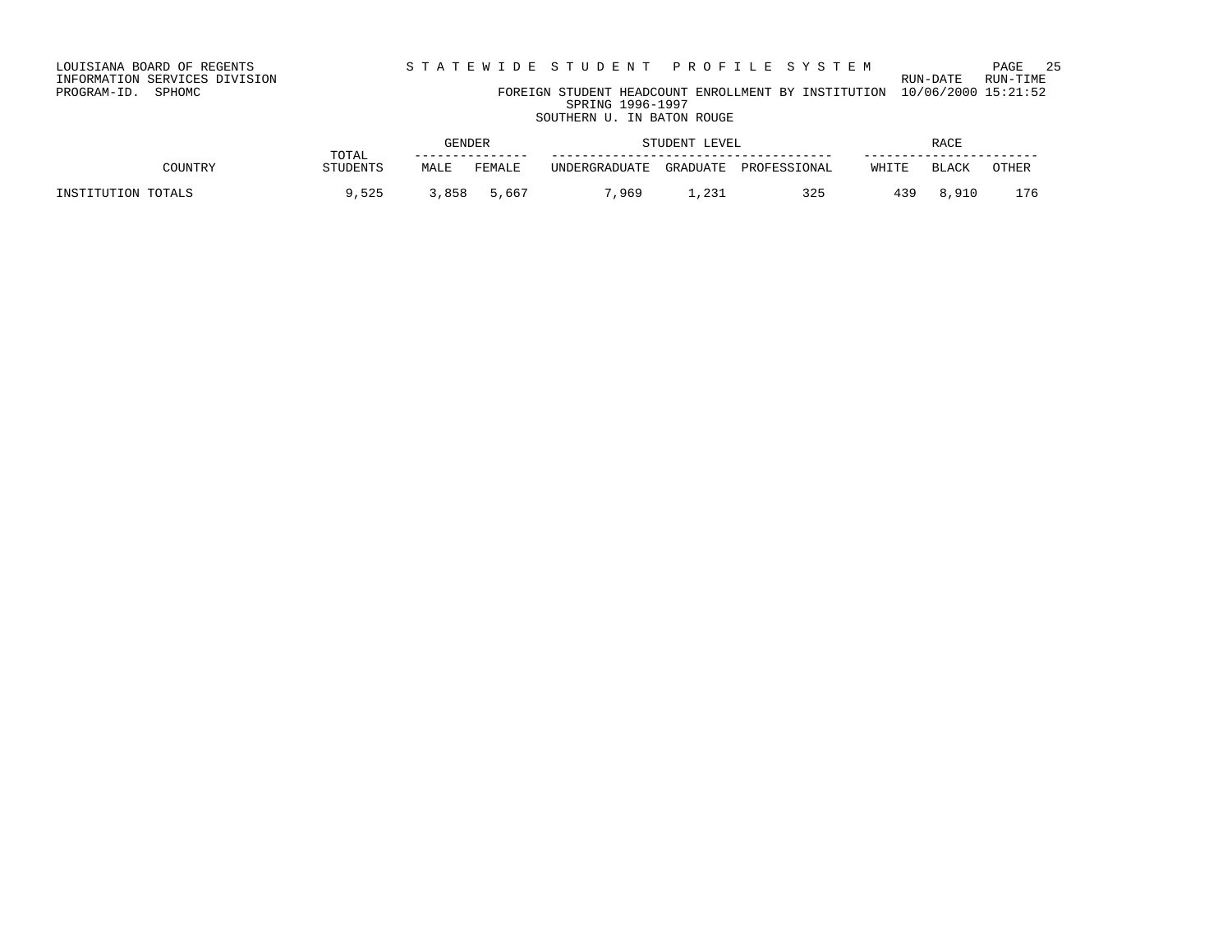LOUISIANA BOARD OF REGENTS
INFORMATION SERVICES DIVISION
PROGRAM-ID. SPHOMC

S T A T E W I D E  S T U D E N T  P R O F I L E  S Y S T E M

RUN-DATE RUN-TIME 10/06/2000 15:21:52

FOREIGN STUDENT HEADCOUNT ENROLLMENT BY INSTITUTION
SPRING 1996-1997
SOUTHERN U. IN BATON ROUGE

| COUNTRY | TOTAL STUDENTS | GENDER | | STUDENT LEVEL | | | RACE | | |
|---|---|---|---|---|---|---|---|---|---|
| | | MALE | FEMALE | UNDERGRADUATE | GRADUATE | PROFESSIONAL | WHITE | BLACK | OTHER |
| INSTITUTION TOTALS | 9,525 | 3,858 | 5,667 | 7,969 | 1,231 | 325 | 439 | 8,910 | 176 |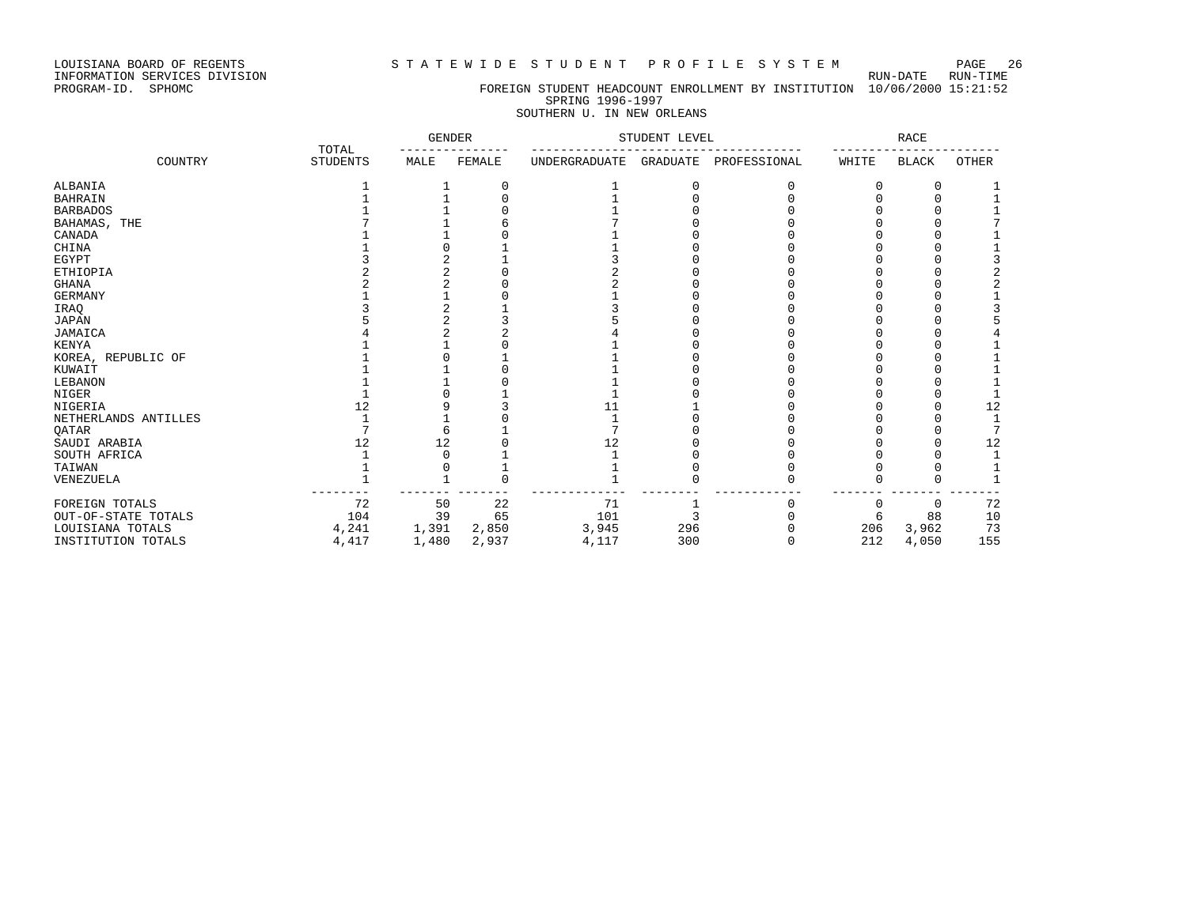LOUISIANA BOARD OF REGENTS
INFORMATION SERVICES DIVISION
PROGRAM-ID. SPHOMC

STATEWIDE STUDENT PROFILE SYSTEM

FOREIGN STUDENT HEADCOUNT ENROLLMENT BY INSTITUTION

RUN-DATE 10/06/2000 RUN-TIME 15:21:52

SPRING 1996-1997

SOUTHERN U. IN NEW ORLEANS

| COUNTRY | TOTAL STUDENTS | GENDER | | STUDENT LEVEL | | | RACE | | |
|---|---|---|---|---|---|---|---|---|---|
| | | MALE | FEMALE | UNDERGRADUATE | GRADUATE | PROFESSIONAL | WHITE | BLACK | OTHER |
| ALBANIA | 1 | 1 | 0 | 1 | 0 | 0 | 0 | 0 | 1 |
| BAHRAIN | 1 | 1 | 0 | 1 | 0 | 0 | 0 | 0 | 1 |
| BARBADOS | 1 | 1 | 0 | 1 | 0 | 0 | 0 | 0 | 1 |
| BAHAMAS, THE | 7 | 1 | 6 | 7 | 0 | 0 | 0 | 0 | 7 |
| CANADA | 1 | 1 | 0 | 1 | 0 | 0 | 0 | 0 | 1 |
| CHINA | 1 | 0 | 1 | 1 | 0 | 0 | 0 | 0 | 1 |
| EGYPT | 3 | 2 | 1 | 3 | 0 | 0 | 0 | 0 | 3 |
| ETHIOPIA | 2 | 2 | 0 | 2 | 0 | 0 | 0 | 0 | 2 |
| GHANA | 2 | 2 | 0 | 2 | 0 | 0 | 0 | 0 | 2 |
| GERMANY | 1 | 1 | 0 | 1 | 0 | 0 | 0 | 0 | 1 |
| IRAQ | 3 | 2 | 1 | 3 | 0 | 0 | 0 | 0 | 3 |
| JAPAN | 5 | 2 | 3 | 5 | 0 | 0 | 0 | 0 | 5 |
| JAMAICA | 4 | 2 | 2 | 4 | 0 | 0 | 0 | 0 | 4 |
| KENYA | 1 | 1 | 0 | 1 | 0 | 0 | 0 | 0 | 1 |
| KOREA, REPUBLIC OF | 1 | 0 | 1 | 1 | 0 | 0 | 0 | 0 | 1 |
| KUWAIT | 1 | 1 | 0 | 1 | 0 | 0 | 0 | 0 | 1 |
| LEBANON | 1 | 1 | 0 | 1 | 0 | 0 | 0 | 0 | 1 |
| NIGER | 1 | 0 | 1 | 1 | 0 | 0 | 0 | 0 | 1 |
| NIGERIA | 12 | 9 | 3 | 11 | 1 | 0 | 0 | 0 | 12 |
| NETHERLANDS ANTILLES | 1 | 1 | 0 | 1 | 0 | 0 | 0 | 0 | 1 |
| QATAR | 7 | 6 | 1 | 7 | 0 | 0 | 0 | 0 | 7 |
| SAUDI ARABIA | 12 | 12 | 0 | 12 | 0 | 0 | 0 | 0 | 12 |
| SOUTH AFRICA | 1 | 0 | 1 | 1 | 0 | 0 | 0 | 0 | 1 |
| TAIWAN | 1 | 0 | 1 | 1 | 0 | 0 | 0 | 0 | 1 |
| VENEZUELA | 1 | 1 | 0 | 1 | 0 | 0 | 0 | 0 | 1 |
| FOREIGN TOTALS | 72 | 50 | 22 | 71 | 1 | 0 | 0 | 0 | 72 |
| OUT-OF-STATE TOTALS | 104 | 39 | 65 | 101 | 3 | 0 | 6 | 88 | 10 |
| LOUISIANA TOTALS | 4,241 | 1,391 | 2,850 | 3,945 | 296 | 0 | 206 | 3,962 | 73 |
| INSTITUTION TOTALS | 4,417 | 1,480 | 2,937 | 4,117 | 300 | 0 | 212 | 4,050 | 155 |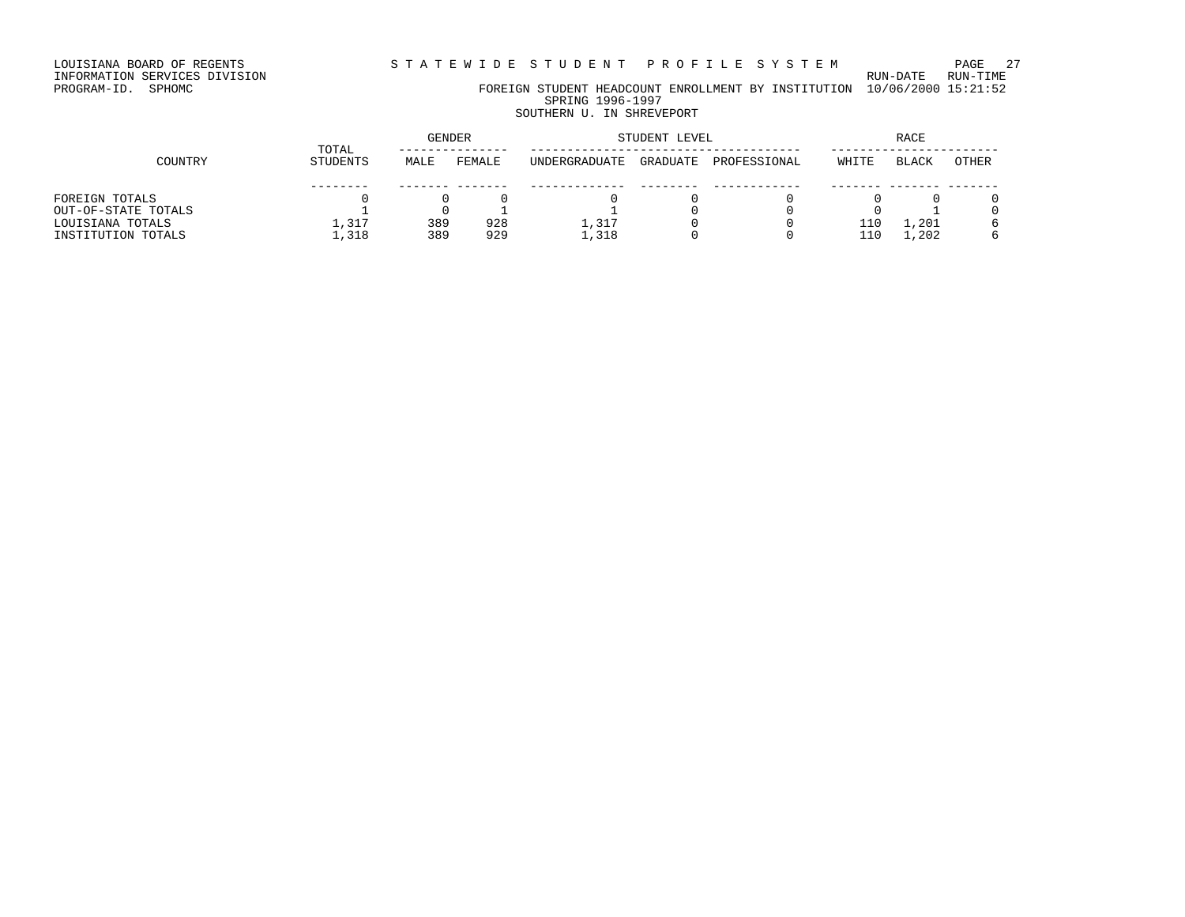LOUISIANA BOARD OF REGENTS
INFORMATION SERVICES DIVISION
PROGRAM-ID. SPHOMC

STATEWIDE STUDENT PROFILE SYSTEM

RUN-DATE RUN-TIME
FOREIGN STUDENT HEADCOUNT ENROLLMENT BY INSTITUTION 10/06/2000 15:21:52

SPRING 1996-1997

SOUTHERN U. IN SHREVEPORT

| COUNTRY | TOTAL STUDENTS | GENDER | | STUDENT LEVEL | | | RACE | | |
|---|---|---|---|---|---|---|---|---|---|
| | | MALE | FEMALE | UNDERGRADUATE | GRADUATE | PROFESSIONAL | WHITE | BLACK | OTHER |
| FOREIGN TOTALS | 0 | 0 | 0 | 0 | 0 | 0 | 0 | 0 | 0 |
| OUT-OF-STATE TOTALS | 1 | 0 | 1 | 1 | 0 | 0 | 0 | 1 | 0 |
| LOUISIANA TOTALS | 1,317 | 389 | 928 | 1,317 | 0 | 0 | 110 | 1,201 | 6 |
| INSTITUTION TOTALS | 1,318 | 389 | 929 | 1,318 | 0 | 0 | 110 | 1,202 | 6 |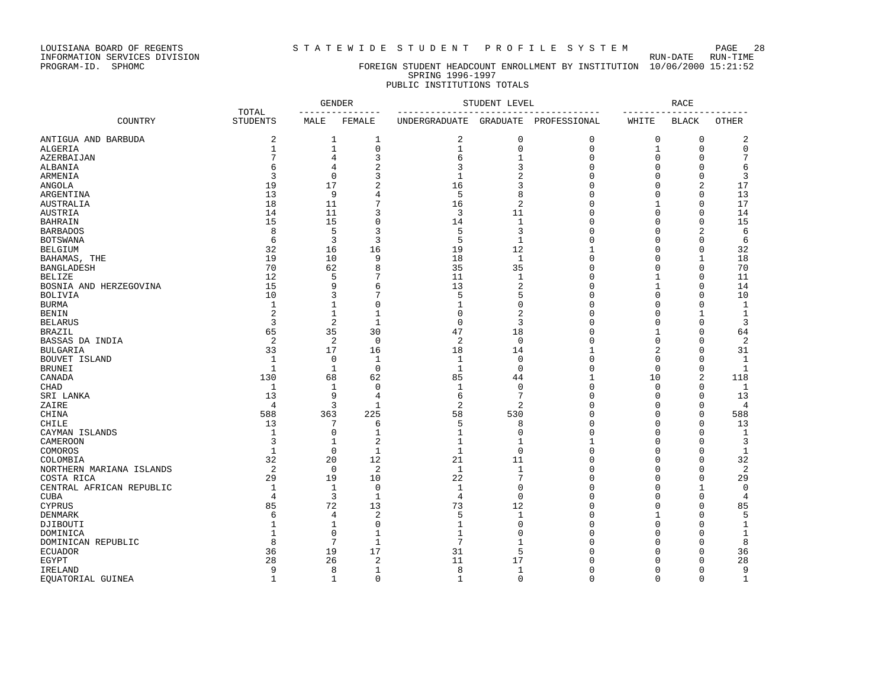LOUISIANA BOARD OF REGENTS — S T A T E W I D E  S T U D E N T  P R O F I L E  S Y S T E M

INFORMATION SERVICES DIVISION — RUN-DATE RUN-TIME

PROGRAM-ID. SPHOMC — FOREIGN STUDENT HEADCOUNT ENROLLMENT BY INSTITUTION 10/06/2000 15:21:52

SPRING 1996-1997

PUBLIC INSTITUTIONS TOTALS

| COUNTRY | TOTAL STUDENTS | GENDER | | STUDENT LEVEL | | | RACE | | |
|---|---|---|---|---|---|---|---|---|---|
| | | MALE | FEMALE | UNDERGRADUATE | GRADUATE | PROFESSIONAL | WHITE | BLACK | OTHER |
| ANTIGUA AND BARBUDA | 2 | 1 | 1 | 2 | 0 | 0 | 0 | 0 | 2 |
| ALGERIA | 1 | 1 | 0 | 1 | 0 | 0 | 1 | 0 | 0 |
| AZERBAIJAN | 7 | 4 | 3 | 6 | 1 | 0 | 0 | 0 | 7 |
| ALBANIA | 6 | 4 | 2 | 3 | 3 | 0 | 0 | 0 | 6 |
| ARMENIA | 3 | 0 | 3 | 1 | 2 | 0 | 0 | 0 | 3 |
| ANGOLA | 19 | 17 | 2 | 16 | 3 | 0 | 0 | 2 | 17 |
| ARGENTINA | 13 | 9 | 4 | 5 | 8 | 0 | 0 | 0 | 13 |
| AUSTRALIA | 18 | 11 | 7 | 16 | 2 | 0 | 1 | 0 | 17 |
| AUSTRIA | 14 | 11 | 3 | 3 | 11 | 0 | 0 | 0 | 14 |
| BAHRAIN | 15 | 15 | 0 | 14 | 1 | 0 | 0 | 0 | 15 |
| BARBADOS | 8 | 5 | 3 | 5 | 3 | 0 | 0 | 2 | 6 |
| BOTSWANA | 6 | 3 | 3 | 5 | 1 | 0 | 0 | 0 | 6 |
| BELGIUM | 32 | 16 | 16 | 19 | 12 | 1 | 0 | 0 | 32 |
| BAHAMAS, THE | 19 | 10 | 9 | 18 | 1 | 0 | 0 | 1 | 18 |
| BANGLADESH | 70 | 62 | 8 | 35 | 35 | 0 | 0 | 0 | 70 |
| BELIZE | 12 | 5 | 7 | 11 | 1 | 0 | 1 | 0 | 11 |
| BOSNIA AND HERZEGOVINA | 15 | 9 | 6 | 13 | 2 | 0 | 1 | 0 | 14 |
| BOLIVIA | 10 | 3 | 7 | 5 | 5 | 0 | 0 | 0 | 10 |
| BURMA | 1 | 1 | 0 | 1 | 0 | 0 | 0 | 0 | 1 |
| BENIN | 2 | 1 | 1 | 0 | 2 | 0 | 0 | 1 | 1 |
| BELARUS | 3 | 2 | 1 | 0 | 3 | 0 | 0 | 0 | 3 |
| BRAZIL | 65 | 35 | 30 | 47 | 18 | 0 | 1 | 0 | 64 |
| BASSAS DA INDIA | 2 | 2 | 0 | 2 | 0 | 0 | 0 | 0 | 2 |
| BULGARIA | 33 | 17 | 16 | 18 | 14 | 1 | 2 | 0 | 31 |
| BOUVET ISLAND | 1 | 0 | 1 | 1 | 0 | 0 | 0 | 0 | 1 |
| BRUNEI | 1 | 1 | 0 | 1 | 0 | 0 | 0 | 0 | 1 |
| CANADA | 130 | 68 | 62 | 85 | 44 | 1 | 10 | 2 | 118 |
| CHAD | 1 | 1 | 0 | 1 | 0 | 0 | 0 | 0 | 1 |
| SRI LANKA | 13 | 9 | 4 | 6 | 7 | 0 | 0 | 0 | 13 |
| ZAIRE | 4 | 3 | 1 | 2 | 2 | 0 | 0 | 0 | 4 |
| CHINA | 588 | 363 | 225 | 58 | 530 | 0 | 0 | 0 | 588 |
| CHILE | 13 | 7 | 6 | 5 | 8 | 0 | 0 | 0 | 13 |
| CAYMAN ISLANDS | 1 | 0 | 1 | 1 | 0 | 0 | 0 | 0 | 1 |
| CAMEROON | 3 | 1 | 2 | 1 | 1 | 1 | 0 | 0 | 3 |
| COMOROS | 1 | 0 | 1 | 1 | 0 | 0 | 0 | 0 | 1 |
| COLOMBIA | 32 | 20 | 12 | 21 | 11 | 0 | 0 | 0 | 32 |
| NORTHERN MARIANA ISLANDS | 2 | 0 | 2 | 1 | 1 | 0 | 0 | 0 | 2 |
| COSTA RICA | 29 | 19 | 10 | 22 | 7 | 0 | 0 | 0 | 29 |
| CENTRAL AFRICAN REPUBLIC | 1 | 1 | 0 | 1 | 0 | 0 | 0 | 1 | 0 |
| CUBA | 4 | 3 | 1 | 4 | 0 | 0 | 0 | 0 | 4 |
| CYPRUS | 85 | 72 | 13 | 73 | 12 | 0 | 0 | 0 | 85 |
| DENMARK | 6 | 4 | 2 | 5 | 1 | 0 | 1 | 0 | 5 |
| DJIBOUTI | 1 | 1 | 0 | 1 | 0 | 0 | 0 | 0 | 1 |
| DOMINICA | 1 | 0 | 1 | 1 | 0 | 0 | 0 | 0 | 1 |
| DOMINICAN REPUBLIC | 8 | 7 | 1 | 7 | 1 | 0 | 0 | 0 | 8 |
| ECUADOR | 36 | 19 | 17 | 31 | 5 | 0 | 0 | 0 | 36 |
| EGYPT | 28 | 26 | 2 | 11 | 17 | 0 | 0 | 0 | 28 |
| IRELAND | 9 | 8 | 1 | 8 | 1 | 0 | 0 | 0 | 9 |
| EQUATORIAL GUINEA | 1 | 1 | 0 | 1 | 0 | 0 | 0 | 0 | 1 |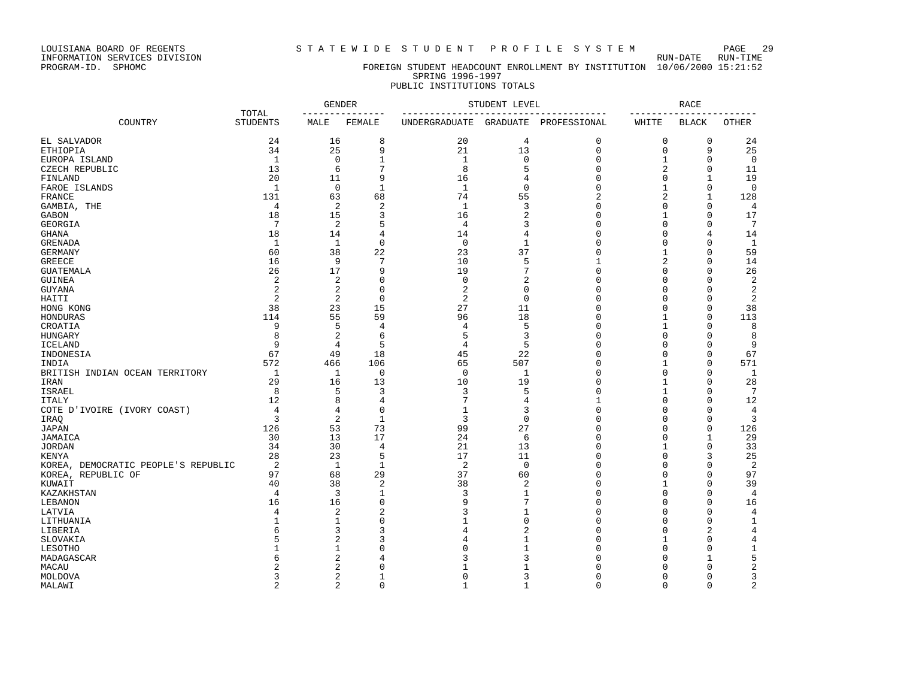LOUISIANA BOARD OF REGENTS
INFORMATION SERVICES DIVISION
PROGRAM-ID. SPHOMC

# S T A T E W I D E S T U D E N T P R O F I L E S Y S T E M

RUN-DATE RUN-TIME

## FOREIGN STUDENT HEADCOUNT ENROLLMENT BY INSTITUTION 10/06/2000 15:21:52

### SPRING 1996-1997

### PUBLIC INSTITUTIONS TOTALS

| COUNTRY | TOTAL STUDENTS | GENDER | | STUDENT LEVEL | | | RACE | | |
|---|---|---|---|---|---|---|---|---|---|
| | | MALE | FEMALE | UNDERGRADUATE | GRADUATE | PROFESSIONAL | WHITE | BLACK | OTHER |
| EL SALVADOR | 24 | 16 | 8 | 20 | 4 | 0 | 0 | 0 | 24 |
| ETHIOPIA | 34 | 25 | 9 | 21 | 13 | 0 | 0 | 9 | 25 |
| EUROPA ISLAND | 1 | 0 | 1 | 1 | 0 | 0 | 1 | 0 | 0 |
| CZECH REPUBLIC | 13 | 6 | 7 | 8 | 5 | 0 | 2 | 0 | 11 |
| FINLAND | 20 | 11 | 9 | 16 | 4 | 0 | 0 | 1 | 19 |
| FAROE ISLANDS | 1 | 0 | 1 | 1 | 0 | 0 | 1 | 0 | 0 |
| FRANCE | 131 | 63 | 68 | 74 | 55 | 2 | 2 | 1 | 128 |
| GAMBIA, THE | 4 | 2 | 2 | 1 | 3 | 0 | 0 | 0 | 4 |
| GABON | 18 | 15 | 3 | 16 | 2 | 0 | 1 | 0 | 17 |
| GEORGIA | 7 | 2 | 5 | 4 | 3 | 0 | 0 | 0 | 7 |
| GHANA | 18 | 14 | 4 | 14 | 4 | 0 | 0 | 4 | 14 |
| GRENADA | 1 | 1 | 0 | 0 | 1 | 0 | 0 | 0 | 1 |
| GERMANY | 60 | 38 | 22 | 23 | 37 | 0 | 1 | 0 | 59 |
| GREECE | 16 | 9 | 7 | 10 | 5 | 1 | 2 | 0 | 14 |
| GUATEMALA | 26 | 17 | 9 | 19 | 7 | 0 | 0 | 0 | 26 |
| GUINEA | 2 | 2 | 0 | 0 | 2 | 0 | 0 | 0 | 2 |
| GUYANA | 2 | 2 | 0 | 2 | 0 | 0 | 0 | 0 | 2 |
| HAITI | 2 | 2 | 0 | 2 | 0 | 0 | 0 | 0 | 2 |
| HONG KONG | 38 | 23 | 15 | 27 | 11 | 0 | 0 | 0 | 38 |
| HONDURAS | 114 | 55 | 59 | 96 | 18 | 0 | 1 | 0 | 113 |
| CROATIA | 9 | 5 | 4 | 4 | 5 | 0 | 1 | 0 | 8 |
| HUNGARY | 8 | 2 | 6 | 5 | 3 | 0 | 0 | 0 | 8 |
| ICELAND | 9 | 4 | 5 | 4 | 5 | 0 | 0 | 0 | 9 |
| INDONESIA | 67 | 49 | 18 | 45 | 22 | 0 | 0 | 0 | 67 |
| INDIA | 572 | 466 | 106 | 65 | 507 | 0 | 1 | 0 | 571 |
| BRITISH INDIAN OCEAN TERRITORY | 1 | 1 | 0 | 0 | 1 | 0 | 0 | 0 | 1 |
| IRAN | 29 | 16 | 13 | 10 | 19 | 0 | 1 | 0 | 28 |
| ISRAEL | 8 | 5 | 3 | 3 | 5 | 0 | 1 | 0 | 7 |
| ITALY | 12 | 8 | 4 | 7 | 4 | 1 | 0 | 0 | 12 |
| COTE D'IVOIRE (IVORY COAST) | 4 | 4 | 0 | 1 | 3 | 0 | 0 | 0 | 4 |
| IRAQ | 3 | 2 | 1 | 3 | 0 | 0 | 0 | 0 | 3 |
| JAPAN | 126 | 53 | 73 | 99 | 27 | 0 | 0 | 0 | 126 |
| JAMAICA | 30 | 13 | 17 | 24 | 6 | 0 | 0 | 1 | 29 |
| JORDAN | 34 | 30 | 4 | 21 | 13 | 0 | 1 | 0 | 33 |
| KENYA | 28 | 23 | 5 | 17 | 11 | 0 | 0 | 3 | 25 |
| KOREA, DEMOCRATIC PEOPLE'S REPUBLIC | 2 | 1 | 1 | 2 | 0 | 0 | 0 | 0 | 2 |
| KOREA, REPUBLIC OF | 97 | 68 | 29 | 37 | 60 | 0 | 0 | 0 | 97 |
| KUWAIT | 40 | 38 | 2 | 38 | 2 | 0 | 1 | 0 | 39 |
| KAZAKHSTAN | 4 | 3 | 1 | 3 | 1 | 0 | 0 | 0 | 4 |
| LEBANON | 16 | 16 | 0 | 9 | 7 | 0 | 0 | 0 | 16 |
| LATVIA | 4 | 2 | 2 | 3 | 1 | 0 | 0 | 0 | 4 |
| LITHUANIA | 1 | 1 | 0 | 1 | 0 | 0 | 0 | 0 | 1 |
| LIBERIA | 6 | 3 | 3 | 4 | 2 | 0 | 0 | 2 | 4 |
| SLOVAKIA | 5 | 2 | 3 | 4 | 1 | 0 | 1 | 0 | 4 |
| LESOTHO | 1 | 1 | 0 | 0 | 1 | 0 | 0 | 0 | 1 |
| MADAGASCAR | 6 | 2 | 4 | 3 | 3 | 0 | 0 | 1 | 5 |
| MACAU | 2 | 2 | 0 | 1 | 1 | 0 | 0 | 0 | 2 |
| MOLDOVA | 3 | 2 | 1 | 0 | 3 | 0 | 0 | 0 | 3 |
| MALAWI | 2 | 2 | 0 | 1 | 1 | 0 | 0 | 0 | 2 |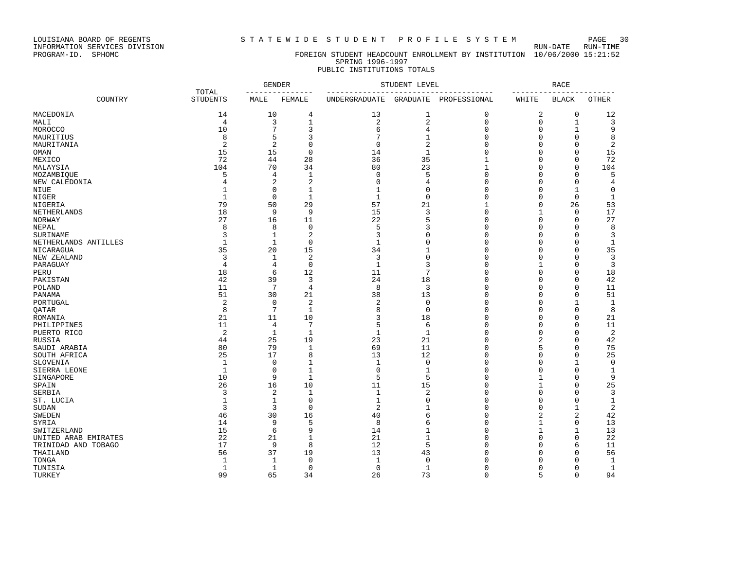LOUISIANA BOARD OF REGENTS
INFORMATION SERVICES DIVISION
PROGRAM-ID. SPHOMC

# STATEWIDE STUDENT PROFILE SYSTEM

RUN-DATE 10/06/2000 RUN-TIME 15:21:52

## FOREIGN STUDENT HEADCOUNT ENROLLMENT BY INSTITUTION

SPRING 1996-1997

PUBLIC INSTITUTIONS TOTALS

| COUNTRY | TOTAL STUDENTS | GENDER | | STUDENT LEVEL | | | RACE | | |
|---|---|---|---|---|---|---|---|---|---|
| | | MALE | FEMALE | UNDERGRADUATE | GRADUATE | PROFESSIONAL | WHITE | BLACK | OTHER |
| MACEDONIA | 14 | 10 | 4 | 13 | 1 | 0 | 2 | 0 | 12 |
| MALI | 4 | 3 | 1 | 2 | 2 | 0 | 0 | 1 | 3 |
| MOROCCO | 10 | 7 | 3 | 6 | 4 | 0 | 0 | 1 | 9 |
| MAURITIUS | 8 | 5 | 3 | 7 | 1 | 0 | 0 | 0 | 8 |
| MAURITANIA | 2 | 2 | 0 | 0 | 2 | 0 | 0 | 0 | 2 |
| OMAN | 15 | 15 | 0 | 14 | 1 | 0 | 0 | 0 | 15 |
| MEXICO | 72 | 44 | 28 | 36 | 35 | 1 | 0 | 0 | 72 |
| MALAYSIA | 104 | 70 | 34 | 80 | 23 | 1 | 0 | 0 | 104 |
| MOZAMBIQUE | 5 | 4 | 1 | 0 | 5 | 0 | 0 | 0 | 5 |
| NEW CALEDONIA | 4 | 2 | 2 | 0 | 4 | 0 | 0 | 0 | 4 |
| NIUE | 1 | 0 | 1 | 1 | 0 | 0 | 0 | 1 | 0 |
| NIGER | 1 | 0 | 1 | 1 | 0 | 0 | 0 | 0 | 1 |
| NIGERIA | 79 | 50 | 29 | 57 | 21 | 1 | 0 | 26 | 53 |
| NETHERLANDS | 18 | 9 | 9 | 15 | 3 | 0 | 1 | 0 | 17 |
| NORWAY | 27 | 16 | 11 | 22 | 5 | 0 | 0 | 0 | 27 |
| NEPAL | 8 | 8 | 0 | 5 | 3 | 0 | 0 | 0 | 8 |
| SURINAME | 3 | 1 | 2 | 3 | 0 | 0 | 0 | 0 | 3 |
| NETHERLANDS ANTILLES | 1 | 1 | 0 | 1 | 0 | 0 | 0 | 0 | 1 |
| NICARAGUA | 35 | 20 | 15 | 34 | 1 | 0 | 0 | 0 | 35 |
| NEW ZEALAND | 3 | 1 | 2 | 3 | 0 | 0 | 0 | 0 | 3 |
| PARAGUAY | 4 | 4 | 0 | 1 | 3 | 0 | 1 | 0 | 3 |
| PERU | 18 | 6 | 12 | 11 | 7 | 0 | 0 | 0 | 18 |
| PAKISTAN | 42 | 39 | 3 | 24 | 18 | 0 | 0 | 0 | 42 |
| POLAND | 11 | 7 | 4 | 8 | 3 | 0 | 0 | 0 | 11 |
| PANAMA | 51 | 30 | 21 | 38 | 13 | 0 | 0 | 0 | 51 |
| PORTUGAL | 2 | 0 | 2 | 2 | 0 | 0 | 0 | 1 | 1 |
| QATAR | 8 | 7 | 1 | 8 | 0 | 0 | 0 | 0 | 8 |
| ROMANIA | 21 | 11 | 10 | 3 | 18 | 0 | 0 | 0 | 21 |
| PHILIPPINES | 11 | 4 | 7 | 5 | 6 | 0 | 0 | 0 | 11 |
| PUERTO RICO | 2 | 1 | 1 | 1 | 1 | 0 | 0 | 0 | 2 |
| RUSSIA | 44 | 25 | 19 | 23 | 21 | 0 | 2 | 0 | 42 |
| SAUDI ARABIA | 80 | 79 | 1 | 69 | 11 | 0 | 5 | 0 | 75 |
| SOUTH AFRICA | 25 | 17 | 8 | 13 | 12 | 0 | 0 | 0 | 25 |
| SLOVENIA | 1 | 0 | 1 | 1 | 0 | 0 | 0 | 1 | 0 |
| SIERRA LEONE | 1 | 0 | 1 | 0 | 1 | 0 | 0 | 0 | 1 |
| SINGAPORE | 10 | 9 | 1 | 5 | 5 | 0 | 1 | 0 | 9 |
| SPAIN | 26 | 16 | 10 | 11 | 15 | 0 | 1 | 0 | 25 |
| SERBIA | 3 | 2 | 1 | 1 | 2 | 0 | 0 | 0 | 3 |
| ST. LUCIA | 1 | 1 | 0 | 1 | 0 | 0 | 0 | 0 | 1 |
| SUDAN | 3 | 3 | 0 | 2 | 1 | 0 | 0 | 1 | 2 |
| SWEDEN | 46 | 30 | 16 | 40 | 6 | 0 | 2 | 2 | 42 |
| SYRIA | 14 | 9 | 5 | 8 | 6 | 0 | 1 | 0 | 13 |
| SWITZERLAND | 15 | 6 | 9 | 14 | 1 | 0 | 1 | 1 | 13 |
| UNITED ARAB EMIRATES | 22 | 21 | 1 | 21 | 1 | 0 | 0 | 0 | 22 |
| TRINIDAD AND TOBAGO | 17 | 9 | 8 | 12 | 5 | 0 | 0 | 6 | 11 |
| THAILAND | 56 | 37 | 19 | 13 | 43 | 0 | 0 | 0 | 56 |
| TONGA | 1 | 1 | 0 | 1 | 0 | 0 | 0 | 0 | 1 |
| TUNISIA | 1 | 1 | 0 | 0 | 1 | 0 | 0 | 0 | 1 |
| TURKEY | 99 | 65 | 34 | 26 | 73 | 0 | 5 | 0 | 94 |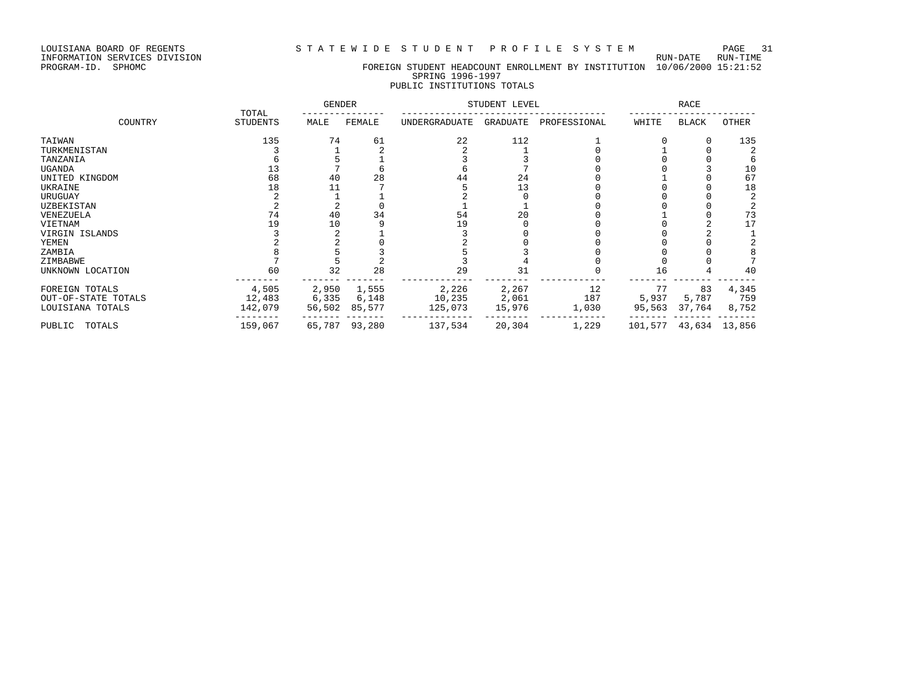LOUISIANA BOARD OF REGENTS
INFORMATION SERVICES DIVISION
PROGRAM-ID. SPHOMC

# S T A T E W I D E  S T U D E N T  P R O F I L E  S Y S T E M

RUN-DATE 10/06/2000 RUN-TIME 15:21:52

## FOREIGN STUDENT HEADCOUNT ENROLLMENT BY INSTITUTION
### SPRING 1996-1997
### PUBLIC INSTITUTIONS TOTALS

| COUNTRY | TOTAL STUDENTS | GENDER | | STUDENT LEVEL | | | RACE | | |
|---|---|---|---|---|---|---|---|---|---|
| | | MALE | FEMALE | UNDERGRADUATE | GRADUATE | PROFESSIONAL | WHITE | BLACK | OTHER |
| TAIWAN | 135 | 74 | 61 | 22 | 112 | 1 | 0 | 0 | 135 |
| TURKMENISTAN | 3 | 1 | 2 | 2 | 1 | 0 | 1 | 0 | 2 |
| TANZANIA | 6 | 5 | 1 | 3 | 3 | 0 | 0 | 0 | 6 |
| UGANDA | 13 | 7 | 6 | 6 | 7 | 0 | 0 | 3 | 10 |
| UNITED KINGDOM | 68 | 40 | 28 | 44 | 24 | 0 | 1 | 0 | 67 |
| UKRAINE | 18 | 11 | 7 | 5 | 13 | 0 | 0 | 0 | 18 |
| URUGUAY | 2 | 1 | 1 | 2 | 0 | 0 | 0 | 0 | 2 |
| UZBEKISTAN | 2 | 2 | 0 | 1 | 1 | 0 | 0 | 0 | 2 |
| VENEZUELA | 74 | 40 | 34 | 54 | 20 | 0 | 1 | 0 | 73 |
| VIETNAM | 19 | 10 | 9 | 19 | 0 | 0 | 0 | 2 | 17 |
| VIRGIN ISLANDS | 3 | 2 | 1 | 3 | 0 | 0 | 0 | 2 | 1 |
| YEMEN | 2 | 2 | 0 | 2 | 0 | 0 | 0 | 0 | 2 |
| ZAMBIA | 8 | 5 | 3 | 5 | 3 | 0 | 0 | 0 | 8 |
| ZIMBABWE | 7 | 5 | 2 | 3 | 4 | 0 | 0 | 0 | 7 |
| UNKNOWN LOCATION | 60 | 32 | 28 | 29 | 31 | 0 | 16 | 4 | 40 |
| FOREIGN TOTALS | 4,505 | 2,950 | 1,555 | 2,226 | 2,267 | 12 | 77 | 83 | 4,345 |
| OUT-OF-STATE TOTALS | 12,483 | 6,335 | 6,148 | 10,235 | 2,061 | 187 | 5,937 | 5,787 | 759 |
| LOUISIANA TOTALS | 142,079 | 56,502 | 85,577 | 125,073 | 15,976 | 1,030 | 95,563 | 37,764 | 8,752 |
| PUBLIC TOTALS | 159,067 | 65,787 | 93,280 | 137,534 | 20,304 | 1,229 | 101,577 | 43,634 | 13,856 |